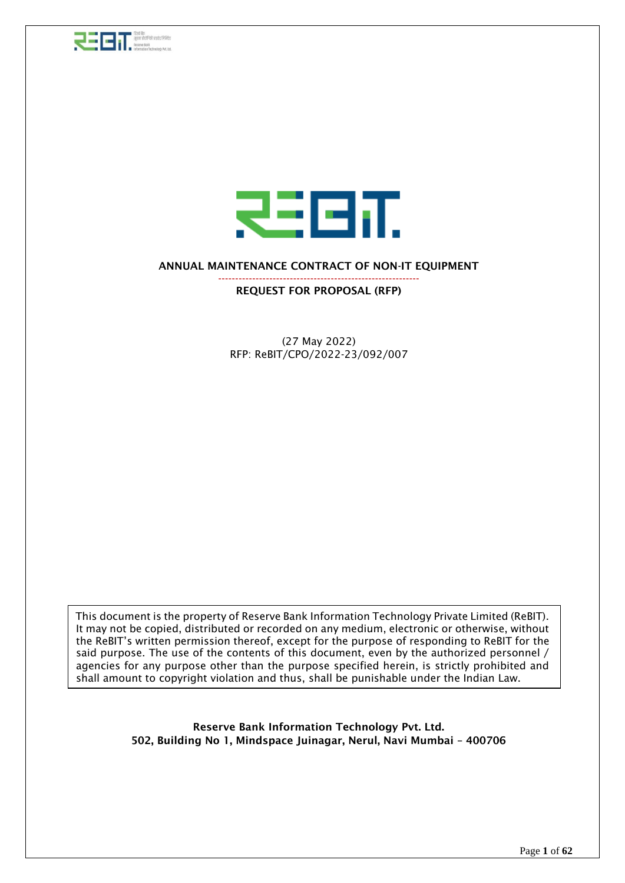# ANNUAL MAINTENANCE CONTRACT OF NON-IT EQUIPMENT

## REQUEST FOR PROPOSAL (RFP)

(27 May 2022)
RFP: ReBIT/CPO/2022-23/092/007

This document is the property of Reserve Bank Information Technology Private Limited (ReBIT). It may not be copied, distributed or recorded on any medium, electronic or otherwise, without the ReBIT's written permission thereof, except for the purpose of responding to ReBIT for the said purpose. The use of the contents of this document, even by the authorized personnel / agencies for any purpose other than the purpose specified herein, is strictly prohibited and shall amount to copyright violation and thus, shall be punishable under the Indian Law.

**Reserve Bank Information Technology Pvt. Ltd.**
**502, Building No 1, Mindspace Juinagar, Nerul, Navi Mumbai – 400706**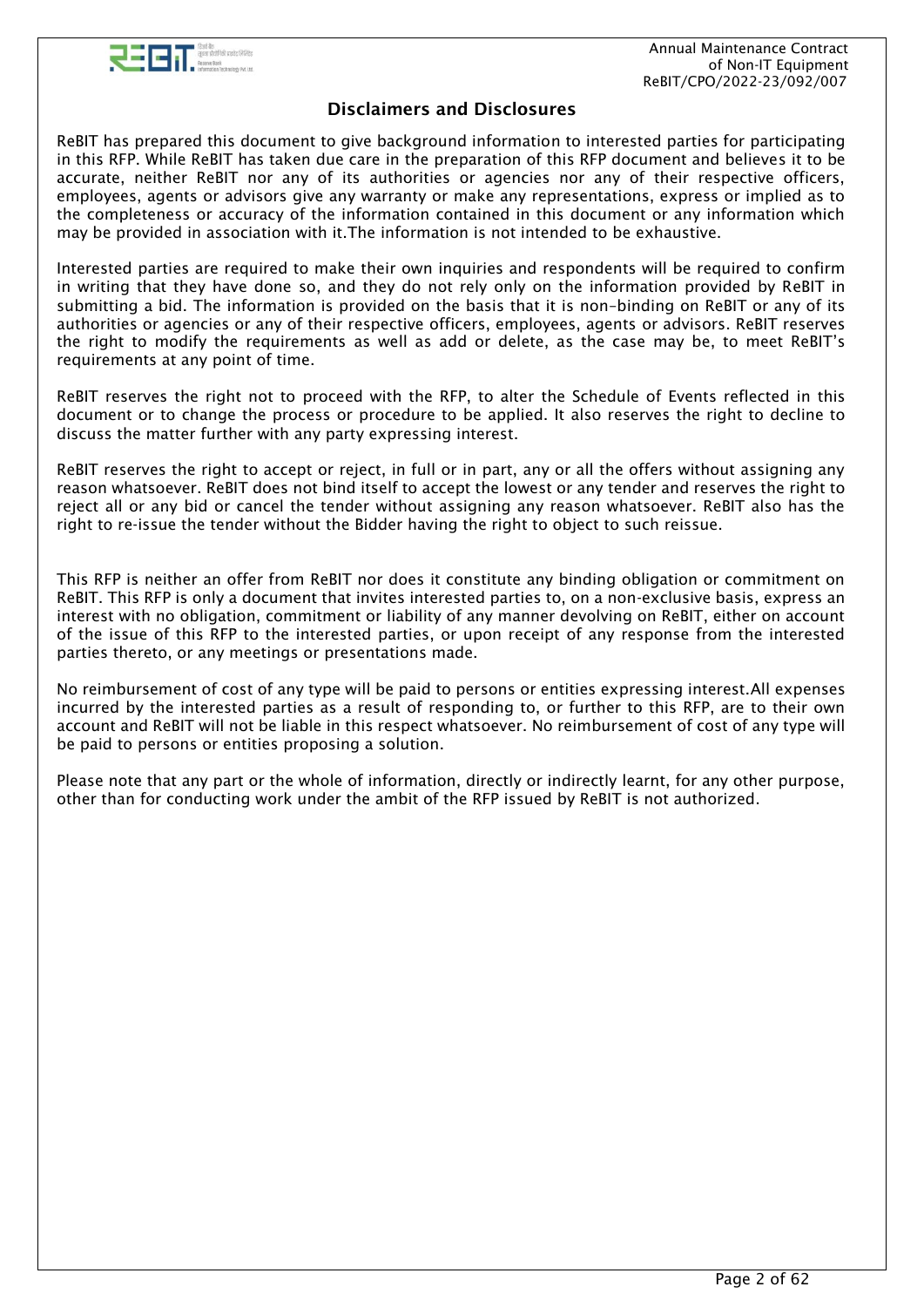## Disclaimers and Disclosures

ReBIT has prepared this document to give background information to interested parties for participating in this RFP. While ReBIT has taken due care in the preparation of this RFP document and believes it to be accurate, neither ReBIT nor any of its authorities or agencies nor any of their respective officers, employees, agents or advisors give any warranty or make any representations, express or implied as to the completeness or accuracy of the information contained in this document or any information which may be provided in association with it.The information is not intended to be exhaustive.

Interested parties are required to make their own inquiries and respondents will be required to confirm in writing that they have done so, and they do not rely only on the information provided by ReBIT in submitting a bid. The information is provided on the basis that it is non–binding on ReBIT or any of its authorities or agencies or any of their respective officers, employees, agents or advisors. ReBIT reserves the right to modify the requirements as well as add or delete, as the case may be, to meet ReBIT's requirements at any point of time.

ReBIT reserves the right not to proceed with the RFP, to alter the Schedule of Events reflected in this document or to change the process or procedure to be applied. It also reserves the right to decline to discuss the matter further with any party expressing interest.

ReBIT reserves the right to accept or reject, in full or in part, any or all the offers without assigning any reason whatsoever. ReBIT does not bind itself to accept the lowest or any tender and reserves the right to reject all or any bid or cancel the tender without assigning any reason whatsoever. ReBIT also has the right to re-issue the tender without the Bidder having the right to object to such reissue.

This RFP is neither an offer from ReBIT nor does it constitute any binding obligation or commitment on ReBIT. This RFP is only a document that invites interested parties to, on a non-exclusive basis, express an interest with no obligation, commitment or liability of any manner devolving on ReBIT, either on account of the issue of this RFP to the interested parties, or upon receipt of any response from the interested parties thereto, or any meetings or presentations made.

No reimbursement of cost of any type will be paid to persons or entities expressing interest.All expenses incurred by the interested parties as a result of responding to, or further to this RFP, are to their own account and ReBIT will not be liable in this respect whatsoever. No reimbursement of cost of any type will be paid to persons or entities proposing a solution.

Please note that any part or the whole of information, directly or indirectly learnt, for any other purpose, other than for conducting work under the ambit of the RFP issued by ReBIT is not authorized.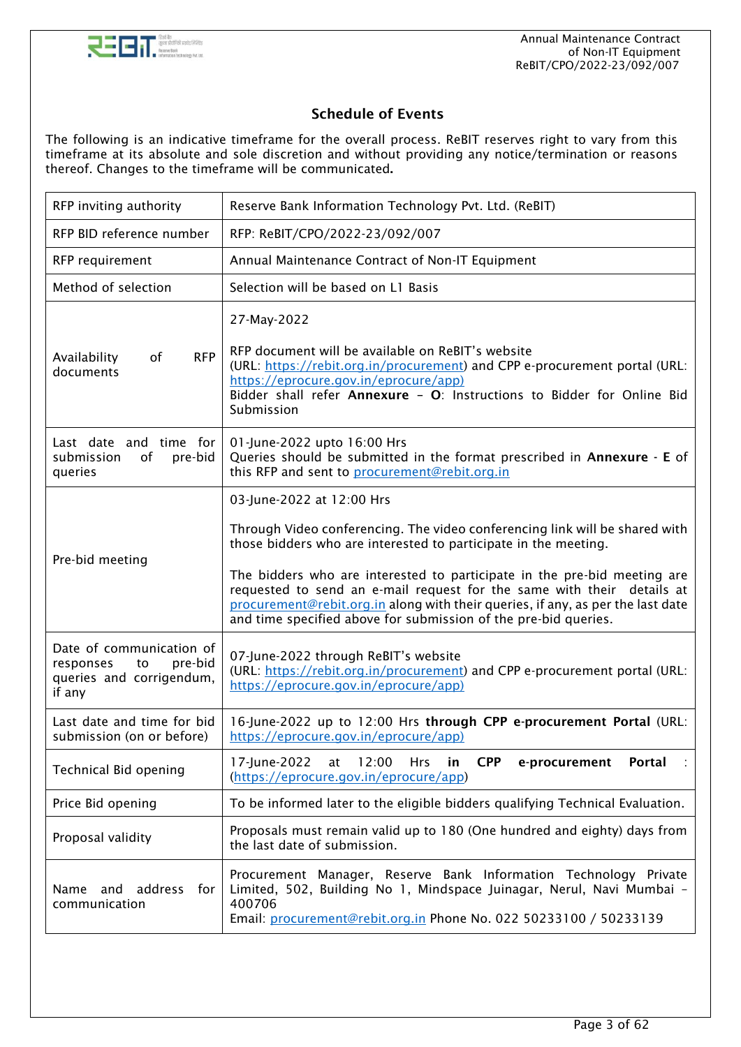## Schedule of Events

The following is an indicative timeframe for the overall process. ReBIT reserves right to vary from this timeframe at its absolute and sole discretion and without providing any notice/termination or reasons thereof. Changes to the timeframe will be communicated**.**

| RFP inviting authority | Reserve Bank Information Technology Pvt. Ltd. (ReBIT) |
|---|---|
| RFP BID reference number | RFP: ReBIT/CPO/2022-23/092/007 |
| RFP requirement | Annual Maintenance Contract of Non-IT Equipment |
| Method of selection | Selection will be based on L1 Basis |
| Availability of RFP documents | 27-May-2022<br><br>RFP document will be available on ReBIT's website (URL: https://rebit.org.in/procurement) and CPP e-procurement portal (URL: https://eprocure.gov.in/eprocure/app)<br>Bidder shall refer **Annexure – O**: Instructions to Bidder for Online Bid Submission |
| Last date and time for submission of pre-bid queries | 01-June-2022 upto 16:00 Hrs<br>Queries should be submitted in the format prescribed in **Annexure - E** of this RFP and sent to procurement@rebit.org.in |
| Pre-bid meeting | 03-June-2022 at 12:00 Hrs<br><br>Through Video conferencing. The video conferencing link will be shared with those bidders who are interested to participate in the meeting.<br><br>The bidders who are interested to participate in the pre-bid meeting are requested to send an e-mail request for the same with their details at procurement@rebit.org.in along with their queries, if any, as per the last date and time specified above for submission of the pre-bid queries. |
| Date of communication of responses to pre-bid queries and corrigendum, if any | 07-June-2022 through ReBIT's website (URL: https://rebit.org.in/procurement) and CPP e-procurement portal (URL: https://eprocure.gov.in/eprocure/app) |
| Last date and time for bid submission (on or before) | 16-June-2022 up to 12:00 Hrs **through CPP e-procurement Portal** (URL: https://eprocure.gov.in/eprocure/app) |
| Technical Bid opening | 17-June-2022 at 12:00 Hrs **in CPP e-procurement Portal** : (https://eprocure.gov.in/eprocure/app) |
| Price Bid opening | To be informed later to the eligible bidders qualifying Technical Evaluation. |
| Proposal validity | Proposals must remain valid up to 180 (One hundred and eighty) days from the last date of submission. |
| Name and address for communication | Procurement Manager, Reserve Bank Information Technology Private Limited, 502, Building No 1, Mindspace Juinagar, Nerul, Navi Mumbai – 400706<br>Email: procurement@rebit.org.in Phone No. 022 50233100 / 50233139 |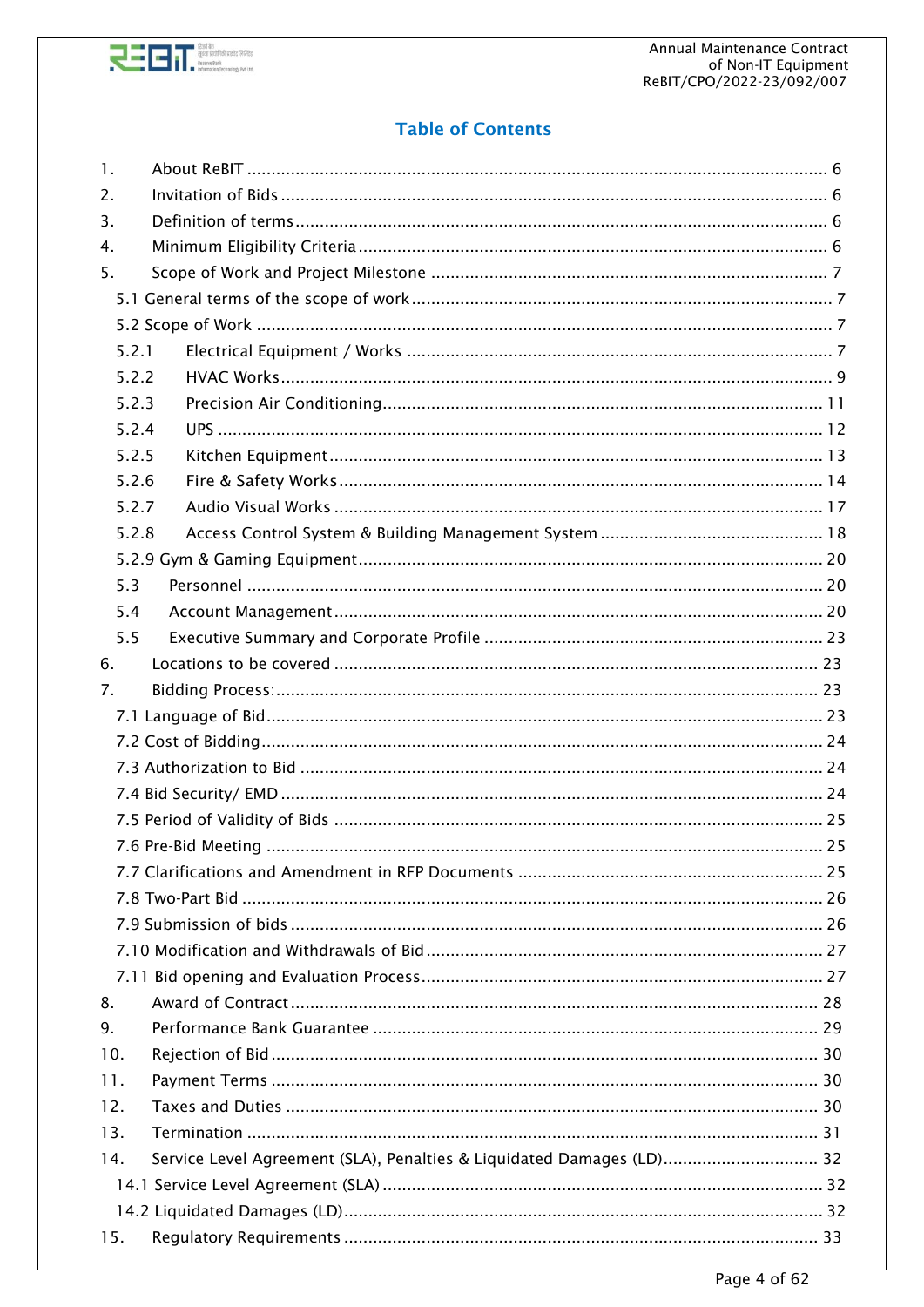## Table of Contents

1. About ReBIT ........................................ 6
2. Invitation of Bids ........................................ 6
3. Definition of terms ........................................ 6
4. Minimum Eligibility Criteria ........................................ 6
5. Scope of Work and Project Milestone ........................................ 7
   - 5.1 General terms of the scope of work ........................................ 7
   - 5.2 Scope of Work ........................................ 7
     - 5.2.1 Electrical Equipment / Works ........................................ 7
     - 5.2.2 HVAC Works ........................................ 9
     - 5.2.3 Precision Air Conditioning ........................................ 11
     - 5.2.4 UPS ........................................ 12
     - 5.2.5 Kitchen Equipment ........................................ 13
     - 5.2.6 Fire & Safety Works ........................................ 14
     - 5.2.7 Audio Visual Works ........................................ 17
     - 5.2.8 Access Control System & Building Management System ........................................ 18
   - 5.2.9 Gym & Gaming Equipment ........................................ 20
   - 5.3 Personnel ........................................ 20
   - 5.4 Account Management ........................................ 20
   - 5.5 Executive Summary and Corporate Profile ........................................ 23
6. Locations to be covered ........................................ 23
7. Bidding Process: ........................................ 23
   - 7.1 Language of Bid ........................................ 23
   - 7.2 Cost of Bidding ........................................ 24
   - 7.3 Authorization to Bid ........................................ 24
   - 7.4 Bid Security/ EMD ........................................ 24
   - 7.5 Period of Validity of Bids ........................................ 25
   - 7.6 Pre-Bid Meeting ........................................ 25
   - 7.7 Clarifications and Amendment in RFP Documents ........................................ 25
   - 7.8 Two-Part Bid ........................................ 26
   - 7.9 Submission of bids ........................................ 26
   - 7.10 Modification and Withdrawals of Bid ........................................ 27
   - 7.11 Bid opening and Evaluation Process ........................................ 27
8. Award of Contract ........................................ 28
9. Performance Bank Guarantee ........................................ 29
10. Rejection of Bid ........................................ 30
11. Payment Terms ........................................ 30
12. Taxes and Duties ........................................ 30
13. Termination ........................................ 31
14. Service Level Agreement (SLA), Penalties & Liquidated Damages (LD) ........................................ 32
    - 14.1 Service Level Agreement (SLA) ........................................ 32
    - 14.2 Liquidated Damages (LD) ........................................ 32
15. Regulatory Requirements ........................................ 33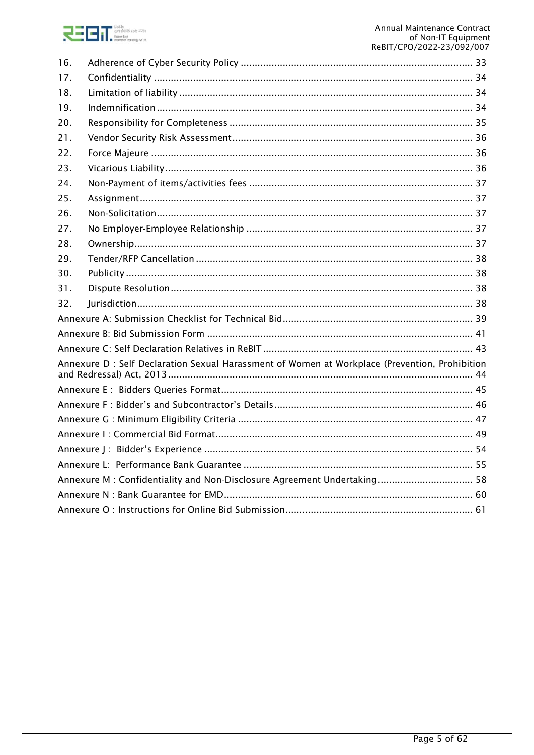| | | |
|---|---|---|
| 16. | Adherence of Cyber Security Policy | 33 |
| 17. | Confidentiality | 34 |
| 18. | Limitation of liability | 34 |
| 19. | Indemnification | 34 |
| 20. | Responsibility for Completeness | 35 |
| 21. | Vendor Security Risk Assessment | 36 |
| 22. | Force Majeure | 36 |
| 23. | Vicarious Liability | 36 |
| 24. | Non-Payment of items/activities fees | 37 |
| 25. | Assignment | 37 |
| 26. | Non-Solicitation | 37 |
| 27. | No Employer-Employee Relationship | 37 |
| 28. | Ownership | 37 |
| 29. | Tender/RFP Cancellation | 38 |
| 30. | Publicity | 38 |
| 31. | Dispute Resolution | 38 |
| 32. | Jurisdiction | 38 |
| Annexure A: Submission Checklist for Technical Bid | | 39 |
| Annexure B: Bid Submission Form | | 41 |
| Annexure C: Self Declaration Relatives in ReBIT | | 43 |
| Annexure D : Self Declaration Sexual Harassment of Women at Workplace (Prevention, Prohibition and Redressal) Act, 2013 | | 44 |
| Annexure E : Bidders Queries Format | | 45 |
| Annexure F : Bidder's and Subcontractor's Details | | 46 |
| Annexure G : Minimum Eligibility Criteria | | 47 |
| Annexure I : Commercial Bid Format | | 49 |
| Annexure J : Bidder's Experience | | 54 |
| Annexure L: Performance Bank Guarantee | | 55 |
| Annexure M : Confidentiality and Non-Disclosure Agreement Undertaking | | 58 |
| Annexure N : Bank Guarantee for EMD | | 60 |
| Annexure O : Instructions for Online Bid Submission | | 61 |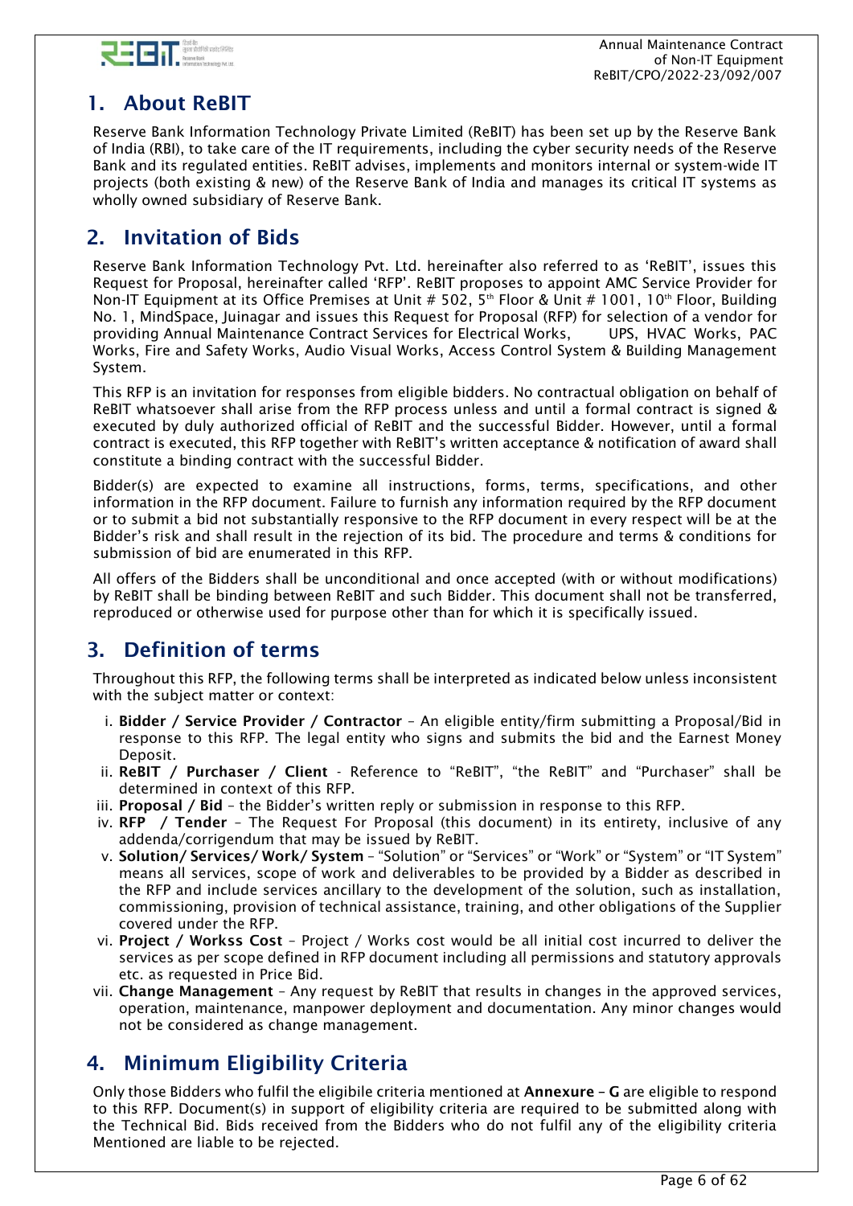## 1. About ReBIT

Reserve Bank Information Technology Private Limited (ReBIT) has been set up by the Reserve Bank of India (RBI), to take care of the IT requirements, including the cyber security needs of the Reserve Bank and its regulated entities. ReBIT advises, implements and monitors internal or system-wide IT projects (both existing & new) of the Reserve Bank of India and manages its critical IT systems as wholly owned subsidiary of Reserve Bank.

## 2. Invitation of Bids

Reserve Bank Information Technology Pvt. Ltd. hereinafter also referred to as 'ReBIT', issues this Request for Proposal, hereinafter called 'RFP'. ReBIT proposes to appoint AMC Service Provider for Non-IT Equipment at its Office Premises at Unit # 502, 5th Floor & Unit # 1001, 10th Floor, Building No. 1, MindSpace, Juinagar and issues this Request for Proposal (RFP) for selection of a vendor for providing Annual Maintenance Contract Services for Electrical Works, UPS, HVAC Works, PAC Works, Fire and Safety Works, Audio Visual Works, Access Control System & Building Management System.

This RFP is an invitation for responses from eligible bidders. No contractual obligation on behalf of ReBIT whatsoever shall arise from the RFP process unless and until a formal contract is signed & executed by duly authorized official of ReBIT and the successful Bidder. However, until a formal contract is executed, this RFP together with ReBIT's written acceptance & notification of award shall constitute a binding contract with the successful Bidder.

Bidder(s) are expected to examine all instructions, forms, terms, specifications, and other information in the RFP document. Failure to furnish any information required by the RFP document or to submit a bid not substantially responsive to the RFP document in every respect will be at the Bidder's risk and shall result in the rejection of its bid. The procedure and terms & conditions for submission of bid are enumerated in this RFP.

All offers of the Bidders shall be unconditional and once accepted (with or without modifications) by ReBIT shall be binding between ReBIT and such Bidder. This document shall not be transferred, reproduced or otherwise used for purpose other than for which it is specifically issued.

## 3. Definition of terms

Throughout this RFP, the following terms shall be interpreted as indicated below unless inconsistent with the subject matter or context:

i. **Bidder / Service Provider / Contractor** – An eligible entity/firm submitting a Proposal/Bid in response to this RFP. The legal entity who signs and submits the bid and the Earnest Money Deposit.
ii. **ReBIT / Purchaser / Client** - Reference to "ReBIT", "the ReBIT" and "Purchaser" shall be determined in context of this RFP.
iii. **Proposal / Bid** – the Bidder's written reply or submission in response to this RFP.
iv. **RFP / Tender** – The Request For Proposal (this document) in its entirety, inclusive of any addenda/corrigendum that may be issued by ReBIT.
v. **Solution/ Services/ Work/ System** – "Solution" or "Services" or "Work" or "System" or "IT System" means all services, scope of work and deliverables to be provided by a Bidder as described in the RFP and include services ancillary to the development of the solution, such as installation, commissioning, provision of technical assistance, training, and other obligations of the Supplier covered under the RFP.
vi. **Project / Workss Cost** – Project / Works cost would be all initial cost incurred to deliver the services as per scope defined in RFP document including all permissions and statutory approvals etc. as requested in Price Bid.
vii. **Change Management** – Any request by ReBIT that results in changes in the approved services, operation, maintenance, manpower deployment and documentation. Any minor changes would not be considered as change management.

## 4. Minimum Eligibility Criteria

Only those Bidders who fulfil the eligibile criteria mentioned at **Annexure – G** are eligible to respond to this RFP. Document(s) in support of eligibility criteria are required to be submitted along with the Technical Bid. Bids received from the Bidders who do not fulfil any of the eligibility criteria Mentioned are liable to be rejected.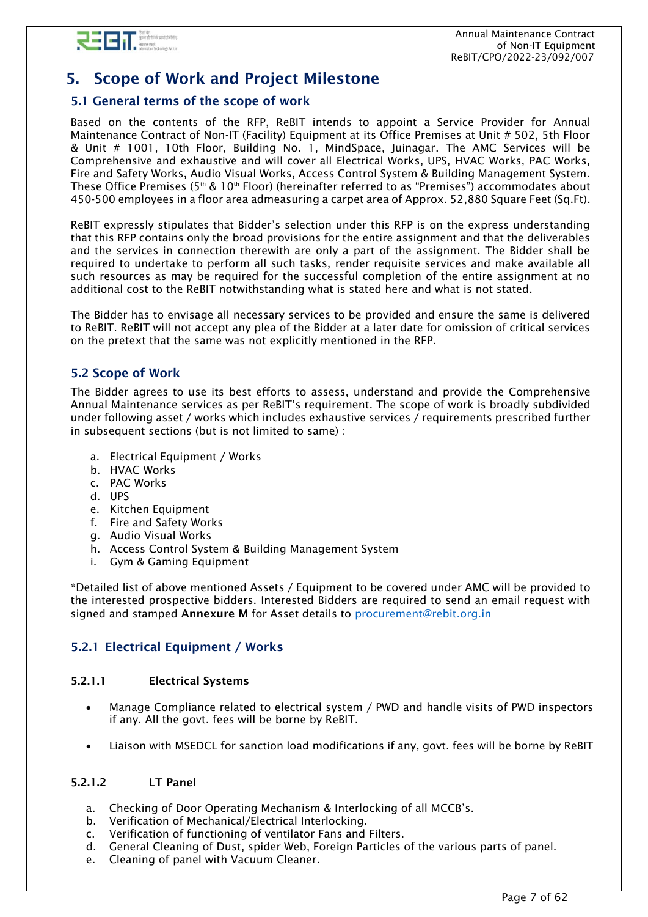# 5. Scope of Work and Project Milestone

## 5.1 General terms of the scope of work

Based on the contents of the RFP, ReBIT intends to appoint a Service Provider for Annual Maintenance Contract of Non-IT (Facility) Equipment at its Office Premises at Unit # 502, 5th Floor & Unit # 1001, 10th Floor, Building No. 1, MindSpace, Juinagar. The AMC Services will be Comprehensive and exhaustive and will cover all Electrical Works, UPS, HVAC Works, PAC Works, Fire and Safety Works, Audio Visual Works, Access Control System & Building Management System. These Office Premises (5th & 10th Floor) (hereinafter referred to as "Premises") accommodates about 450-500 employees in a floor area admeasuring a carpet area of Approx. 52,880 Square Feet (Sq.Ft).

ReBIT expressly stipulates that Bidder's selection under this RFP is on the express understanding that this RFP contains only the broad provisions for the entire assignment and that the deliverables and the services in connection therewith are only a part of the assignment. The Bidder shall be required to undertake to perform all such tasks, render requisite services and make available all such resources as may be required for the successful completion of the entire assignment at no additional cost to the ReBIT notwithstanding what is stated here and what is not stated.

The Bidder has to envisage all necessary services to be provided and ensure the same is delivered to ReBIT. ReBIT will not accept any plea of the Bidder at a later date for omission of critical services on the pretext that the same was not explicitly mentioned in the RFP.

## 5.2 Scope of Work

The Bidder agrees to use its best efforts to assess, understand and provide the Comprehensive Annual Maintenance services as per ReBIT's requirement. The scope of work is broadly subdivided under following asset / works which includes exhaustive services / requirements prescribed further in subsequent sections (but is not limited to same) :

a. Electrical Equipment / Works
b. HVAC Works
c. PAC Works
d. UPS
e. Kitchen Equipment
f. Fire and Safety Works
g. Audio Visual Works
h. Access Control System & Building Management System
i. Gym & Gaming Equipment

*Detailed list of above mentioned Assets / Equipment to be covered under AMC will be provided to the interested prospective bidders. Interested Bidders are required to send an email request with signed and stamped **Annexure M** for Asset details to procurement@rebit.org.in

### 5.2.1 Electrical Equipment / Works

#### 5.2.1.1 Electrical Systems

- Manage Compliance related to electrical system / PWD and handle visits of PWD inspectors if any. All the govt. fees will be borne by ReBIT.
- Liaison with MSEDCL for sanction load modifications if any, govt. fees will be borne by ReBIT

#### 5.2.1.2 LT Panel

a. Checking of Door Operating Mechanism & Interlocking of all MCCB's.
b. Verification of Mechanical/Electrical Interlocking.
c. Verification of functioning of ventilator Fans and Filters.
d. General Cleaning of Dust, spider Web, Foreign Particles of the various parts of panel.
e. Cleaning of panel with Vacuum Cleaner.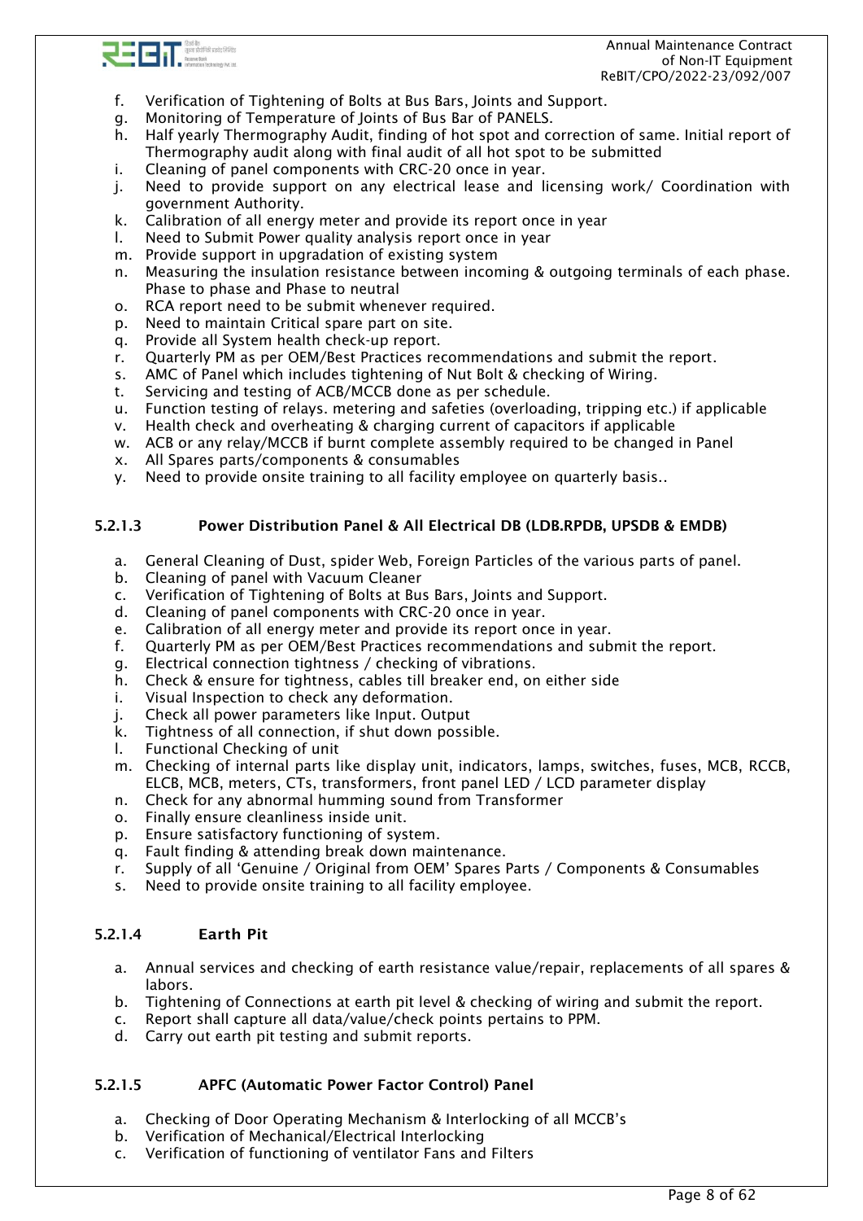f. Verification of Tightening of Bolts at Bus Bars, Joints and Support.
g. Monitoring of Temperature of Joints of Bus Bar of PANELS.
h. Half yearly Thermography Audit, finding of hot spot and correction of same. Initial report of Thermography audit along with final audit of all hot spot to be submitted
i. Cleaning of panel components with CRC-20 once in year.
j. Need to provide support on any electrical lease and licensing work/ Coordination with government Authority.
k. Calibration of all energy meter and provide its report once in year
l. Need to Submit Power quality analysis report once in year
m. Provide support in upgradation of existing system
n. Measuring the insulation resistance between incoming & outgoing terminals of each phase. Phase to phase and Phase to neutral
o. RCA report need to be submit whenever required.
p. Need to maintain Critical spare part on site.
q. Provide all System health check-up report.
r. Quarterly PM as per OEM/Best Practices recommendations and submit the report.
s. AMC of Panel which includes tightening of Nut Bolt & checking of Wiring.
t. Servicing and testing of ACB/MCCB done as per schedule.
u. Function testing of relays. metering and safeties (overloading, tripping etc.) if applicable
v. Health check and overheating & charging current of capacitors if applicable
w. ACB or any relay/MCCB if burnt complete assembly required to be changed in Panel
x. All Spares parts/components & consumables
y. Need to provide onsite training to all facility employee on quarterly basis..

#### 5.2.1.3 Power Distribution Panel & All Electrical DB (LDB.RPDB, UPSDB & EMDB)

a. General Cleaning of Dust, spider Web, Foreign Particles of the various parts of panel.
b. Cleaning of panel with Vacuum Cleaner
c. Verification of Tightening of Bolts at Bus Bars, Joints and Support.
d. Cleaning of panel components with CRC-20 once in year.
e. Calibration of all energy meter and provide its report once in year.
f. Quarterly PM as per OEM/Best Practices recommendations and submit the report.
g. Electrical connection tightness / checking of vibrations.
h. Check & ensure for tightness, cables till breaker end, on either side
i. Visual Inspection to check any deformation.
j. Check all power parameters like Input. Output
k. Tightness of all connection, if shut down possible.
l. Functional Checking of unit
m. Checking of internal parts like display unit, indicators, lamps, switches, fuses, MCB, RCCB, ELCB, MCB, meters, CTs, transformers, front panel LED / LCD parameter display
n. Check for any abnormal humming sound from Transformer
o. Finally ensure cleanliness inside unit.
p. Ensure satisfactory functioning of system.
q. Fault finding & attending break down maintenance.
r. Supply of all 'Genuine / Original from OEM' Spares Parts / Components & Consumables
s. Need to provide onsite training to all facility employee.

#### 5.2.1.4 Earth Pit

a. Annual services and checking of earth resistance value/repair, replacements of all spares & labors.
b. Tightening of Connections at earth pit level & checking of wiring and submit the report.
c. Report shall capture all data/value/check points pertains to PPM.
d. Carry out earth pit testing and submit reports.

#### 5.2.1.5 APFC (Automatic Power Factor Control) Panel

a. Checking of Door Operating Mechanism & Interlocking of all MCCB's
b. Verification of Mechanical/Electrical Interlocking
c. Verification of functioning of ventilator Fans and Filters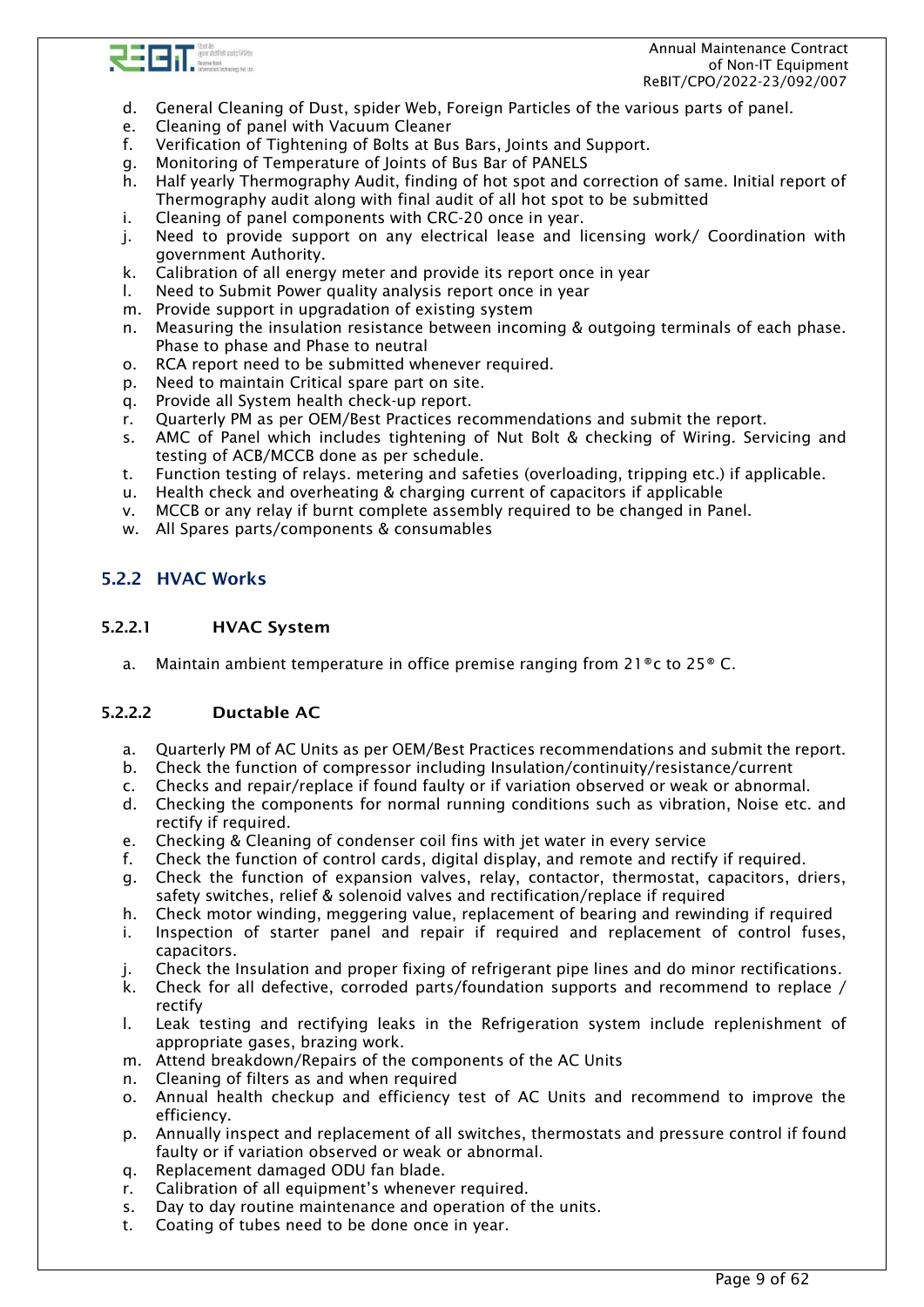d. General Cleaning of Dust, spider Web, Foreign Particles of the various parts of panel.
e. Cleaning of panel with Vacuum Cleaner
f. Verification of Tightening of Bolts at Bus Bars, Joints and Support.
g. Monitoring of Temperature of Joints of Bus Bar of PANELS
h. Half yearly Thermography Audit, finding of hot spot and correction of same. Initial report of Thermography audit along with final audit of all hot spot to be submitted
i. Cleaning of panel components with CRC-20 once in year.
j. Need to provide support on any electrical lease and licensing work/ Coordination with government Authority.
k. Calibration of all energy meter and provide its report once in year
l. Need to Submit Power quality analysis report once in year
m. Provide support in upgradation of existing system
n. Measuring the insulation resistance between incoming & outgoing terminals of each phase. Phase to phase and Phase to neutral
o. RCA report need to be submitted whenever required.
p. Need to maintain Critical spare part on site.
q. Provide all System health check-up report.
r. Quarterly PM as per OEM/Best Practices recommendations and submit the report.
s. AMC of Panel which includes tightening of Nut Bolt & checking of Wiring. Servicing and testing of ACB/MCCB done as per schedule.
t. Function testing of relays. metering and safeties (overloading, tripping etc.) if applicable.
u. Health check and overheating & charging current of capacitors if applicable
v. MCCB or any relay if burnt complete assembly required to be changed in Panel.
w. All Spares parts/components & consumables

## 5.2.2 HVAC Works

### 5.2.2.1 HVAC System

a. Maintain ambient temperature in office premise ranging from 21®c to 25® C.

### 5.2.2.2 Ductable AC

a. Quarterly PM of AC Units as per OEM/Best Practices recommendations and submit the report.
b. Check the function of compressor including Insulation/continuity/resistance/current
c. Checks and repair/replace if found faulty or if variation observed or weak or abnormal.
d. Checking the components for normal running conditions such as vibration, Noise etc. and rectify if required.
e. Checking & Cleaning of condenser coil fins with jet water in every service
f. Check the function of control cards, digital display, and remote and rectify if required.
g. Check the function of expansion valves, relay, contactor, thermostat, capacitors, driers, safety switches, relief & solenoid valves and rectification/replace if required
h. Check motor winding, meggering value, replacement of bearing and rewinding if required
i. Inspection of starter panel and repair if required and replacement of control fuses, capacitors.
j. Check the Insulation and proper fixing of refrigerant pipe lines and do minor rectifications.
k. Check for all defective, corroded parts/foundation supports and recommend to replace / rectify
l. Leak testing and rectifying leaks in the Refrigeration system include replenishment of appropriate gases, brazing work.
m. Attend breakdown/Repairs of the components of the AC Units
n. Cleaning of filters as and when required
o. Annual health checkup and efficiency test of AC Units and recommend to improve the efficiency.
p. Annually inspect and replacement of all switches, thermostats and pressure control if found faulty or if variation observed or weak or abnormal.
q. Replacement damaged ODU fan blade.
r. Calibration of all equipment's whenever required.
s. Day to day routine maintenance and operation of the units.
t. Coating of tubes need to be done once in year.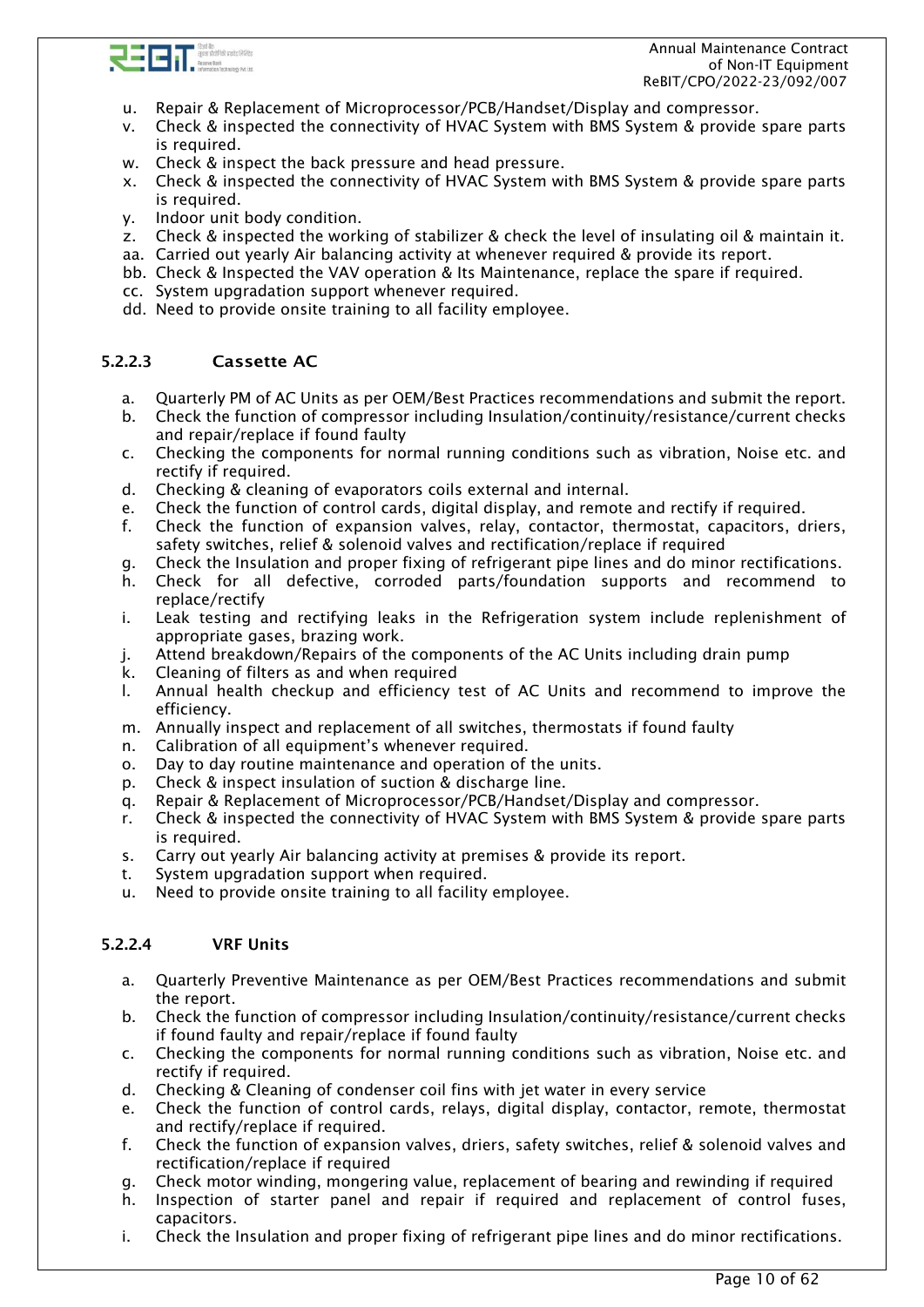u. Repair & Replacement of Microprocessor/PCB/Handset/Display and compressor.
v. Check & inspected the connectivity of HVAC System with BMS System & provide spare parts is required.
w. Check & inspect the back pressure and head pressure.
x. Check & inspected the connectivity of HVAC System with BMS System & provide spare parts is required.
y. Indoor unit body condition.
z. Check & inspected the working of stabilizer & check the level of insulating oil & maintain it.
aa. Carried out yearly Air balancing activity at whenever required & provide its report.
bb. Check & Inspected the VAV operation & Its Maintenance, replace the spare if required.
cc. System upgradation support whenever required.
dd. Need to provide onsite training to all facility employee.

#### 5.2.2.3 Cassette AC

a. Quarterly PM of AC Units as per OEM/Best Practices recommendations and submit the report.
b. Check the function of compressor including Insulation/continuity/resistance/current checks and repair/replace if found faulty
c. Checking the components for normal running conditions such as vibration, Noise etc. and rectify if required.
d. Checking & cleaning of evaporators coils external and internal.
e. Check the function of control cards, digital display, and remote and rectify if required.
f. Check the function of expansion valves, relay, contactor, thermostat, capacitors, driers, safety switches, relief & solenoid valves and rectification/replace if required
g. Check the Insulation and proper fixing of refrigerant pipe lines and do minor rectifications.
h. Check for all defective, corroded parts/foundation supports and recommend to replace/rectify
i. Leak testing and rectifying leaks in the Refrigeration system include replenishment of appropriate gases, brazing work.
j. Attend breakdown/Repairs of the components of the AC Units including drain pump
k. Cleaning of filters as and when required
l. Annual health checkup and efficiency test of AC Units and recommend to improve the efficiency.
m. Annually inspect and replacement of all switches, thermostats if found faulty
n. Calibration of all equipment's whenever required.
o. Day to day routine maintenance and operation of the units.
p. Check & inspect insulation of suction & discharge line.
q. Repair & Replacement of Microprocessor/PCB/Handset/Display and compressor.
r. Check & inspected the connectivity of HVAC System with BMS System & provide spare parts is required.
s. Carry out yearly Air balancing activity at premises & provide its report.
t. System upgradation support when required.
u. Need to provide onsite training to all facility employee.

#### 5.2.2.4 VRF Units

a. Quarterly Preventive Maintenance as per OEM/Best Practices recommendations and submit the report.
b. Check the function of compressor including Insulation/continuity/resistance/current checks if found faulty and repair/replace if found faulty
c. Checking the components for normal running conditions such as vibration, Noise etc. and rectify if required.
d. Checking & Cleaning of condenser coil fins with jet water in every service
e. Check the function of control cards, relays, digital display, contactor, remote, thermostat and rectify/replace if required.
f. Check the function of expansion valves, driers, safety switches, relief & solenoid valves and rectification/replace if required
g. Check motor winding, mongering value, replacement of bearing and rewinding if required
h. Inspection of starter panel and repair if required and replacement of control fuses, capacitors.
i. Check the Insulation and proper fixing of refrigerant pipe lines and do minor rectifications.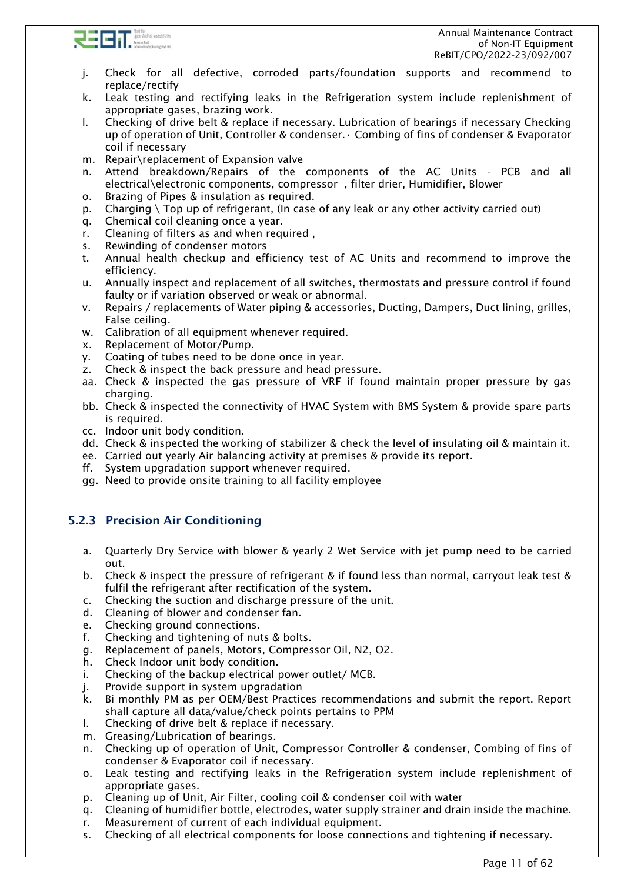j. Check for all defective, corroded parts/foundation supports and recommend to replace/rectify
k. Leak testing and rectifying leaks in the Refrigeration system include replenishment of appropriate gases, brazing work.
l. Checking of drive belt & replace if necessary. Lubrication of bearings if necessary Checking up of operation of Unit, Controller & condenser.· Combing of fins of condenser & Evaporator coil if necessary
m. Repair\replacement of Expansion valve
n. Attend breakdown/Repairs of the components of the AC Units - PCB and all electrical\electronic components, compressor , filter drier, Humidifier, Blower
o. Brazing of Pipes & insulation as required.
p. Charging \ Top up of refrigerant, (In case of any leak or any other activity carried out)
q. Chemical coil cleaning once a year.
r. Cleaning of filters as and when required ,
s. Rewinding of condenser motors
t. Annual health checkup and efficiency test of AC Units and recommend to improve the efficiency.
u. Annually inspect and replacement of all switches, thermostats and pressure control if found faulty or if variation observed or weak or abnormal.
v. Repairs / replacements of Water piping & accessories, Ducting, Dampers, Duct lining, grilles, False ceiling.
w. Calibration of all equipment whenever required.
x. Replacement of Motor/Pump.
y. Coating of tubes need to be done once in year.
z. Check & inspect the back pressure and head pressure.
aa. Check & inspected the gas pressure of VRF if found maintain proper pressure by gas charging.
bb. Check & inspected the connectivity of HVAC System with BMS System & provide spare parts is required.
cc. Indoor unit body condition.
dd. Check & inspected the working of stabilizer & check the level of insulating oil & maintain it.
ee. Carried out yearly Air balancing activity at premises & provide its report.
ff. System upgradation support whenever required.
gg. Need to provide onsite training to all facility employee

### 5.2.3 Precision Air Conditioning

a. Quarterly Dry Service with blower & yearly 2 Wet Service with jet pump need to be carried out.
b. Check & inspect the pressure of refrigerant & if found less than normal, carryout leak test & fulfil the refrigerant after rectification of the system.
c. Checking the suction and discharge pressure of the unit.
d. Cleaning of blower and condenser fan.
e. Checking ground connections.
f. Checking and tightening of nuts & bolts.
g. Replacement of panels, Motors, Compressor Oil, N2, O2.
h. Check Indoor unit body condition.
i. Checking of the backup electrical power outlet/ MCB.
j. Provide support in system upgradation
k. Bi monthly PM as per OEM/Best Practices recommendations and submit the report. Report shall capture all data/value/check points pertains to PPM
l. Checking of drive belt & replace if necessary.
m. Greasing/Lubrication of bearings.
n. Checking up of operation of Unit, Compressor Controller & condenser, Combing of fins of condenser & Evaporator coil if necessary.
o. Leak testing and rectifying leaks in the Refrigeration system include replenishment of appropriate gases.
p. Cleaning up of Unit, Air Filter, cooling coil & condenser coil with water
q. Cleaning of humidifier bottle, electrodes, water supply strainer and drain inside the machine.
r. Measurement of current of each individual equipment.
s. Checking of all electrical components for loose connections and tightening if necessary.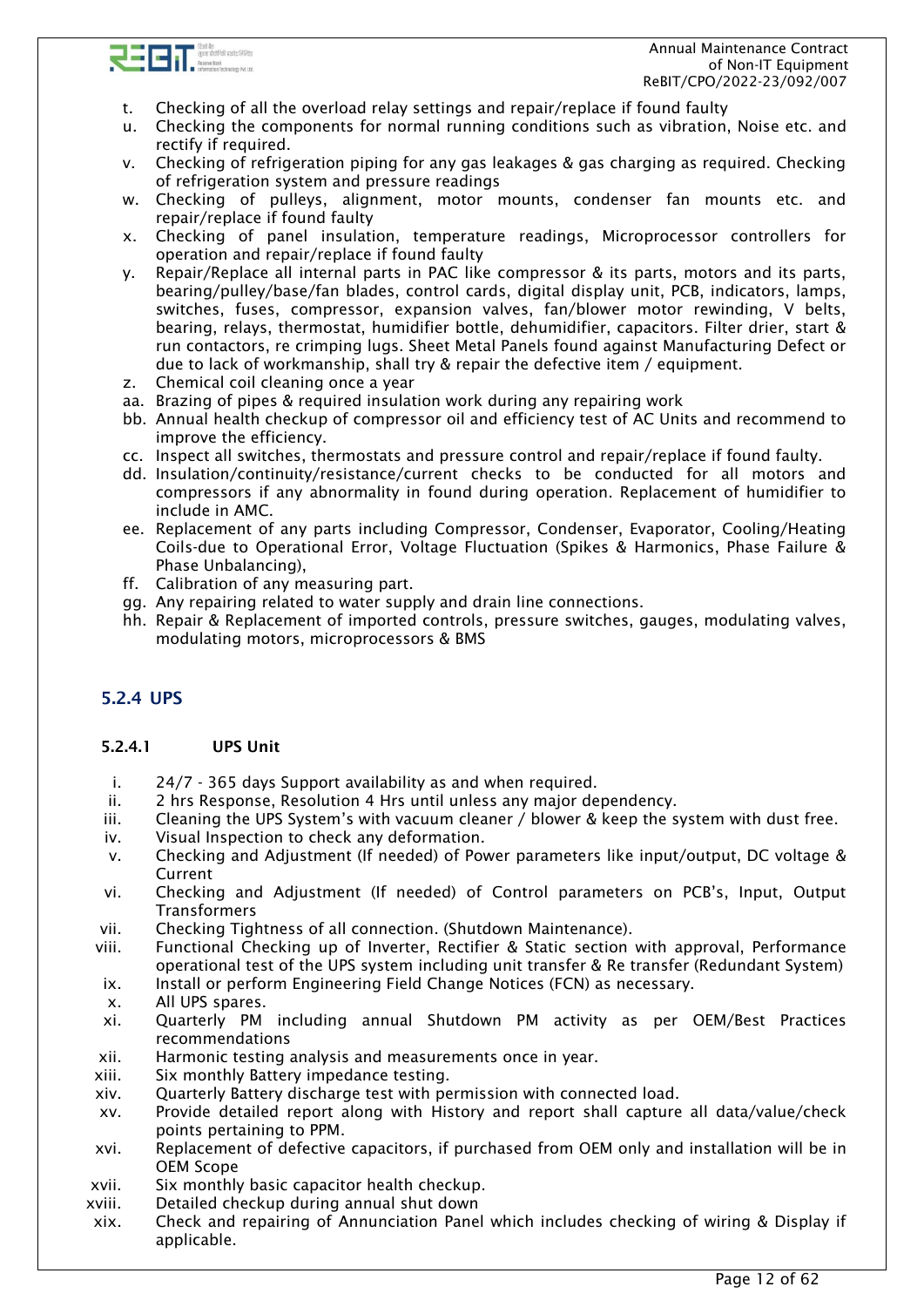t. Checking of all the overload relay settings and repair/replace if found faulty
u. Checking the components for normal running conditions such as vibration, Noise etc. and rectify if required.
v. Checking of refrigeration piping for any gas leakages & gas charging as required. Checking of refrigeration system and pressure readings
w. Checking of pulleys, alignment, motor mounts, condenser fan mounts etc. and repair/replace if found faulty
x. Checking of panel insulation, temperature readings, Microprocessor controllers for operation and repair/replace if found faulty
y. Repair/Replace all internal parts in PAC like compressor & its parts, motors and its parts, bearing/pulley/base/fan blades, control cards, digital display unit, PCB, indicators, lamps, switches, fuses, compressor, expansion valves, fan/blower motor rewinding, V belts, bearing, relays, thermostat, humidifier bottle, dehumidifier, capacitors. Filter drier, start & run contactors, re crimping lugs. Sheet Metal Panels found against Manufacturing Defect or due to lack of workmanship, shall try & repair the defective item / equipment.
z. Chemical coil cleaning once a year
aa. Brazing of pipes & required insulation work during any repairing work
bb. Annual health checkup of compressor oil and efficiency test of AC Units and recommend to improve the efficiency.
cc. Inspect all switches, thermostats and pressure control and repair/replace if found faulty.
dd. Insulation/continuity/resistance/current checks to be conducted for all motors and compressors if any abnormality in found during operation. Replacement of humidifier to include in AMC.
ee. Replacement of any parts including Compressor, Condenser, Evaporator, Cooling/Heating Coils-due to Operational Error, Voltage Fluctuation (Spikes & Harmonics, Phase Failure & Phase Unbalancing),
ff. Calibration of any measuring part.
gg. Any repairing related to water supply and drain line connections.
hh. Repair & Replacement of imported controls, pressure switches, gauges, modulating valves, modulating motors, microprocessors & BMS

## 5.2.4 UPS

### 5.2.4.1 UPS Unit

i. 24/7 - 365 days Support availability as and when required.
ii. 2 hrs Response, Resolution 4 Hrs until unless any major dependency.
iii. Cleaning the UPS System's with vacuum cleaner / blower & keep the system with dust free.
iv. Visual Inspection to check any deformation.
v. Checking and Adjustment (If needed) of Power parameters like input/output, DC voltage & Current
vi. Checking and Adjustment (If needed) of Control parameters on PCB's, Input, Output Transformers
vii. Checking Tightness of all connection. (Shutdown Maintenance).
viii. Functional Checking up of Inverter, Rectifier & Static section with approval, Performance operational test of the UPS system including unit transfer & Re transfer (Redundant System)
ix. Install or perform Engineering Field Change Notices (FCN) as necessary.
x. All UPS spares.
xi. Quarterly PM including annual Shutdown PM activity as per OEM/Best Practices recommendations
xii. Harmonic testing analysis and measurements once in year.
xiii. Six monthly Battery impedance testing.
xiv. Quarterly Battery discharge test with permission with connected load.
xv. Provide detailed report along with History and report shall capture all data/value/check points pertaining to PPM.
xvi. Replacement of defective capacitors, if purchased from OEM only and installation will be in OEM Scope
xvii. Six monthly basic capacitor health checkup.
xviii. Detailed checkup during annual shut down
xix. Check and repairing of Annunciation Panel which includes checking of wiring & Display if applicable.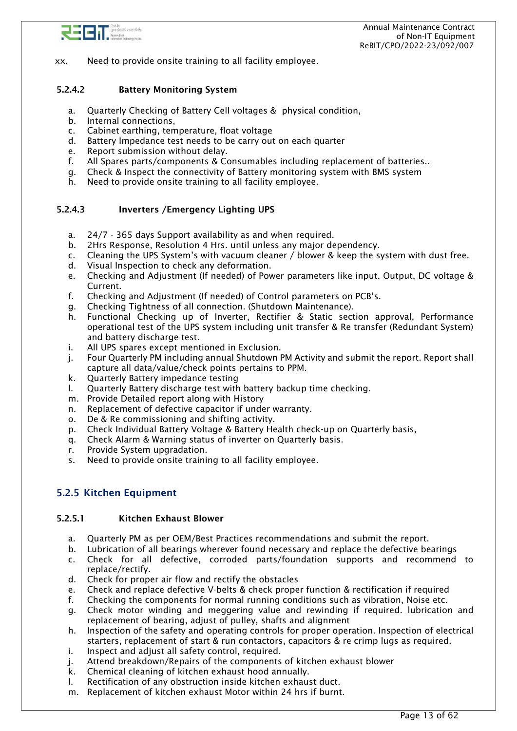xx. Need to provide onsite training to all facility employee.

#### 5.2.4.2 Battery Monitoring System

a. Quarterly Checking of Battery Cell voltages & physical condition,
b. Internal connections,
c. Cabinet earthing, temperature, float voltage
d. Battery Impedance test needs to be carry out on each quarter
e. Report submission without delay.
f. All Spares parts/components & Consumables including replacement of batteries..
g. Check & Inspect the connectivity of Battery monitoring system with BMS system
h. Need to provide onsite training to all facility employee.

#### 5.2.4.3 Inverters /Emergency Lighting UPS

a. 24/7 - 365 days Support availability as and when required.
b. 2Hrs Response, Resolution 4 Hrs. until unless any major dependency.
c. Cleaning the UPS System's with vacuum cleaner / blower & keep the system with dust free.
d. Visual Inspection to check any deformation.
e. Checking and Adjustment (If needed) of Power parameters like input. Output, DC voltage & Current.
f. Checking and Adjustment (If needed) of Control parameters on PCB's.
g. Checking Tightness of all connection. (Shutdown Maintenance).
h. Functional Checking up of Inverter, Rectifier & Static section approval, Performance operational test of the UPS system including unit transfer & Re transfer (Redundant System) and battery discharge test.
i. All UPS spares except mentioned in Exclusion.
j. Four Quarterly PM including annual Shutdown PM Activity and submit the report. Report shall capture all data/value/check points pertains to PPM.
k. Quarterly Battery impedance testing
l. Quarterly Battery discharge test with battery backup time checking.
m. Provide Detailed report along with History
n. Replacement of defective capacitor if under warranty.
o. De & Re commissioning and shifting activity.
p. Check Individual Battery Voltage & Battery Health check-up on Quarterly basis,
q. Check Alarm & Warning status of inverter on Quarterly basis.
r. Provide System upgradation.
s. Need to provide onsite training to all facility employee.

### 5.2.5 Kitchen Equipment

#### 5.2.5.1 Kitchen Exhaust Blower

a. Quarterly PM as per OEM/Best Practices recommendations and submit the report.
b. Lubrication of all bearings wherever found necessary and replace the defective bearings
c. Check for all defective, corroded parts/foundation supports and recommend to replace/rectify.
d. Check for proper air flow and rectify the obstacles
e. Check and replace defective V-belts & check proper function & rectification if required
f. Checking the components for normal running conditions such as vibration, Noise etc.
g. Check motor winding and meggering value and rewinding if required. lubrication and replacement of bearing, adjust of pulley, shafts and alignment
h. Inspection of the safety and operating controls for proper operation. Inspection of electrical starters, replacement of start & run contactors, capacitors & re crimp lugs as required.
i. Inspect and adjust all safety control, required.
j. Attend breakdown/Repairs of the components of kitchen exhaust blower
k. Chemical cleaning of kitchen exhaust hood annually.
l. Rectification of any obstruction inside kitchen exhaust duct.
m. Replacement of kitchen exhaust Motor within 24 hrs if burnt.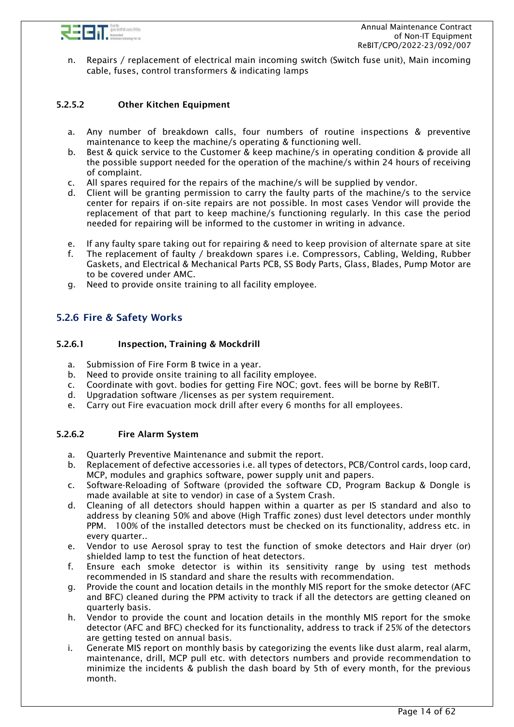n. Repairs / replacement of electrical main incoming switch (Switch fuse unit), Main incoming cable, fuses, control transformers & indicating lamps

#### 5.2.5.2 Other Kitchen Equipment

a. Any number of breakdown calls, four numbers of routine inspections & preventive maintenance to keep the machine/s operating & functioning well.
b. Best & quick service to the Customer & keep machine/s in operating condition & provide all the possible support needed for the operation of the machine/s within 24 hours of receiving of complaint.
c. All spares required for the repairs of the machine/s will be supplied by vendor.
d. Client will be granting permission to carry the faulty parts of the machine/s to the service center for repairs if on-site repairs are not possible. In most cases Vendor will provide the replacement of that part to keep machine/s functioning regularly. In this case the period needed for repairing will be informed to the customer in writing in advance.

e. If any faulty spare taking out for repairing & need to keep provision of alternate spare at site
f. The replacement of faulty / breakdown spares i.e. Compressors, Cabling, Welding, Rubber Gaskets, and Electrical & Mechanical Parts PCB, SS Body Parts, Glass, Blades, Pump Motor are to be covered under AMC.
g. Need to provide onsite training to all facility employee.

### 5.2.6 Fire & Safety Works

#### 5.2.6.1 Inspection, Training & Mockdrill

a. Submission of Fire Form B twice in a year.
b. Need to provide onsite training to all facility employee.
c. Coordinate with govt. bodies for getting Fire NOC; govt. fees will be borne by ReBIT.
d. Upgradation software /licenses as per system requirement.
e. Carry out Fire evacuation mock drill after every 6 months for all employees.

#### 5.2.6.2 Fire Alarm System

a. Quarterly Preventive Maintenance and submit the report.
b. Replacement of defective accessories i.e. all types of detectors, PCB/Control cards, loop card, MCP, modules and graphics software, power supply unit and papers.
c. Software-Reloading of Software (provided the software CD, Program Backup & Dongle is made available at site to vendor) in case of a System Crash.
d. Cleaning of all detectors should happen within a quarter as per IS standard and also to address by cleaning 50% and above (High Traffic zones) dust level detectors under monthly PPM. 100% of the installed detectors must be checked on its functionality, address etc. in every quarter..
e. Vendor to use Aerosol spray to test the function of smoke detectors and Hair dryer (or) shielded lamp to test the function of heat detectors.
f. Ensure each smoke detector is within its sensitivity range by using test methods recommended in IS standard and share the results with recommendation.
g. Provide the count and location details in the monthly MIS report for the smoke detector (AFC and BFC) cleaned during the PPM activity to track if all the detectors are getting cleaned on quarterly basis.
h. Vendor to provide the count and location details in the monthly MIS report for the smoke detector (AFC and BFC) checked for its functionality, address to track if 25% of the detectors are getting tested on annual basis.
i. Generate MIS report on monthly basis by categorizing the events like dust alarm, real alarm, maintenance, drill, MCP pull etc. with detectors numbers and provide recommendation to minimize the incidents & publish the dash board by 5th of every month, for the previous month.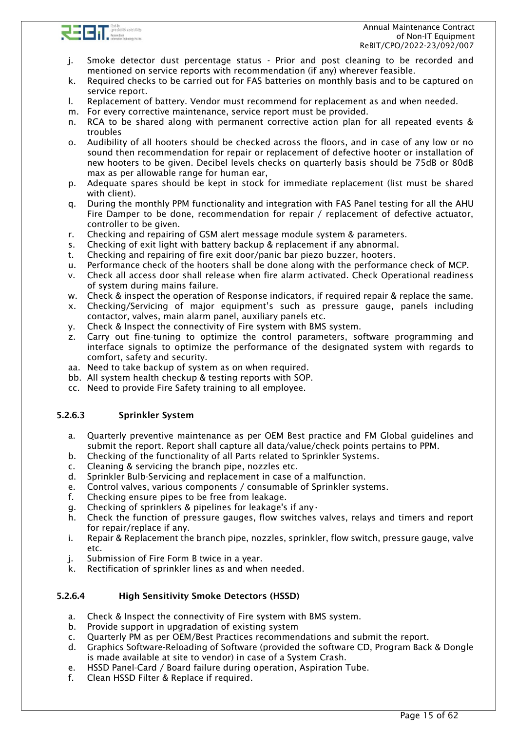j. Smoke detector dust percentage status - Prior and post cleaning to be recorded and mentioned on service reports with recommendation (if any) wherever feasible.
k. Required checks to be carried out for FAS batteries on monthly basis and to be captured on service report.
l. Replacement of battery. Vendor must recommend for replacement as and when needed.
m. For every corrective maintenance, service report must be provided.
n. RCA to be shared along with permanent corrective action plan for all repeated events & troubles
o. Audibility of all hooters should be checked across the floors, and in case of any low or no sound then recommendation for repair or replacement of defective hooter or installation of new hooters to be given. Decibel levels checks on quarterly basis should be 75dB or 80dB max as per allowable range for human ear,
p. Adequate spares should be kept in stock for immediate replacement (list must be shared with client).
q. During the monthly PPM functionality and integration with FAS Panel testing for all the AHU Fire Damper to be done, recommendation for repair / replacement of defective actuator, controller to be given.
r. Checking and repairing of GSM alert message module system & parameters.
s. Checking of exit light with battery backup & replacement if any abnormal.
t. Checking and repairing of fire exit door/panic bar piezo buzzer, hooters.
u. Performance check of the hooters shall be done along with the performance check of MCP.
v. Check all access door shall release when fire alarm activated. Check Operational readiness of system during mains failure.
w. Check & inspect the operation of Response indicators, if required repair & replace the same.
x. Checking/Servicing of major equipment's such as pressure gauge, panels including contactor, valves, main alarm panel, auxiliary panels etc.
y. Check & Inspect the connectivity of Fire system with BMS system.
z. Carry out fine-tuning to optimize the control parameters, software programming and interface signals to optimize the performance of the designated system with regards to comfort, safety and security.
aa. Need to take backup of system as on when required.
bb. All system health checkup & testing reports with SOP.
cc. Need to provide Fire Safety training to all employee.

#### 5.2.6.3 Sprinkler System

a. Quarterly preventive maintenance as per OEM Best practice and FM Global guidelines and submit the report. Report shall capture all data/value/check points pertains to PPM.
b. Checking of the functionality of all Parts related to Sprinkler Systems.
c. Cleaning & servicing the branch pipe, nozzles etc.
d. Sprinkler Bulb-Servicing and replacement in case of a malfunction.
e. Control valves, various components / consumable of Sprinkler systems.
f. Checking ensure pipes to be free from leakage.
g. Checking of sprinklers & pipelines for leakage's if any·
h. Check the function of pressure gauges, flow switches valves, relays and timers and report for repair/replace if any.
i. Repair & Replacement the branch pipe, nozzles, sprinkler, flow switch, pressure gauge, valve etc.
j. Submission of Fire Form B twice in a year.
k. Rectification of sprinkler lines as and when needed.

#### 5.2.6.4 High Sensitivity Smoke Detectors (HSSD)

a. Check & Inspect the connectivity of Fire system with BMS system.
b. Provide support in upgradation of existing system
c. Quarterly PM as per OEM/Best Practices recommendations and submit the report.
d. Graphics Software-Reloading of Software (provided the software CD, Program Back & Dongle is made available at site to vendor) in case of a System Crash.
e. HSSD Panel-Card / Board failure during operation, Aspiration Tube.
f. Clean HSSD Filter & Replace if required.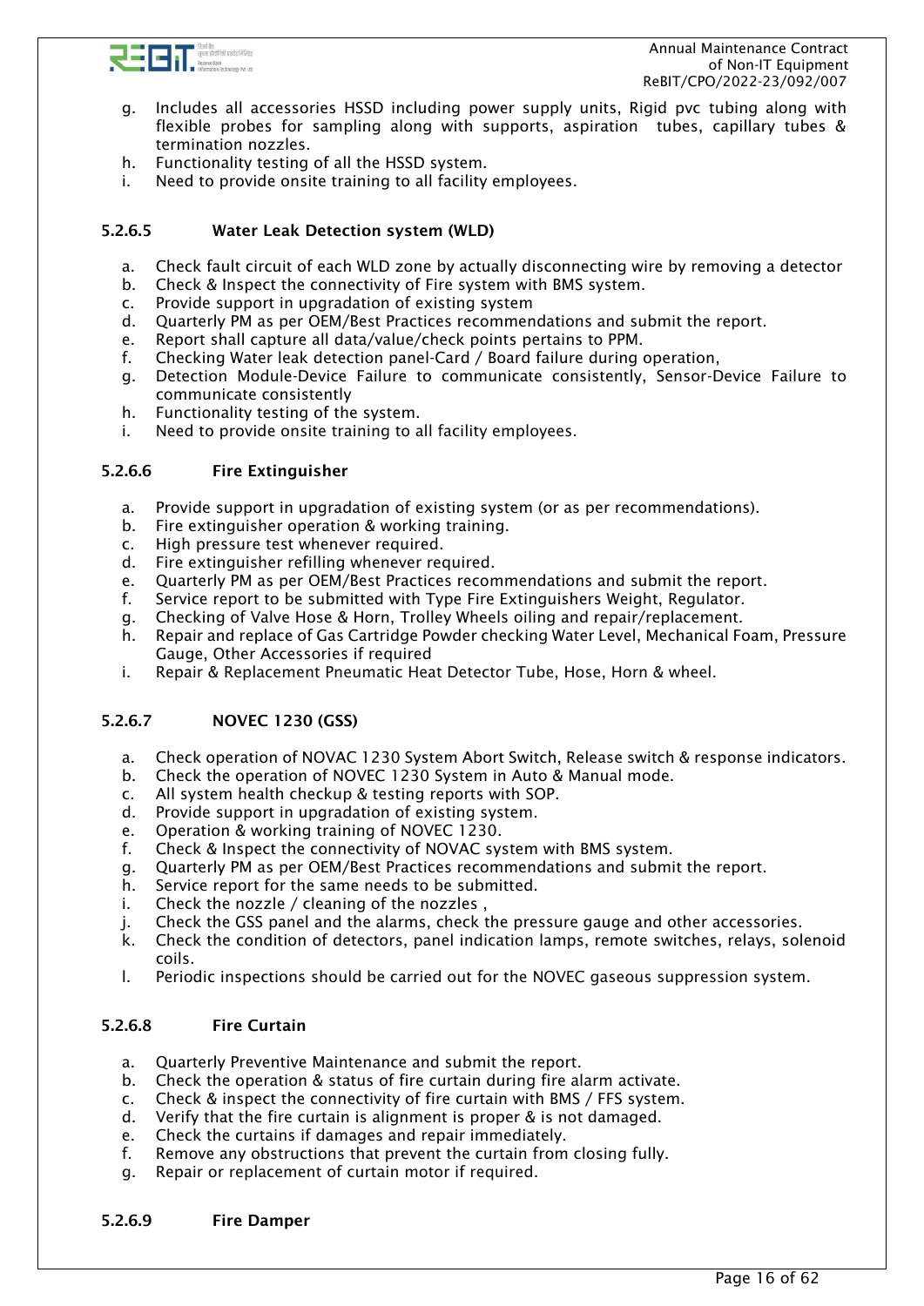g. Includes all accessories HSSD including power supply units, Rigid pvc tubing along with flexible probes for sampling along with supports, aspiration tubes, capillary tubes & termination nozzles.
h. Functionality testing of all the HSSD system.
i. Need to provide onsite training to all facility employees.

#### 5.2.6.5 Water Leak Detection system (WLD)

a. Check fault circuit of each WLD zone by actually disconnecting wire by removing a detector
b. Check & Inspect the connectivity of Fire system with BMS system.
c. Provide support in upgradation of existing system
d. Quarterly PM as per OEM/Best Practices recommendations and submit the report.
e. Report shall capture all data/value/check points pertains to PPM.
f. Checking Water leak detection panel-Card / Board failure during operation,
g. Detection Module-Device Failure to communicate consistently, Sensor-Device Failure to communicate consistently
h. Functionality testing of the system.
i. Need to provide onsite training to all facility employees.

#### 5.2.6.6 Fire Extinguisher

a. Provide support in upgradation of existing system (or as per recommendations).
b. Fire extinguisher operation & working training.
c. High pressure test whenever required.
d. Fire extinguisher refilling whenever required.
e. Quarterly PM as per OEM/Best Practices recommendations and submit the report.
f. Service report to be submitted with Type Fire Extinguishers Weight, Regulator.
g. Checking of Valve Hose & Horn, Trolley Wheels oiling and repair/replacement.
h. Repair and replace of Gas Cartridge Powder checking Water Level, Mechanical Foam, Pressure Gauge, Other Accessories if required
i. Repair & Replacement Pneumatic Heat Detector Tube, Hose, Horn & wheel.

#### 5.2.6.7 NOVEC 1230 (GSS)

a. Check operation of NOVAC 1230 System Abort Switch, Release switch & response indicators.
b. Check the operation of NOVEC 1230 System in Auto & Manual mode.
c. All system health checkup & testing reports with SOP.
d. Provide support in upgradation of existing system.
e. Operation & working training of NOVEC 1230.
f. Check & Inspect the connectivity of NOVAC system with BMS system.
g. Quarterly PM as per OEM/Best Practices recommendations and submit the report.
h. Service report for the same needs to be submitted.
i. Check the nozzle / cleaning of the nozzles ,
j. Check the GSS panel and the alarms, check the pressure gauge and other accessories.
k. Check the condition of detectors, panel indication lamps, remote switches, relays, solenoid coils.
l. Periodic inspections should be carried out for the NOVEC gaseous suppression system.

#### 5.2.6.8 Fire Curtain

a. Quarterly Preventive Maintenance and submit the report.
b. Check the operation & status of fire curtain during fire alarm activate.
c. Check & inspect the connectivity of fire curtain with BMS / FFS system.
d. Verify that the fire curtain is alignment is proper & is not damaged.
e. Check the curtains if damages and repair immediately.
f. Remove any obstructions that prevent the curtain from closing fully.
g. Repair or replacement of curtain motor if required.

#### 5.2.6.9 Fire Damper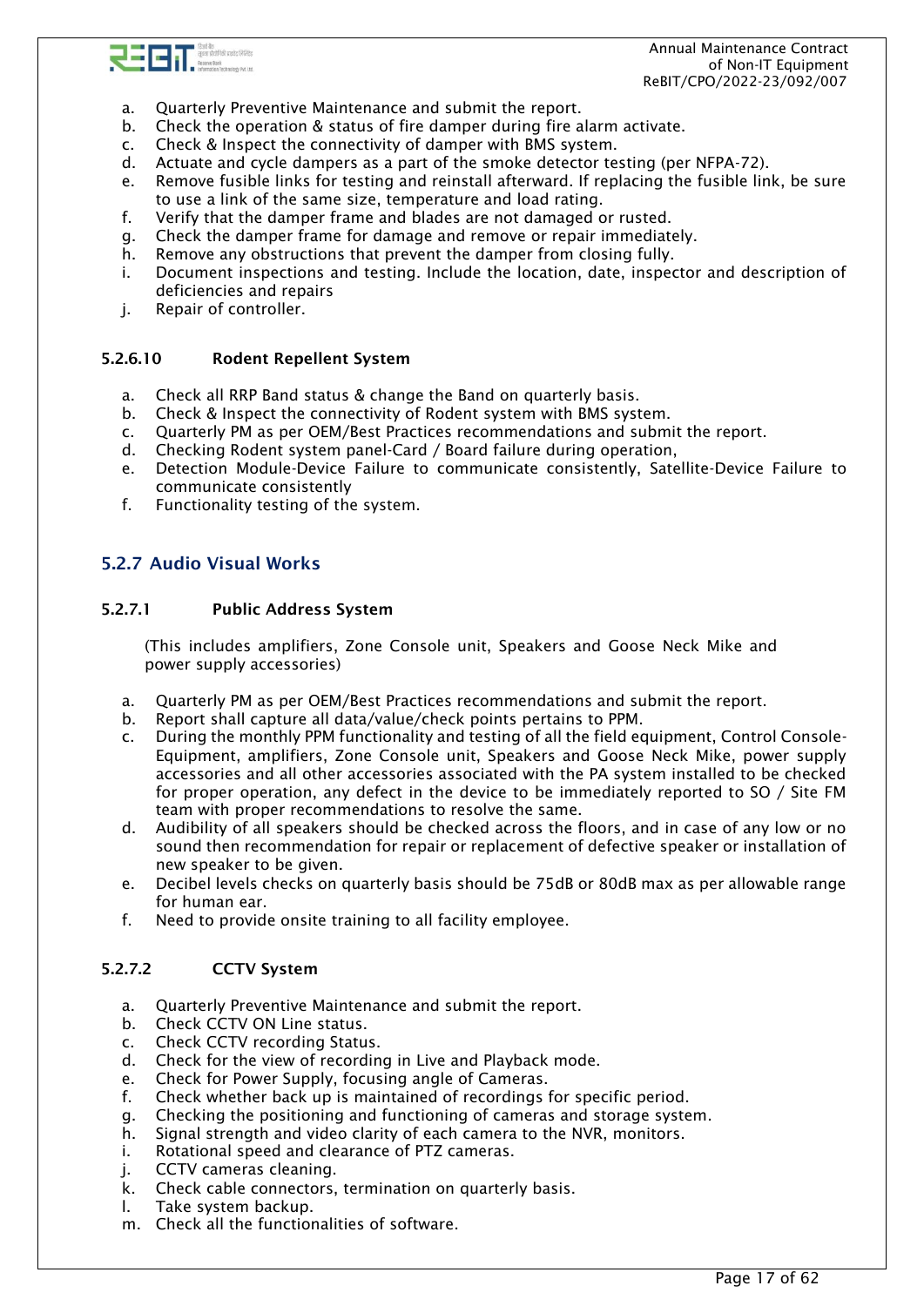a. Quarterly Preventive Maintenance and submit the report.
b. Check the operation & status of fire damper during fire alarm activate.
c. Check & Inspect the connectivity of damper with BMS system.
d. Actuate and cycle dampers as a part of the smoke detector testing (per NFPA-72).
e. Remove fusible links for testing and reinstall afterward. If replacing the fusible link, be sure to use a link of the same size, temperature and load rating.
f. Verify that the damper frame and blades are not damaged or rusted.
g. Check the damper frame for damage and remove or repair immediately.
h. Remove any obstructions that prevent the damper from closing fully.
i. Document inspections and testing. Include the location, date, inspector and description of deficiencies and repairs
j. Repair of controller.

#### 5.2.6.10 Rodent Repellent System

a. Check all RRP Band status & change the Band on quarterly basis.
b. Check & Inspect the connectivity of Rodent system with BMS system.
c. Quarterly PM as per OEM/Best Practices recommendations and submit the report.
d. Checking Rodent system panel-Card / Board failure during operation,
e. Detection Module-Device Failure to communicate consistently, Satellite-Device Failure to communicate consistently
f. Functionality testing of the system.

### 5.2.7 Audio Visual Works

#### 5.2.7.1 Public Address System

(This includes amplifiers, Zone Console unit, Speakers and Goose Neck Mike and power supply accessories)

a. Quarterly PM as per OEM/Best Practices recommendations and submit the report.
b. Report shall capture all data/value/check points pertains to PPM.
c. During the monthly PPM functionality and testing of all the field equipment, Control Console-Equipment, amplifiers, Zone Console unit, Speakers and Goose Neck Mike, power supply accessories and all other accessories associated with the PA system installed to be checked for proper operation, any defect in the device to be immediately reported to SO / Site FM team with proper recommendations to resolve the same.
d. Audibility of all speakers should be checked across the floors, and in case of any low or no sound then recommendation for repair or replacement of defective speaker or installation of new speaker to be given.
e. Decibel levels checks on quarterly basis should be 75dB or 80dB max as per allowable range for human ear.
f. Need to provide onsite training to all facility employee.

#### 5.2.7.2 CCTV System

a. Quarterly Preventive Maintenance and submit the report.
b. Check CCTV ON Line status.
c. Check CCTV recording Status.
d. Check for the view of recording in Live and Playback mode.
e. Check for Power Supply, focusing angle of Cameras.
f. Check whether back up is maintained of recordings for specific period.
g. Checking the positioning and functioning of cameras and storage system.
h. Signal strength and video clarity of each camera to the NVR, monitors.
i. Rotational speed and clearance of PTZ cameras.
j. CCTV cameras cleaning.
k. Check cable connectors, termination on quarterly basis.
l. Take system backup.
m. Check all the functionalities of software.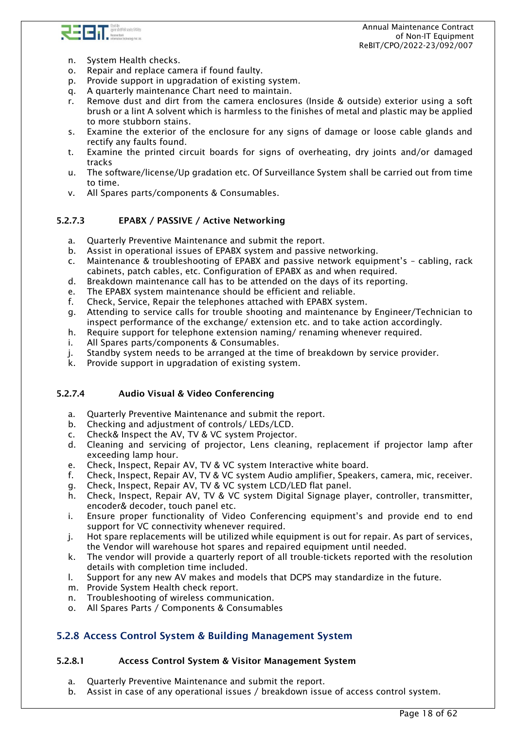n. System Health checks.
o. Repair and replace camera if found faulty.
p. Provide support in upgradation of existing system.
q. A quarterly maintenance Chart need to maintain.
r. Remove dust and dirt from the camera enclosures (Inside & outside) exterior using a soft brush or a lint A solvent which is harmless to the finishes of metal and plastic may be applied to more stubborn stains.
s. Examine the exterior of the enclosure for any signs of damage or loose cable glands and rectify any faults found.
t. Examine the printed circuit boards for signs of overheating, dry joints and/or damaged tracks
u. The software/license/Up gradation etc. Of Surveillance System shall be carried out from time to time.
v. All Spares parts/components & Consumables.

#### 5.2.7.3 EPABX / PASSIVE / Active Networking

a. Quarterly Preventive Maintenance and submit the report.
b. Assist in operational issues of EPABX system and passive networking.
c. Maintenance & troubleshooting of EPABX and passive network equipment's – cabling, rack cabinets, patch cables, etc. Configuration of EPABX as and when required.
d. Breakdown maintenance call has to be attended on the days of its reporting.
e. The EPABX system maintenance should be efficient and reliable.
f. Check, Service, Repair the telephones attached with EPABX system.
g. Attending to service calls for trouble shooting and maintenance by Engineer/Technician to inspect performance of the exchange/ extension etc. and to take action accordingly.
h. Require support for telephone extension naming/ renaming whenever required.
i. All Spares parts/components & Consumables.
j. Standby system needs to be arranged at the time of breakdown by service provider.
k. Provide support in upgradation of existing system.

#### 5.2.7.4 Audio Visual & Video Conferencing

a. Quarterly Preventive Maintenance and submit the report.
b. Checking and adjustment of controls/ LEDs/LCD.
c. Check& Inspect the AV, TV & VC system Projector.
d. Cleaning and servicing of projector, Lens cleaning, replacement if projector lamp after exceeding lamp hour.
e. Check, Inspect, Repair AV, TV & VC system Interactive white board.
f. Check, Inspect, Repair AV, TV & VC system Audio amplifier, Speakers, camera, mic, receiver.
g. Check, Inspect, Repair AV, TV & VC system LCD/LED flat panel.
h. Check, Inspect, Repair AV, TV & VC system Digital Signage player, controller, transmitter, encoder& decoder, touch panel etc.
i. Ensure proper functionality of Video Conferencing equipment's and provide end to end support for VC connectivity whenever required.
j. Hot spare replacements will be utilized while equipment is out for repair. As part of services, the Vendor will warehouse hot spares and repaired equipment until needed.
k. The vendor will provide a quarterly report of all trouble-tickets reported with the resolution details with completion time included.
l. Support for any new AV makes and models that DCPS may standardize in the future.
m. Provide System Health check report.
n. Troubleshooting of wireless communication.
o. All Spares Parts / Components & Consumables

### 5.2.8 Access Control System & Building Management System

#### 5.2.8.1 Access Control System & Visitor Management System

a. Quarterly Preventive Maintenance and submit the report.
b. Assist in case of any operational issues / breakdown issue of access control system.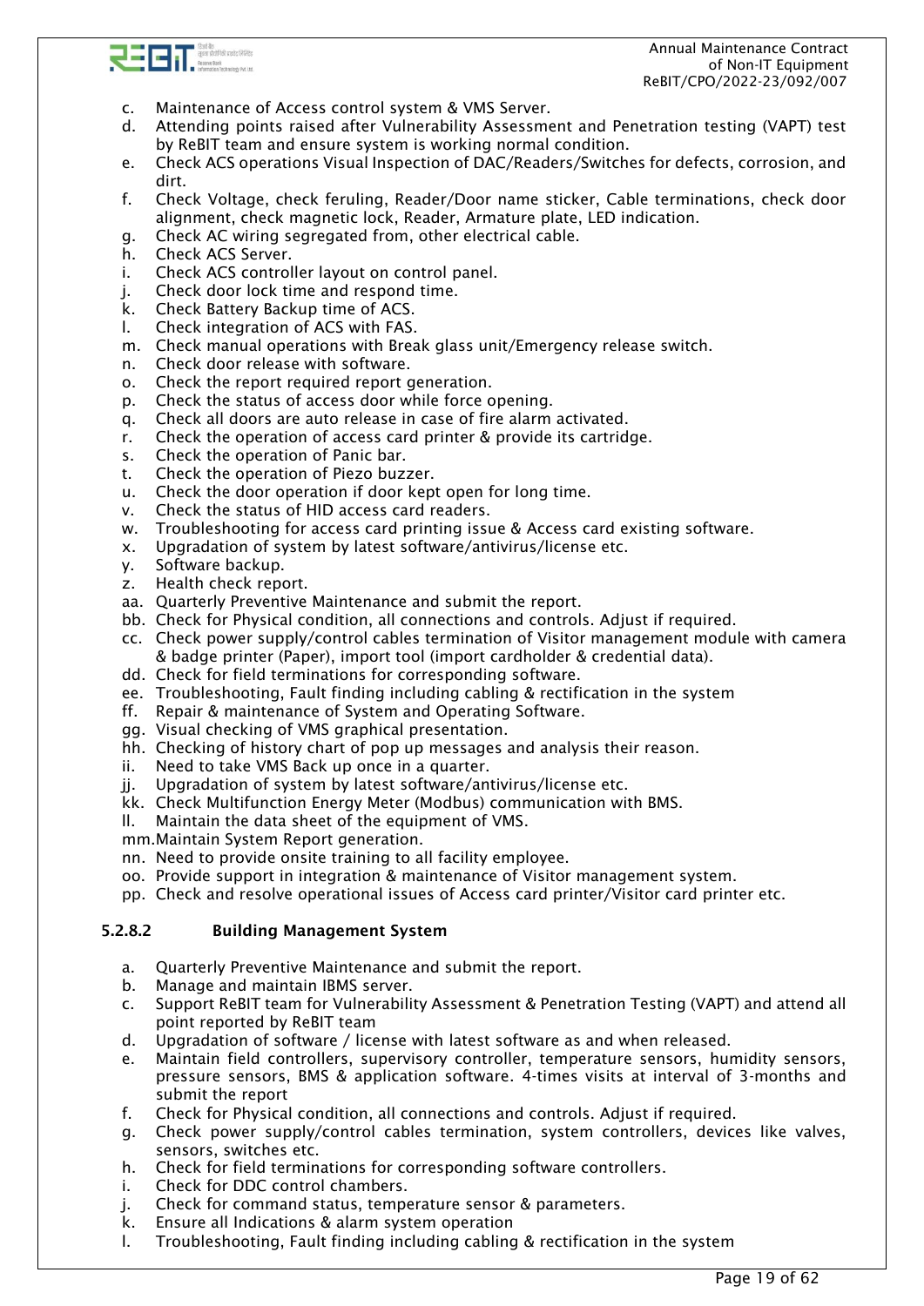c. Maintenance of Access control system & VMS Server.
d. Attending points raised after Vulnerability Assessment and Penetration testing (VAPT) test by ReBIT team and ensure system is working normal condition.
e. Check ACS operations Visual Inspection of DAC/Readers/Switches for defects, corrosion, and dirt.
f. Check Voltage, check feruling, Reader/Door name sticker, Cable terminations, check door alignment, check magnetic lock, Reader, Armature plate, LED indication.
g. Check AC wiring segregated from, other electrical cable.
h. Check ACS Server.
i. Check ACS controller layout on control panel.
j. Check door lock time and respond time.
k. Check Battery Backup time of ACS.
l. Check integration of ACS with FAS.
m. Check manual operations with Break glass unit/Emergency release switch.
n. Check door release with software.
o. Check the report required report generation.
p. Check the status of access door while force opening.
q. Check all doors are auto release in case of fire alarm activated.
r. Check the operation of access card printer & provide its cartridge.
s. Check the operation of Panic bar.
t. Check the operation of Piezo buzzer.
u. Check the door operation if door kept open for long time.
v. Check the status of HID access card readers.
w. Troubleshooting for access card printing issue & Access card existing software.
x. Upgradation of system by latest software/antivirus/license etc.
y. Software backup.
z. Health check report.
aa. Quarterly Preventive Maintenance and submit the report.
bb. Check for Physical condition, all connections and controls. Adjust if required.
cc. Check power supply/control cables termination of Visitor management module with camera & badge printer (Paper), import tool (import cardholder & credential data).
dd. Check for field terminations for corresponding software.
ee. Troubleshooting, Fault finding including cabling & rectification in the system
ff. Repair & maintenance of System and Operating Software.
gg. Visual checking of VMS graphical presentation.
hh. Checking of history chart of pop up messages and analysis their reason.
ii. Need to take VMS Back up once in a quarter.
jj. Upgradation of system by latest software/antivirus/license etc.
kk. Check Multifunction Energy Meter (Modbus) communication with BMS.
ll. Maintain the data sheet of the equipment of VMS.
mm. Maintain System Report generation.
nn. Need to provide onsite training to all facility employee.
oo. Provide support in integration & maintenance of Visitor management system.
pp. Check and resolve operational issues of Access card printer/Visitor card printer etc.

#### 5.2.8.2 Building Management System

a. Quarterly Preventive Maintenance and submit the report.
b. Manage and maintain IBMS server.
c. Support ReBIT team for Vulnerability Assessment & Penetration Testing (VAPT) and attend all point reported by ReBIT team
d. Upgradation of software / license with latest software as and when released.
e. Maintain field controllers, supervisory controller, temperature sensors, humidity sensors, pressure sensors, BMS & application software. 4-times visits at interval of 3-months and submit the report
f. Check for Physical condition, all connections and controls. Adjust if required.
g. Check power supply/control cables termination, system controllers, devices like valves, sensors, switches etc.
h. Check for field terminations for corresponding software controllers.
i. Check for DDC control chambers.
j. Check for command status, temperature sensor & parameters.
k. Ensure all Indications & alarm system operation
l. Troubleshooting, Fault finding including cabling & rectification in the system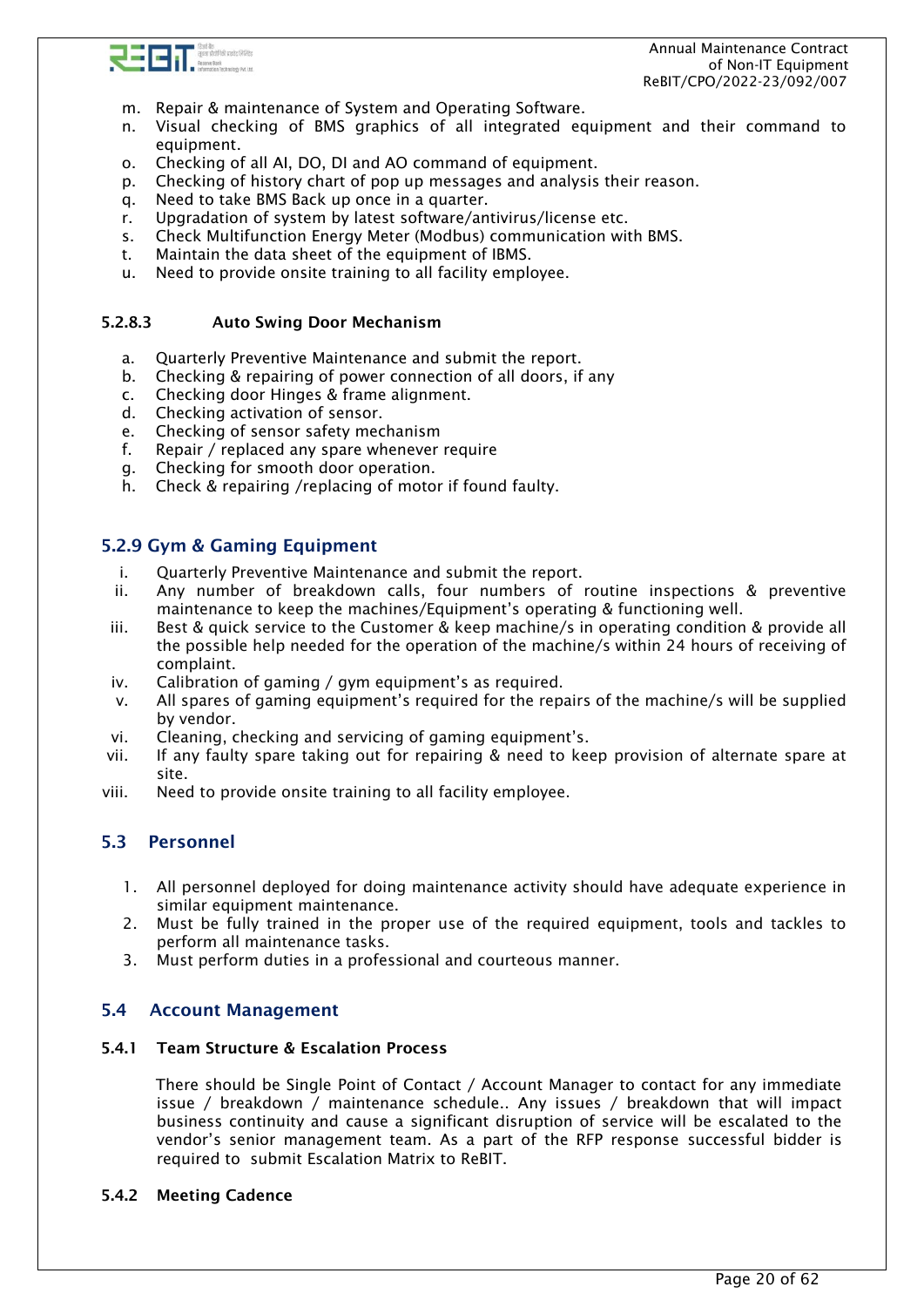m. Repair & maintenance of System and Operating Software.
n. Visual checking of BMS graphics of all integrated equipment and their command to equipment.
o. Checking of all AI, DO, DI and AO command of equipment.
p. Checking of history chart of pop up messages and analysis their reason.
q. Need to take BMS Back up once in a quarter.
r. Upgradation of system by latest software/antivirus/license etc.
s. Check Multifunction Energy Meter (Modbus) communication with BMS.
t. Maintain the data sheet of the equipment of IBMS.
u. Need to provide onsite training to all facility employee.

#### 5.2.8.3 Auto Swing Door Mechanism

a. Quarterly Preventive Maintenance and submit the report.
b. Checking & repairing of power connection of all doors, if any
c. Checking door Hinges & frame alignment.
d. Checking activation of sensor.
e. Checking of sensor safety mechanism
f. Repair / replaced any spare whenever require
g. Checking for smooth door operation.
h. Check & repairing /replacing of motor if found faulty.

### 5.2.9 Gym & Gaming Equipment

i. Quarterly Preventive Maintenance and submit the report.
ii. Any number of breakdown calls, four numbers of routine inspections & preventive maintenance to keep the machines/Equipment's operating & functioning well.
iii. Best & quick service to the Customer & keep machine/s in operating condition & provide all the possible help needed for the operation of the machine/s within 24 hours of receiving of complaint.
iv. Calibration of gaming / gym equipment's as required.
v. All spares of gaming equipment's required for the repairs of the machine/s will be supplied by vendor.
vi. Cleaning, checking and servicing of gaming equipment's.
vii. If any faulty spare taking out for repairing & need to keep provision of alternate spare at site.
viii. Need to provide onsite training to all facility employee.

## 5.3 Personnel

1. All personnel deployed for doing maintenance activity should have adequate experience in similar equipment maintenance.
2. Must be fully trained in the proper use of the required equipment, tools and tackles to perform all maintenance tasks.
3. Must perform duties in a professional and courteous manner.

## 5.4 Account Management

### 5.4.1 Team Structure & Escalation Process

There should be Single Point of Contact / Account Manager to contact for any immediate issue / breakdown / maintenance schedule.. Any issues / breakdown that will impact business continuity and cause a significant disruption of service will be escalated to the vendor's senior management team. As a part of the RFP response successful bidder is required to submit Escalation Matrix to ReBIT.

### 5.4.2 Meeting Cadence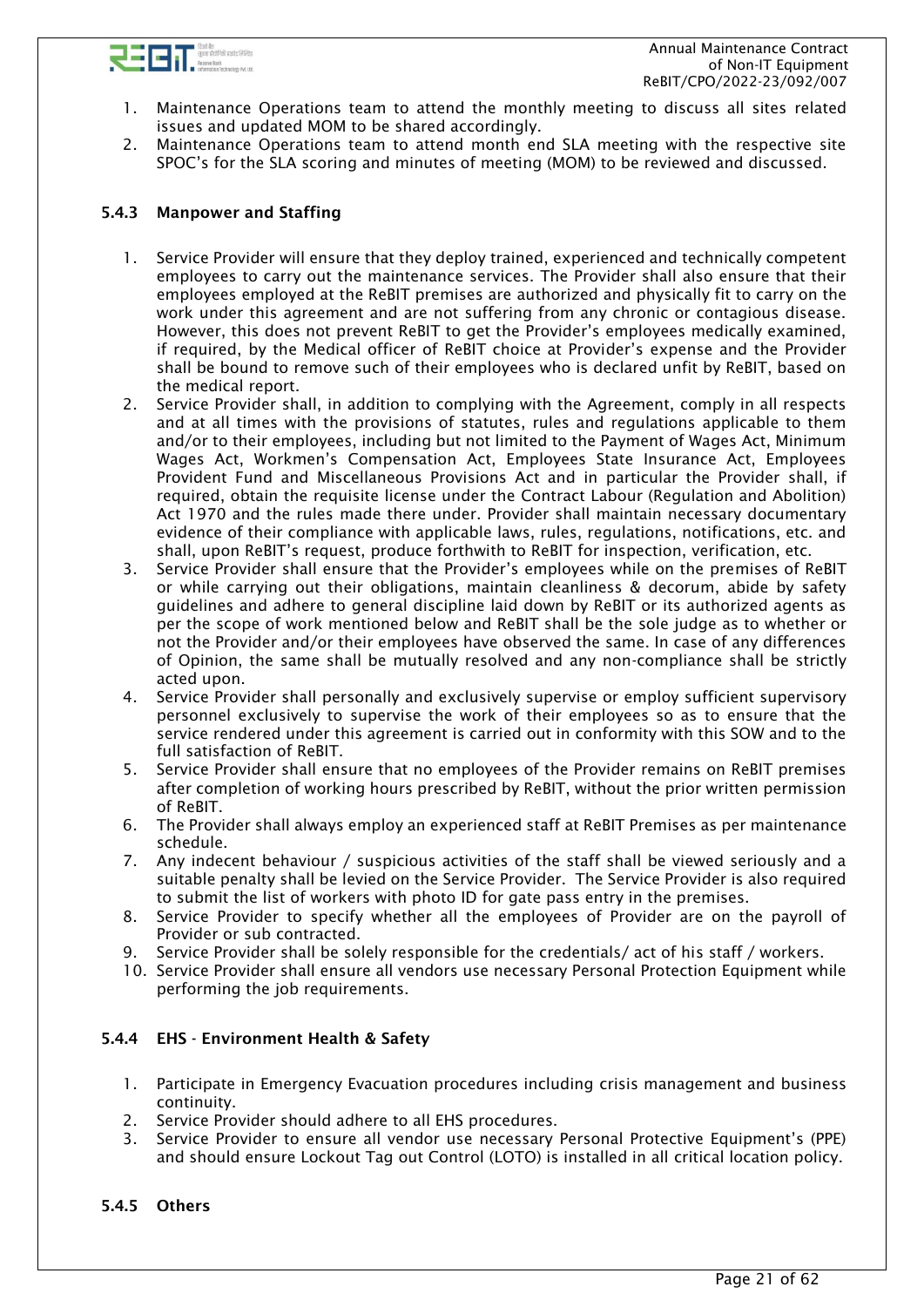1. Maintenance Operations team to attend the monthly meeting to discuss all sites related issues and updated MOM to be shared accordingly.
2. Maintenance Operations team to attend month end SLA meeting with the respective site SPOC's for the SLA scoring and minutes of meeting (MOM) to be reviewed and discussed.

### 5.4.3 Manpower and Staffing

1. Service Provider will ensure that they deploy trained, experienced and technically competent employees to carry out the maintenance services. The Provider shall also ensure that their employees employed at the ReBIT premises are authorized and physically fit to carry on the work under this agreement and are not suffering from any chronic or contagious disease. However, this does not prevent ReBIT to get the Provider's employees medically examined, if required, by the Medical officer of ReBIT choice at Provider's expense and the Provider shall be bound to remove such of their employees who is declared unfit by ReBIT, based on the medical report.
2. Service Provider shall, in addition to complying with the Agreement, comply in all respects and at all times with the provisions of statutes, rules and regulations applicable to them and/or to their employees, including but not limited to the Payment of Wages Act, Minimum Wages Act, Workmen's Compensation Act, Employees State Insurance Act, Employees Provident Fund and Miscellaneous Provisions Act and in particular the Provider shall, if required, obtain the requisite license under the Contract Labour (Regulation and Abolition) Act 1970 and the rules made there under. Provider shall maintain necessary documentary evidence of their compliance with applicable laws, rules, regulations, notifications, etc. and shall, upon ReBIT's request, produce forthwith to ReBIT for inspection, verification, etc.
3. Service Provider shall ensure that the Provider's employees while on the premises of ReBIT or while carrying out their obligations, maintain cleanliness & decorum, abide by safety guidelines and adhere to general discipline laid down by ReBIT or its authorized agents as per the scope of work mentioned below and ReBIT shall be the sole judge as to whether or not the Provider and/or their employees have observed the same. In case of any differences of Opinion, the same shall be mutually resolved and any non-compliance shall be strictly acted upon.
4. Service Provider shall personally and exclusively supervise or employ sufficient supervisory personnel exclusively to supervise the work of their employees so as to ensure that the service rendered under this agreement is carried out in conformity with this SOW and to the full satisfaction of ReBIT.
5. Service Provider shall ensure that no employees of the Provider remains on ReBIT premises after completion of working hours prescribed by ReBIT, without the prior written permission of ReBIT.
6. The Provider shall always employ an experienced staff at ReBIT Premises as per maintenance schedule.
7. Any indecent behaviour / suspicious activities of the staff shall be viewed seriously and a suitable penalty shall be levied on the Service Provider. The Service Provider is also required to submit the list of workers with photo ID for gate pass entry in the premises.
8. Service Provider to specify whether all the employees of Provider are on the payroll of Provider or sub contracted.
9. Service Provider shall be solely responsible for the credentials/ act of his staff / workers.
10. Service Provider shall ensure all vendors use necessary Personal Protection Equipment while performing the job requirements.

### 5.4.4 EHS - Environment Health & Safety

1. Participate in Emergency Evacuation procedures including crisis management and business continuity.
2. Service Provider should adhere to all EHS procedures.
3. Service Provider to ensure all vendor use necessary Personal Protective Equipment's (PPE) and should ensure Lockout Tag out Control (LOTO) is installed in all critical location policy.

### 5.4.5 Others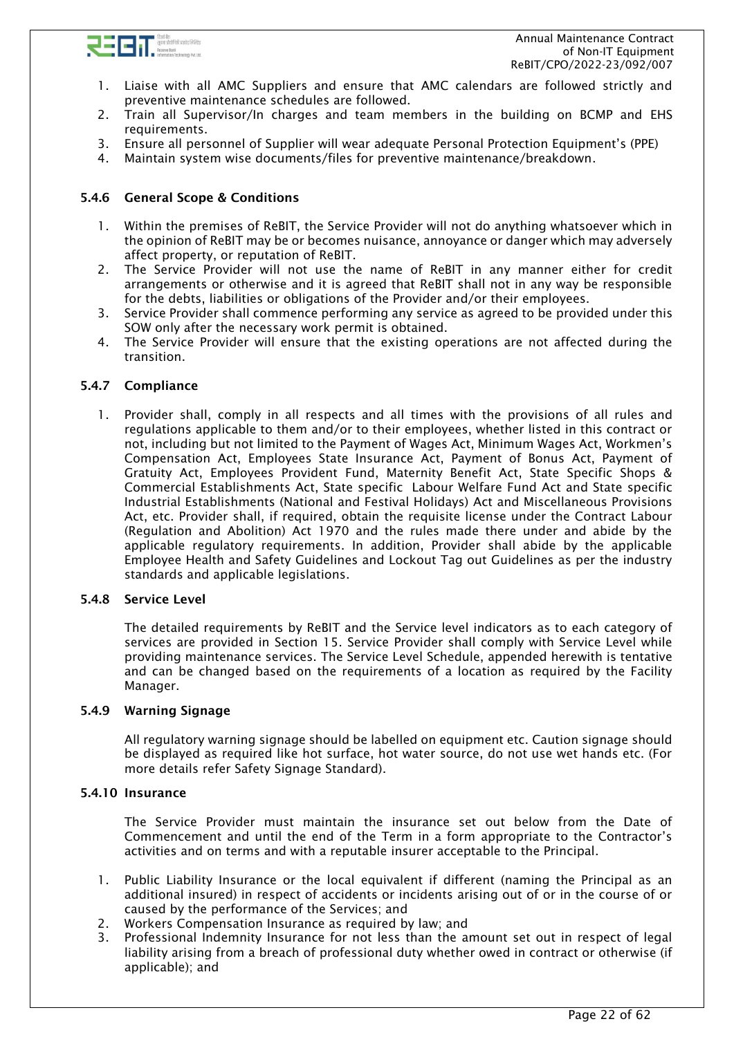1. Liaise with all AMC Suppliers and ensure that AMC calendars are followed strictly and preventive maintenance schedules are followed.
2. Train all Supervisor/In charges and team members in the building on BCMP and EHS requirements.
3. Ensure all personnel of Supplier will wear adequate Personal Protection Equipment's (PPE)
4. Maintain system wise documents/files for preventive maintenance/breakdown.

#### 5.4.6 General Scope & Conditions

1. Within the premises of ReBIT, the Service Provider will not do anything whatsoever which in the opinion of ReBIT may be or becomes nuisance, annoyance or danger which may adversely affect property, or reputation of ReBIT.
2. The Service Provider will not use the name of ReBIT in any manner either for credit arrangements or otherwise and it is agreed that ReBIT shall not in any way be responsible for the debts, liabilities or obligations of the Provider and/or their employees.
3. Service Provider shall commence performing any service as agreed to be provided under this SOW only after the necessary work permit is obtained.
4. The Service Provider will ensure that the existing operations are not affected during the transition.

#### 5.4.7 Compliance

1. Provider shall, comply in all respects and all times with the provisions of all rules and regulations applicable to them and/or to their employees, whether listed in this contract or not, including but not limited to the Payment of Wages Act, Minimum Wages Act, Workmen's Compensation Act, Employees State Insurance Act, Payment of Bonus Act, Payment of Gratuity Act, Employees Provident Fund, Maternity Benefit Act, State Specific Shops & Commercial Establishments Act, State specific Labour Welfare Fund Act and State specific Industrial Establishments (National and Festival Holidays) Act and Miscellaneous Provisions Act, etc. Provider shall, if required, obtain the requisite license under the Contract Labour (Regulation and Abolition) Act 1970 and the rules made there under and abide by the applicable regulatory requirements. In addition, Provider shall abide by the applicable Employee Health and Safety Guidelines and Lockout Tag out Guidelines as per the industry standards and applicable legislations.

#### 5.4.8 Service Level

The detailed requirements by ReBIT and the Service level indicators as to each category of services are provided in Section 15. Service Provider shall comply with Service Level while providing maintenance services. The Service Level Schedule, appended herewith is tentative and can be changed based on the requirements of a location as required by the Facility Manager.

#### 5.4.9 Warning Signage

All regulatory warning signage should be labelled on equipment etc. Caution signage should be displayed as required like hot surface, hot water source, do not use wet hands etc. (For more details refer Safety Signage Standard).

#### 5.4.10 Insurance

The Service Provider must maintain the insurance set out below from the Date of Commencement and until the end of the Term in a form appropriate to the Contractor's activities and on terms and with a reputable insurer acceptable to the Principal.

1. Public Liability Insurance or the local equivalent if different (naming the Principal as an additional insured) in respect of accidents or incidents arising out of or in the course of or caused by the performance of the Services; and
2. Workers Compensation Insurance as required by law; and
3. Professional Indemnity Insurance for not less than the amount set out in respect of legal liability arising from a breach of professional duty whether owed in contract or otherwise (if applicable); and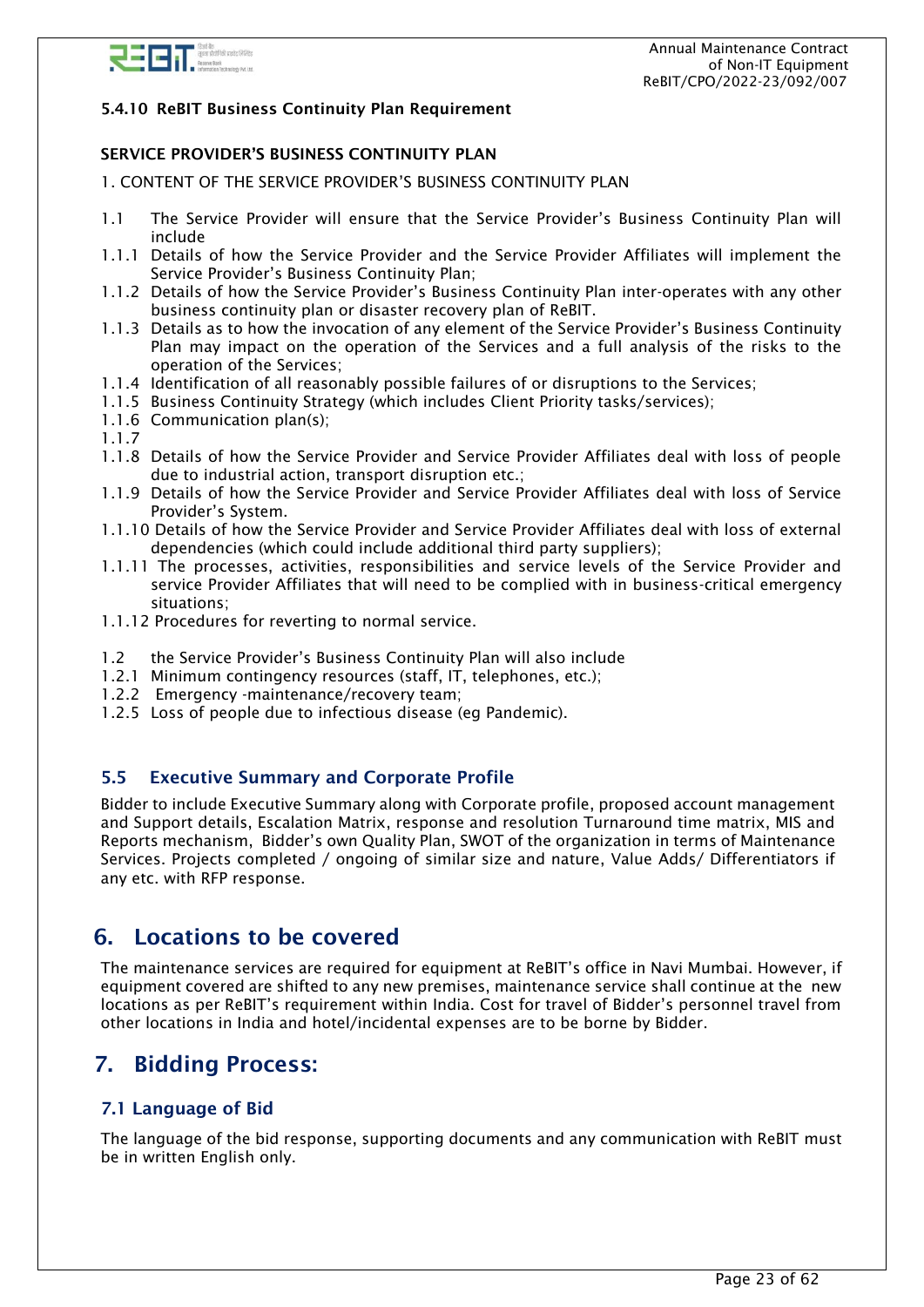#### 5.4.10 ReBIT Business Continuity Plan Requirement

**SERVICE PROVIDER'S BUSINESS CONTINUITY PLAN**

1. CONTENT OF THE SERVICE PROVIDER'S BUSINESS CONTINUITY PLAN

1.1 The Service Provider will ensure that the Service Provider's Business Continuity Plan will include

1.1.1 Details of how the Service Provider and the Service Provider Affiliates will implement the Service Provider's Business Continuity Plan;

1.1.2 Details of how the Service Provider's Business Continuity Plan inter-operates with any other business continuity plan or disaster recovery plan of ReBIT.

1.1.3 Details as to how the invocation of any element of the Service Provider's Business Continuity Plan may impact on the operation of the Services and a full analysis of the risks to the operation of the Services;

1.1.4 Identification of all reasonably possible failures of or disruptions to the Services;

1.1.5 Business Continuity Strategy (which includes Client Priority tasks/services);

1.1.6 Communication plan(s);

1.1.7

1.1.8 Details of how the Service Provider and Service Provider Affiliates deal with loss of people due to industrial action, transport disruption etc.;

1.1.9 Details of how the Service Provider and Service Provider Affiliates deal with loss of Service Provider's System.

1.1.10 Details of how the Service Provider and Service Provider Affiliates deal with loss of external dependencies (which could include additional third party suppliers);

1.1.11 The processes, activities, responsibilities and service levels of the Service Provider and service Provider Affiliates that will need to be complied with in business-critical emergency situations;

1.1.12 Procedures for reverting to normal service.

1.2 the Service Provider's Business Continuity Plan will also include

1.2.1 Minimum contingency resources (staff, IT, telephones, etc.);

1.2.2 Emergency -maintenance/recovery team;

1.2.5 Loss of people due to infectious disease (eg Pandemic).

### 5.5 Executive Summary and Corporate Profile

Bidder to include Executive Summary along with Corporate profile, proposed account management and Support details, Escalation Matrix, response and resolution Turnaround time matrix, MIS and Reports mechanism, Bidder's own Quality Plan, SWOT of the organization in terms of Maintenance Services. Projects completed / ongoing of similar size and nature, Value Adds/ Differentiators if any etc. with RFP response.

## 6. Locations to be covered

The maintenance services are required for equipment at ReBIT's office in Navi Mumbai. However, if equipment covered are shifted to any new premises, maintenance service shall continue at the new locations as per ReBIT's requirement within India. Cost for travel of Bidder's personnel travel from other locations in India and hotel/incidental expenses are to be borne by Bidder.

## 7. Bidding Process:

### 7.1 Language of Bid

The language of the bid response, supporting documents and any communication with ReBIT must be in written English only.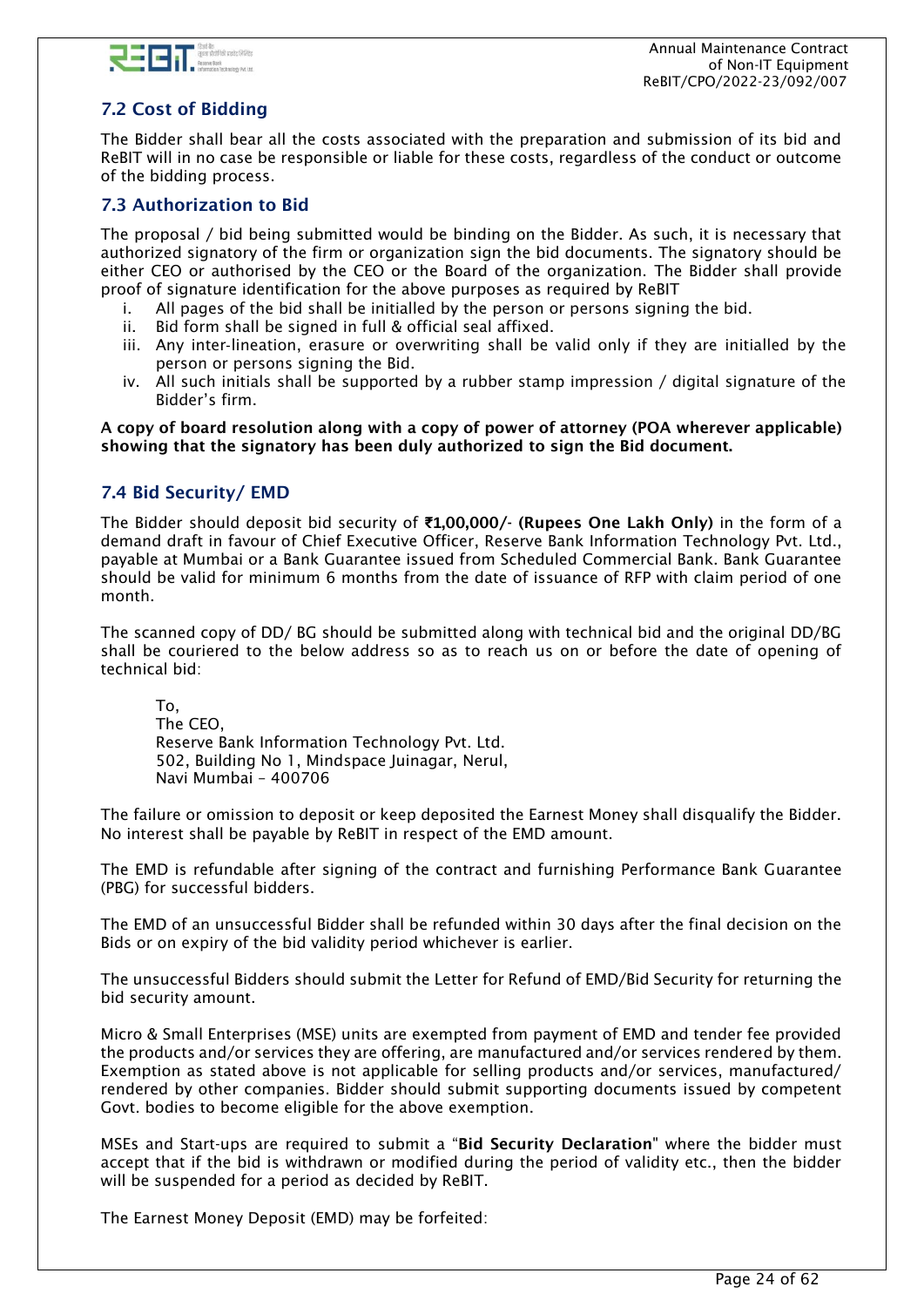## 7.2 Cost of Bidding

The Bidder shall bear all the costs associated with the preparation and submission of its bid and ReBIT will in no case be responsible or liable for these costs, regardless of the conduct or outcome of the bidding process.

## 7.3 Authorization to Bid

The proposal / bid being submitted would be binding on the Bidder. As such, it is necessary that authorized signatory of the firm or organization sign the bid documents. The signatory should be either CEO or authorised by the CEO or the Board of the organization. The Bidder shall provide proof of signature identification for the above purposes as required by ReBIT

i. All pages of the bid shall be initialled by the person or persons signing the bid.
ii. Bid form shall be signed in full & official seal affixed.
iii. Any inter-lineation, erasure or overwriting shall be valid only if they are initialled by the person or persons signing the Bid.
iv. All such initials shall be supported by a rubber stamp impression / digital signature of the Bidder's firm.

**A copy of board resolution along with a copy of power of attorney (POA wherever applicable) showing that the signatory has been duly authorized to sign the Bid document.**

## 7.4 Bid Security/ EMD

The Bidder should deposit bid security of **₹1,00,000/- (Rupees One Lakh Only)** in the form of a demand draft in favour of Chief Executive Officer, Reserve Bank Information Technology Pvt. Ltd., payable at Mumbai or a Bank Guarantee issued from Scheduled Commercial Bank. Bank Guarantee should be valid for minimum 6 months from the date of issuance of RFP with claim period of one month.

The scanned copy of DD/ BG should be submitted along with technical bid and the original DD/BG shall be couriered to the below address so as to reach us on or before the date of opening of technical bid:

To,
The CEO,
Reserve Bank Information Technology Pvt. Ltd.
502, Building No 1, Mindspace Juinagar, Nerul,
Navi Mumbai – 400706

The failure or omission to deposit or keep deposited the Earnest Money shall disqualify the Bidder. No interest shall be payable by ReBIT in respect of the EMD amount.

The EMD is refundable after signing of the contract and furnishing Performance Bank Guarantee (PBG) for successful bidders.

The EMD of an unsuccessful Bidder shall be refunded within 30 days after the final decision on the Bids or on expiry of the bid validity period whichever is earlier.

The unsuccessful Bidders should submit the Letter for Refund of EMD/Bid Security for returning the bid security amount.

Micro & Small Enterprises (MSE) units are exempted from payment of EMD and tender fee provided the products and/or services they are offering, are manufactured and/or services rendered by them. Exemption as stated above is not applicable for selling products and/or services, manufactured/ rendered by other companies. Bidder should submit supporting documents issued by competent Govt. bodies to become eligible for the above exemption.

MSEs and Start-ups are required to submit a "**Bid Security Declaration**" where the bidder must accept that if the bid is withdrawn or modified during the period of validity etc., then the bidder will be suspended for a period as decided by ReBIT.

The Earnest Money Deposit (EMD) may be forfeited: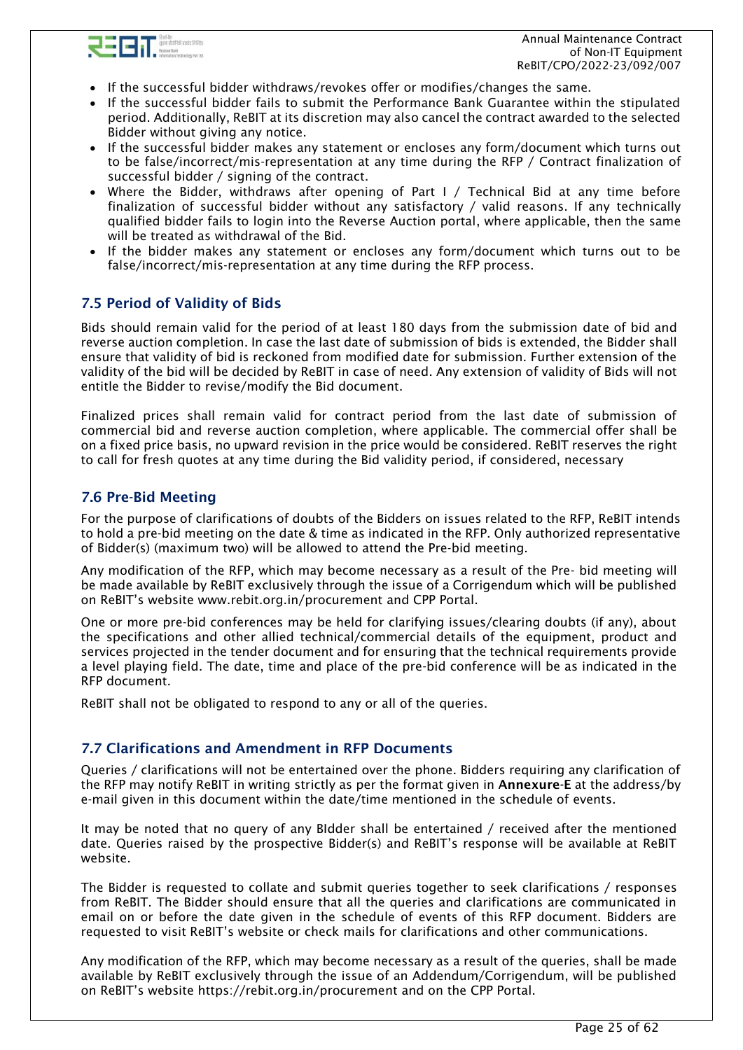- If the successful bidder withdraws/revokes offer or modifies/changes the same.
- If the successful bidder fails to submit the Performance Bank Guarantee within the stipulated period. Additionally, ReBIT at its discretion may also cancel the contract awarded to the selected Bidder without giving any notice.
- If the successful bidder makes any statement or encloses any form/document which turns out to be false/incorrect/mis-representation at any time during the RFP / Contract finalization of successful bidder / signing of the contract.
- Where the Bidder, withdraws after opening of Part I / Technical Bid at any time before finalization of successful bidder without any satisfactory / valid reasons. If any technically qualified bidder fails to login into the Reverse Auction portal, where applicable, then the same will be treated as withdrawal of the Bid.
- If the bidder makes any statement or encloses any form/document which turns out to be false/incorrect/mis-representation at any time during the RFP process.

## 7.5 Period of Validity of Bids

Bids should remain valid for the period of at least 180 days from the submission date of bid and reverse auction completion. In case the last date of submission of bids is extended, the Bidder shall ensure that validity of bid is reckoned from modified date for submission. Further extension of the validity of the bid will be decided by ReBIT in case of need. Any extension of validity of Bids will not entitle the Bidder to revise/modify the Bid document.

Finalized prices shall remain valid for contract period from the last date of submission of commercial bid and reverse auction completion, where applicable. The commercial offer shall be on a fixed price basis, no upward revision in the price would be considered. ReBIT reserves the right to call for fresh quotes at any time during the Bid validity period, if considered, necessary

## 7.6 Pre-Bid Meeting

For the purpose of clarifications of doubts of the Bidders on issues related to the RFP, ReBIT intends to hold a pre-bid meeting on the date & time as indicated in the RFP. Only authorized representative of Bidder(s) (maximum two) will be allowed to attend the Pre-bid meeting.

Any modification of the RFP, which may become necessary as a result of the Pre- bid meeting will be made available by ReBIT exclusively through the issue of a Corrigendum which will be published on ReBIT's website www.rebit.org.in/procurement and CPP Portal.

One or more pre-bid conferences may be held for clarifying issues/clearing doubts (if any), about the specifications and other allied technical/commercial details of the equipment, product and services projected in the tender document and for ensuring that the technical requirements provide a level playing field. The date, time and place of the pre-bid conference will be as indicated in the RFP document.

ReBIT shall not be obligated to respond to any or all of the queries.

## 7.7 Clarifications and Amendment in RFP Documents

Queries / clarifications will not be entertained over the phone. Bidders requiring any clarification of the RFP may notify ReBIT in writing strictly as per the format given in **Annexure-E** at the address/by e-mail given in this document within the date/time mentioned in the schedule of events.

It may be noted that no query of any BIdder shall be entertained / received after the mentioned date. Queries raised by the prospective Bidder(s) and ReBIT's response will be available at ReBIT website.

The Bidder is requested to collate and submit queries together to seek clarifications / responses from ReBIT. The Bidder should ensure that all the queries and clarifications are communicated in email on or before the date given in the schedule of events of this RFP document. Bidders are requested to visit ReBIT's website or check mails for clarifications and other communications.

Any modification of the RFP, which may become necessary as a result of the queries, shall be made available by ReBIT exclusively through the issue of an Addendum/Corrigendum, will be published on ReBIT's website https://rebit.org.in/procurement and on the CPP Portal.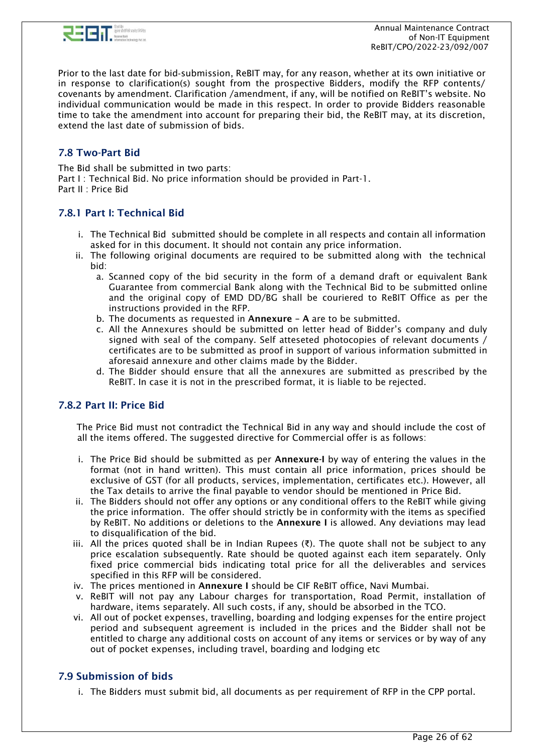Prior to the last date for bid-submission, ReBIT may, for any reason, whether at its own initiative or in response to clarification(s) sought from the prospective Bidders, modify the RFP contents/ covenants by amendment. Clarification /amendment, if any, will be notified on ReBIT's website. No individual communication would be made in this respect. In order to provide Bidders reasonable time to take the amendment into account for preparing their bid, the ReBIT may, at its discretion, extend the last date of submission of bids.

## 7.8 Two-Part Bid

The Bid shall be submitted in two parts:
Part I : Technical Bid. No price information should be provided in Part-1.
Part II : Price Bid

### 7.8.1 Part I: Technical Bid

i. The Technical Bid submitted should be complete in all respects and contain all information asked for in this document. It should not contain any price information.
ii. The following original documents are required to be submitted along with the technical bid:
   a. Scanned copy of the bid security in the form of a demand draft or equivalent Bank Guarantee from commercial Bank along with the Technical Bid to be submitted online and the original copy of EMD DD/BG shall be couriered to ReBIT Office as per the instructions provided in the RFP.
   b. The documents as requested in **Annexure – A** are to be submitted.
   c. All the Annexures should be submitted on letter head of Bidder's company and duly signed with seal of the company. Self atteseted photocopies of relevant documents / certificates are to be submitted as proof in support of various information submitted in aforesaid annexure and other claims made by the Bidder.
   d. The Bidder should ensure that all the annexures are submitted as prescribed by the ReBIT. In case it is not in the prescribed format, it is liable to be rejected.

### 7.8.2 Part II: Price Bid

The Price Bid must not contradict the Technical Bid in any way and should include the cost of all the items offered. The suggested directive for Commercial offer is as follows:

i. The Price Bid should be submitted as per **Annexure-I** by way of entering the values in the format (not in hand written). This must contain all price information, prices should be exclusive of GST (for all products, services, implementation, certificates etc.). However, all the Tax details to arrive the final payable to vendor should be mentioned in Price Bid.
ii. The Bidders should not offer any options or any conditional offers to the ReBIT while giving the price information. The offer should strictly be in conformity with the items as specified by ReBIT. No additions or deletions to the **Annexure I** is allowed. Any deviations may lead to disqualification of the bid.
iii. All the prices quoted shall be in Indian Rupees (₹). The quote shall not be subject to any price escalation subsequently. Rate should be quoted against each item separately. Only fixed price commercial bids indicating total price for all the deliverables and services specified in this RFP will be considered.
iv. The prices mentioned in **Annexure I** should be CIF ReBIT office, Navi Mumbai.
v. ReBIT will not pay any Labour charges for transportation, Road Permit, installation of hardware, items separately. All such costs, if any, should be absorbed in the TCO.
vi. All out of pocket expenses, travelling, boarding and lodging expenses for the entire project period and subsequent agreement is included in the prices and the Bidder shall not be entitled to charge any additional costs on account of any items or services or by way of any out of pocket expenses, including travel, boarding and lodging etc

## 7.9 Submission of bids

i. The Bidders must submit bid, all documents as per requirement of RFP in the CPP portal.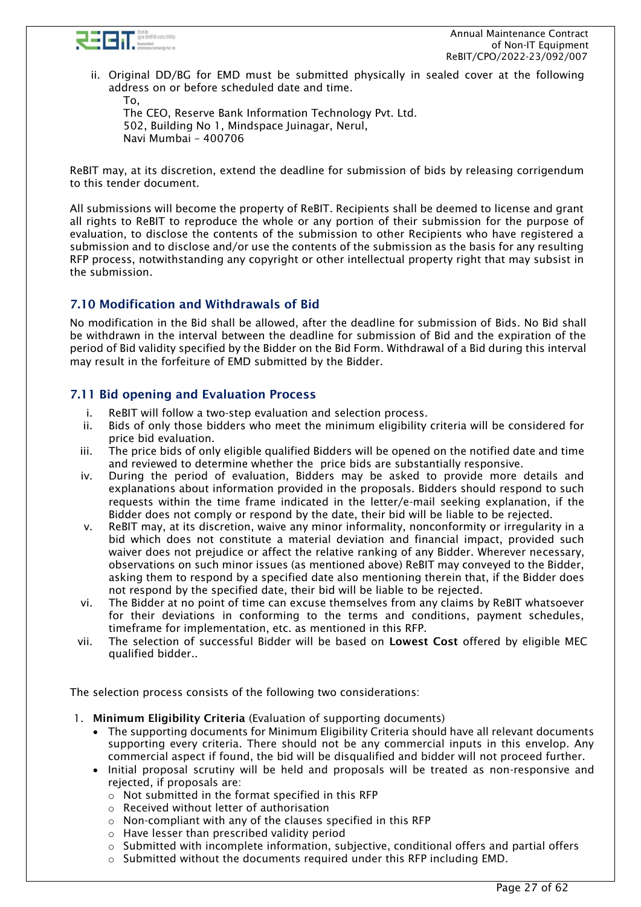ii. Original DD/BG for EMD must be submitted physically in sealed cover at the following address on or before scheduled date and time.

To,
The CEO, Reserve Bank Information Technology Pvt. Ltd.
502, Building No 1, Mindspace Juinagar, Nerul,
Navi Mumbai – 400706

ReBIT may, at its discretion, extend the deadline for submission of bids by releasing corrigendum to this tender document.

All submissions will become the property of ReBIT. Recipients shall be deemed to license and grant all rights to ReBIT to reproduce the whole or any portion of their submission for the purpose of evaluation, to disclose the contents of the submission to other Recipients who have registered a submission and to disclose and/or use the contents of the submission as the basis for any resulting RFP process, notwithstanding any copyright or other intellectual property right that may subsist in the submission.

## 7.10 Modification and Withdrawals of Bid

No modification in the Bid shall be allowed, after the deadline for submission of Bids. No Bid shall be withdrawn in the interval between the deadline for submission of Bid and the expiration of the period of Bid validity specified by the Bidder on the Bid Form. Withdrawal of a Bid during this interval may result in the forfeiture of EMD submitted by the Bidder.

## 7.11 Bid opening and Evaluation Process

i. ReBIT will follow a two-step evaluation and selection process.
ii. Bids of only those bidders who meet the minimum eligibility criteria will be considered for price bid evaluation.
iii. The price bids of only eligible qualified Bidders will be opened on the notified date and time and reviewed to determine whether the price bids are substantially responsive.
iv. During the period of evaluation, Bidders may be asked to provide more details and explanations about information provided in the proposals. Bidders should respond to such requests within the time frame indicated in the letter/e-mail seeking explanation, if the Bidder does not comply or respond by the date, their bid will be liable to be rejected.
v. ReBIT may, at its discretion, waive any minor informality, nonconformity or irregularity in a bid which does not constitute a material deviation and financial impact, provided such waiver does not prejudice or affect the relative ranking of any Bidder. Wherever necessary, observations on such minor issues (as mentioned above) ReBIT may conveyed to the Bidder, asking them to respond by a specified date also mentioning therein that, if the Bidder does not respond by the specified date, their bid will be liable to be rejected.
vi. The Bidder at no point of time can excuse themselves from any claims by ReBIT whatsoever for their deviations in conforming to the terms and conditions, payment schedules, timeframe for implementation, etc. as mentioned in this RFP.
vii. The selection of successful Bidder will be based on **Lowest Cost** offered by eligible MEC qualified bidder..

The selection process consists of the following two considerations:

1. **Minimum Eligibility Criteria** (Evaluation of supporting documents)
    - The supporting documents for Minimum Eligibility Criteria should have all relevant documents supporting every criteria. There should not be any commercial inputs in this envelop. Any commercial aspect if found, the bid will be disqualified and bidder will not proceed further.
    - Initial proposal scrutiny will be held and proposals will be treated as non-responsive and rejected, if proposals are:
        - Not submitted in the format specified in this RFP
        - Received without letter of authorisation
        - Non-compliant with any of the clauses specified in this RFP
        - Have lesser than prescribed validity period
        - Submitted with incomplete information, subjective, conditional offers and partial offers
        - Submitted without the documents required under this RFP including EMD.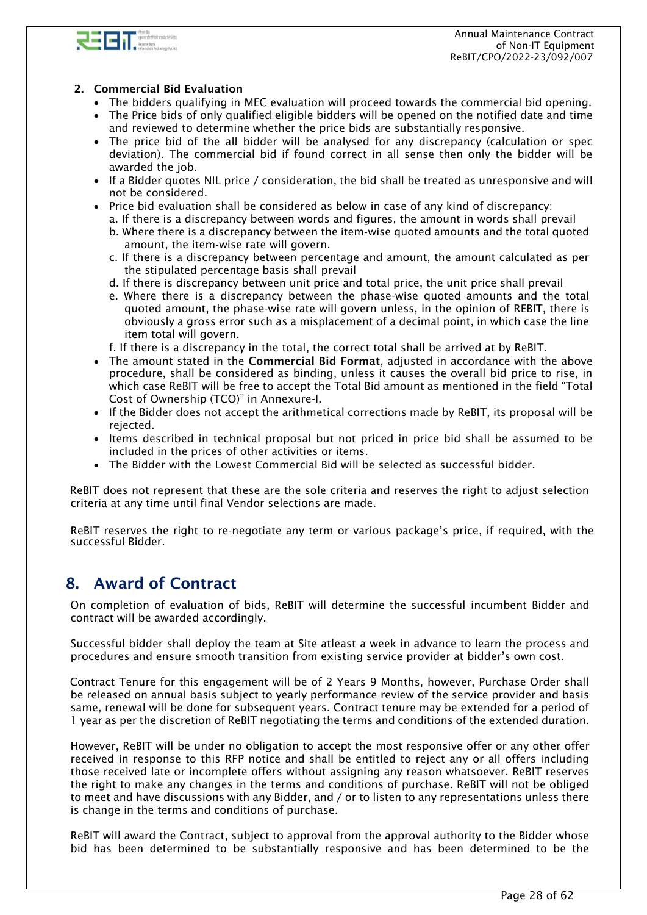2. **Commercial Bid Evaluation**
    - The bidders qualifying in MEC evaluation will proceed towards the commercial bid opening.
    - The Price bids of only qualified eligible bidders will be opened on the notified date and time and reviewed to determine whether the price bids are substantially responsive.
    - The price bid of the all bidder will be analysed for any discrepancy (calculation or spec deviation). The commercial bid if found correct in all sense then only the bidder will be awarded the job.
    - If a Bidder quotes NIL price / consideration, the bid shall be treated as unresponsive and will not be considered.
    - Price bid evaluation shall be considered as below in case of any kind of discrepancy:
        a. If there is a discrepancy between words and figures, the amount in words shall prevail
        b. Where there is a discrepancy between the item-wise quoted amounts and the total quoted amount, the item-wise rate will govern.
        c. If there is a discrepancy between percentage and amount, the amount calculated as per the stipulated percentage basis shall prevail
        d. If there is discrepancy between unit price and total price, the unit price shall prevail
        e. Where there is a discrepancy between the phase-wise quoted amounts and the total quoted amount, the phase-wise rate will govern unless, in the opinion of REBIT, there is obviously a gross error such as a misplacement of a decimal point, in which case the line item total will govern.
        f. If there is a discrepancy in the total, the correct total shall be arrived at by ReBIT.
    - The amount stated in the **Commercial Bid Format**, adjusted in accordance with the above procedure, shall be considered as binding, unless it causes the overall bid price to rise, in which case ReBIT will be free to accept the Total Bid amount as mentioned in the field "Total Cost of Ownership (TCO)" in Annexure-I.
    - If the Bidder does not accept the arithmetical corrections made by ReBIT, its proposal will be rejected.
    - Items described in technical proposal but not priced in price bid shall be assumed to be included in the prices of other activities or items.
    - The Bidder with the Lowest Commercial Bid will be selected as successful bidder.

ReBIT does not represent that these are the sole criteria and reserves the right to adjust selection criteria at any time until final Vendor selections are made.

ReBIT reserves the right to re-negotiate any term or various package's price, if required, with the successful Bidder.

## 8. Award of Contract

On completion of evaluation of bids, ReBIT will determine the successful incumbent Bidder and contract will be awarded accordingly.

Successful bidder shall deploy the team at Site atleast a week in advance to learn the process and procedures and ensure smooth transition from existing service provider at bidder's own cost.

Contract Tenure for this engagement will be of 2 Years 9 Months, however, Purchase Order shall be released on annual basis subject to yearly performance review of the service provider and basis same, renewal will be done for subsequent years. Contract tenure may be extended for a period of 1 year as per the discretion of ReBIT negotiating the terms and conditions of the extended duration.

However, ReBIT will be under no obligation to accept the most responsive offer or any other offer received in response to this RFP notice and shall be entitled to reject any or all offers including those received late or incomplete offers without assigning any reason whatsoever. ReBIT reserves the right to make any changes in the terms and conditions of purchase. ReBIT will not be obliged to meet and have discussions with any Bidder, and / or to listen to any representations unless there is change in the terms and conditions of purchase.

ReBIT will award the Contract, subject to approval from the approval authority to the Bidder whose bid has been determined to be substantially responsive and has been determined to be the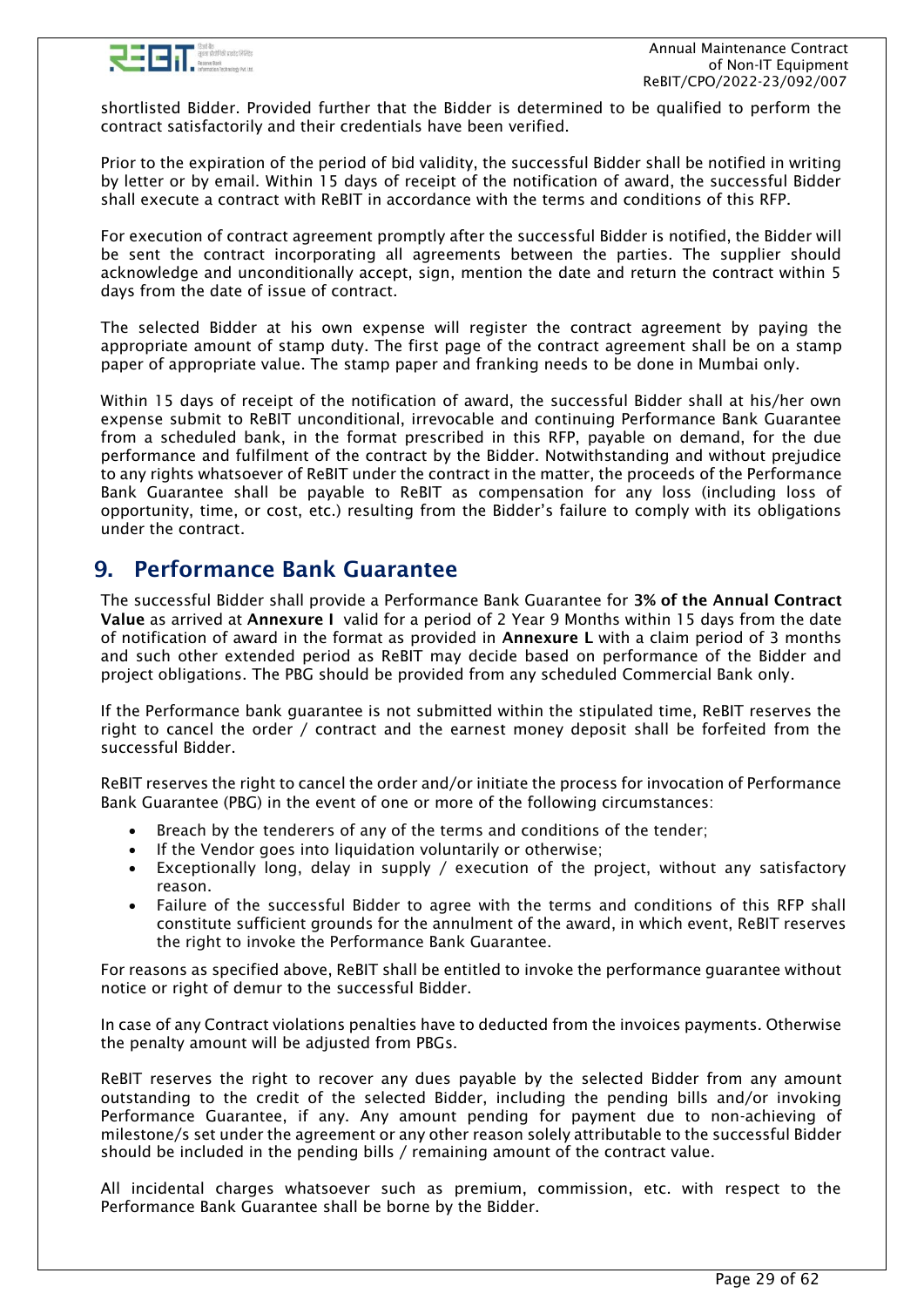shortlisted Bidder. Provided further that the Bidder is determined to be qualified to perform the contract satisfactorily and their credentials have been verified.

Prior to the expiration of the period of bid validity, the successful Bidder shall be notified in writing by letter or by email. Within 15 days of receipt of the notification of award, the successful Bidder shall execute a contract with ReBIT in accordance with the terms and conditions of this RFP.

For execution of contract agreement promptly after the successful Bidder is notified, the Bidder will be sent the contract incorporating all agreements between the parties. The supplier should acknowledge and unconditionally accept, sign, mention the date and return the contract within 5 days from the date of issue of contract.

The selected Bidder at his own expense will register the contract agreement by paying the appropriate amount of stamp duty. The first page of the contract agreement shall be on a stamp paper of appropriate value. The stamp paper and franking needs to be done in Mumbai only.

Within 15 days of receipt of the notification of award, the successful Bidder shall at his/her own expense submit to ReBIT unconditional, irrevocable and continuing Performance Bank Guarantee from a scheduled bank, in the format prescribed in this RFP, payable on demand, for the due performance and fulfilment of the contract by the Bidder. Notwithstanding and without prejudice to any rights whatsoever of ReBIT under the contract in the matter, the proceeds of the Performance Bank Guarantee shall be payable to ReBIT as compensation for any loss (including loss of opportunity, time, or cost, etc.) resulting from the Bidder's failure to comply with its obligations under the contract.

## 9. Performance Bank Guarantee

The successful Bidder shall provide a Performance Bank Guarantee for **3% of the Annual Contract Value** as arrived at **Annexure I** valid for a period of 2 Year 9 Months within 15 days from the date of notification of award in the format as provided in **Annexure L** with a claim period of 3 months and such other extended period as ReBIT may decide based on performance of the Bidder and project obligations. The PBG should be provided from any scheduled Commercial Bank only.

If the Performance bank guarantee is not submitted within the stipulated time, ReBIT reserves the right to cancel the order / contract and the earnest money deposit shall be forfeited from the successful Bidder.

ReBIT reserves the right to cancel the order and/or initiate the process for invocation of Performance Bank Guarantee (PBG) in the event of one or more of the following circumstances:

- Breach by the tenderers of any of the terms and conditions of the tender;
- If the Vendor goes into liquidation voluntarily or otherwise;
- Exceptionally long, delay in supply / execution of the project, without any satisfactory reason.
- Failure of the successful Bidder to agree with the terms and conditions of this RFP shall constitute sufficient grounds for the annulment of the award, in which event, ReBIT reserves the right to invoke the Performance Bank Guarantee.

For reasons as specified above, ReBIT shall be entitled to invoke the performance guarantee without notice or right of demur to the successful Bidder.

In case of any Contract violations penalties have to deducted from the invoices payments. Otherwise the penalty amount will be adjusted from PBGs.

ReBIT reserves the right to recover any dues payable by the selected Bidder from any amount outstanding to the credit of the selected Bidder, including the pending bills and/or invoking Performance Guarantee, if any. Any amount pending for payment due to non-achieving of milestone/s set under the agreement or any other reason solely attributable to the successful Bidder should be included in the pending bills / remaining amount of the contract value.

All incidental charges whatsoever such as premium, commission, etc. with respect to the Performance Bank Guarantee shall be borne by the Bidder.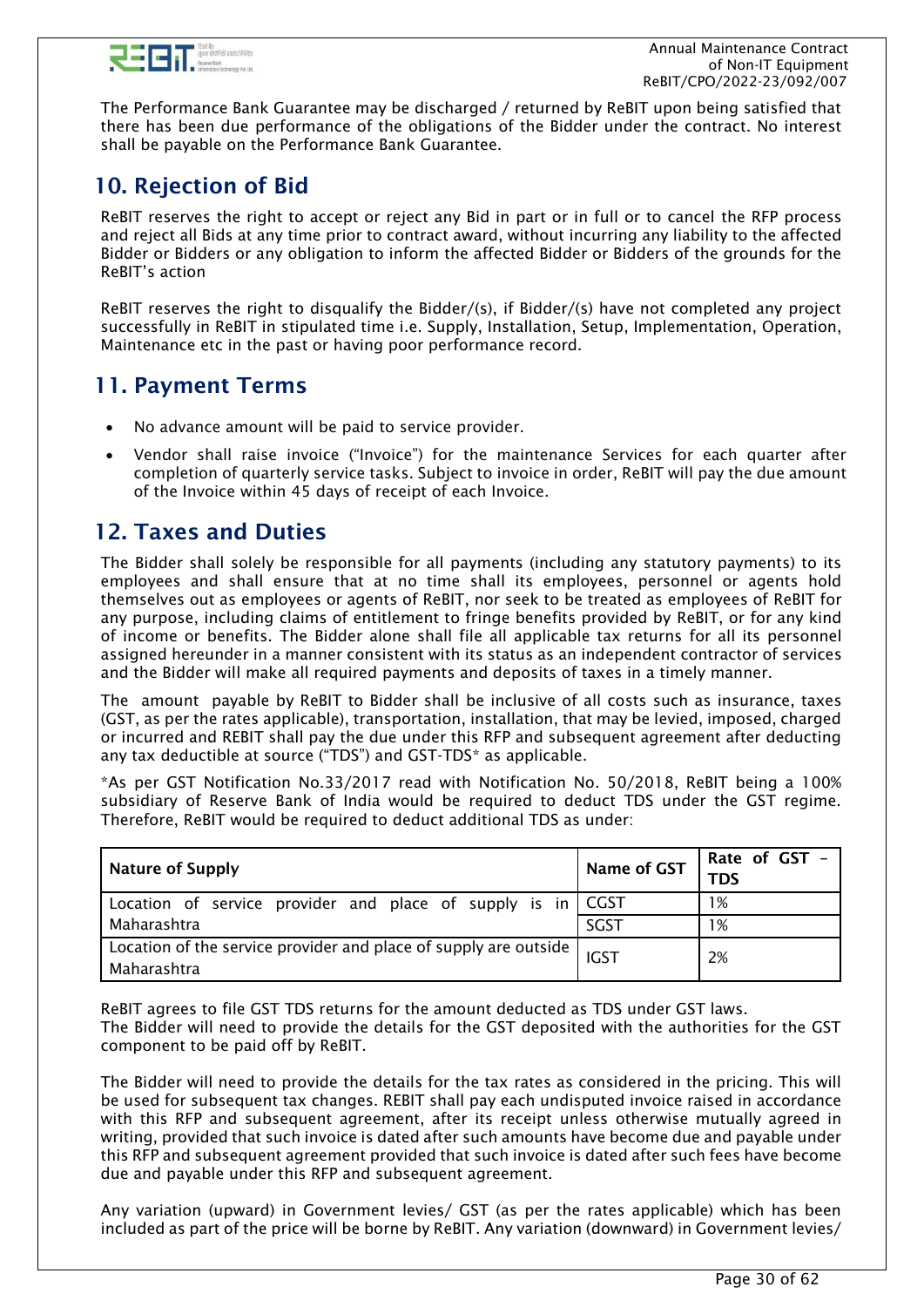The Performance Bank Guarantee may be discharged / returned by ReBIT upon being satisfied that there has been due performance of the obligations of the Bidder under the contract. No interest shall be payable on the Performance Bank Guarantee.

## 10. Rejection of Bid

ReBIT reserves the right to accept or reject any Bid in part or in full or to cancel the RFP process and reject all Bids at any time prior to contract award, without incurring any liability to the affected Bidder or Bidders or any obligation to inform the affected Bidder or Bidders of the grounds for the ReBIT's action

ReBIT reserves the right to disqualify the Bidder/(s), if Bidder/(s) have not completed any project successfully in ReBIT in stipulated time i.e. Supply, Installation, Setup, Implementation, Operation, Maintenance etc in the past or having poor performance record.

## 11. Payment Terms

- No advance amount will be paid to service provider.
- Vendor shall raise invoice ("Invoice") for the maintenance Services for each quarter after completion of quarterly service tasks. Subject to invoice in order, ReBIT will pay the due amount of the Invoice within 45 days of receipt of each Invoice.

## 12. Taxes and Duties

The Bidder shall solely be responsible for all payments (including any statutory payments) to its employees and shall ensure that at no time shall its employees, personnel or agents hold themselves out as employees or agents of ReBIT, nor seek to be treated as employees of ReBIT for any purpose, including claims of entitlement to fringe benefits provided by ReBIT, or for any kind of income or benefits. The Bidder alone shall file all applicable tax returns for all its personnel assigned hereunder in a manner consistent with its status as an independent contractor of services and the Bidder will make all required payments and deposits of taxes in a timely manner.

The amount payable by ReBIT to Bidder shall be inclusive of all costs such as insurance, taxes (GST, as per the rates applicable), transportation, installation, that may be levied, imposed, charged or incurred and REBIT shall pay the due under this RFP and subsequent agreement after deducting any tax deductible at source ("TDS") and GST-TDS* as applicable.

*As per GST Notification No.33/2017 read with Notification No. 50/2018, ReBIT being a 100% subsidiary of Reserve Bank of India would be required to deduct TDS under the GST regime. Therefore, ReBIT would be required to deduct additional TDS as under:

| Nature of Supply | Name of GST | Rate of GST – TDS |
|---|---|---|
| Location of service provider and place of supply is in Maharashtra | CGST | 1% |
| | SGST | 1% |
| Location of the service provider and place of supply are outside Maharashtra | IGST | 2% |

ReBIT agrees to file GST TDS returns for the amount deducted as TDS under GST laws.
The Bidder will need to provide the details for the GST deposited with the authorities for the GST component to be paid off by ReBIT.

The Bidder will need to provide the details for the tax rates as considered in the pricing. This will be used for subsequent tax changes. REBIT shall pay each undisputed invoice raised in accordance with this RFP and subsequent agreement, after its receipt unless otherwise mutually agreed in writing, provided that such invoice is dated after such amounts have become due and payable under this RFP and subsequent agreement provided that such invoice is dated after such fees have become due and payable under this RFP and subsequent agreement.

Any variation (upward) in Government levies/ GST (as per the rates applicable) which has been included as part of the price will be borne by ReBIT. Any variation (downward) in Government levies/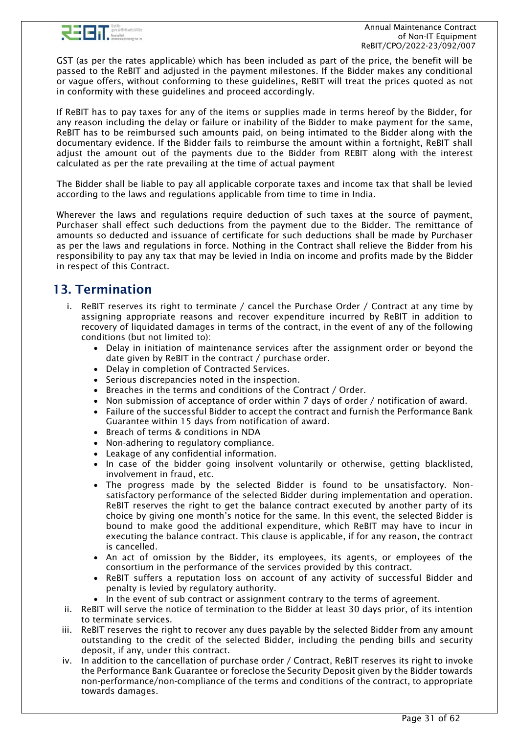GST (as per the rates applicable) which has been included as part of the price, the benefit will be passed to the ReBIT and adjusted in the payment milestones. If the Bidder makes any conditional or vague offers, without conforming to these guidelines, ReBIT will treat the prices quoted as not in conformity with these guidelines and proceed accordingly.

If ReBIT has to pay taxes for any of the items or supplies made in terms hereof by the Bidder, for any reason including the delay or failure or inability of the Bidder to make payment for the same, ReBIT has to be reimbursed such amounts paid, on being intimated to the Bidder along with the documentary evidence. If the Bidder fails to reimburse the amount within a fortnight, ReBIT shall adjust the amount out of the payments due to the Bidder from REBIT along with the interest calculated as per the rate prevailing at the time of actual payment

The Bidder shall be liable to pay all applicable corporate taxes and income tax that shall be levied according to the laws and regulations applicable from time to time in India.

Wherever the laws and regulations require deduction of such taxes at the source of payment, Purchaser shall effect such deductions from the payment due to the Bidder. The remittance of amounts so deducted and issuance of certificate for such deductions shall be made by Purchaser as per the laws and regulations in force. Nothing in the Contract shall relieve the Bidder from his responsibility to pay any tax that may be levied in India on income and profits made by the Bidder in respect of this Contract.

## 13. Termination

i. ReBIT reserves its right to terminate / cancel the Purchase Order / Contract at any time by assigning appropriate reasons and recover expenditure incurred by ReBIT in addition to recovery of liquidated damages in terms of the contract, in the event of any of the following conditions (but not limited to):
   - Delay in initiation of maintenance services after the assignment order or beyond the date given by ReBIT in the contract / purchase order.
   - Delay in completion of Contracted Services.
   - Serious discrepancies noted in the inspection.
   - Breaches in the terms and conditions of the Contract / Order.
   - Non submission of acceptance of order within 7 days of order / notification of award.
   - Failure of the successful Bidder to accept the contract and furnish the Performance Bank Guarantee within 15 days from notification of award.
   - Breach of terms & conditions in NDA
   - Non-adhering to regulatory compliance.
   - Leakage of any confidential information.
   - In case of the bidder going insolvent voluntarily or otherwise, getting blacklisted, involvement in fraud, etc.
   - The progress made by the selected Bidder is found to be unsatisfactory. Non-satisfactory performance of the selected Bidder during implementation and operation. ReBIT reserves the right to get the balance contract executed by another party of its choice by giving one month's notice for the same. In this event, the selected Bidder is bound to make good the additional expenditure, which ReBIT may have to incur in executing the balance contract. This clause is applicable, if for any reason, the contract is cancelled.
   - An act of omission by the Bidder, its employees, its agents, or employees of the consortium in the performance of the services provided by this contract.
   - ReBIT suffers a reputation loss on account of any activity of successful Bidder and penalty is levied by regulatory authority.
   - In the event of sub contract or assignment contrary to the terms of agreement.

ii. ReBIT will serve the notice of termination to the Bidder at least 30 days prior, of its intention to terminate services.

iii. ReBIT reserves the right to recover any dues payable by the selected Bidder from any amount outstanding to the credit of the selected Bidder, including the pending bills and security deposit, if any, under this contract.

iv. In addition to the cancellation of purchase order / Contract, ReBIT reserves its right to invoke the Performance Bank Guarantee or foreclose the Security Deposit given by the Bidder towards non-performance/non-compliance of the terms and conditions of the contract, to appropriate towards damages.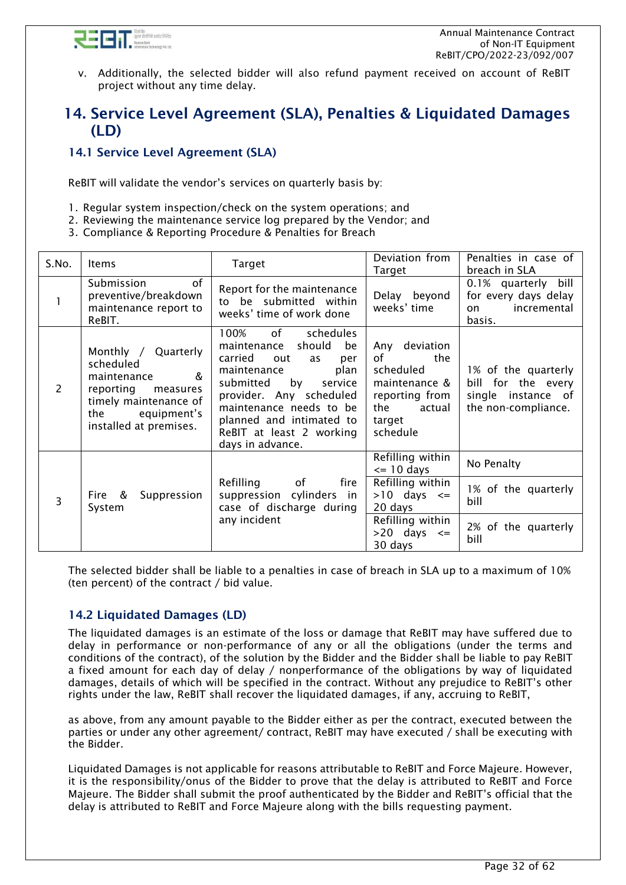v. Additionally, the selected bidder will also refund payment received on account of ReBIT project without any time delay.

## 14. Service Level Agreement (SLA), Penalties & Liquidated Damages (LD)

### 14.1 Service Level Agreement (SLA)

ReBIT will validate the vendor's services on quarterly basis by:

1. Regular system inspection/check on the system operations; and
2. Reviewing the maintenance service log prepared by the Vendor; and
3. Compliance & Reporting Procedure & Penalties for Breach

| S.No. | Items | Target | Deviation from Target | Penalties in case of breach in SLA |
|---|---|---|---|---|
| 1 | Submission of preventive/breakdown maintenance report to ReBIT. | Report for the maintenance to be submitted within weeks' time of work done | Delay beyond weeks' time | 0.1% quarterly bill for every days delay on incremental basis. |
| 2 | Monthly / Quarterly scheduled maintenance & reporting measures timely maintenance of the equipment's installed at premises. | 100% of schedules maintenance should be carried out as per maintenance plan submitted by service provider. Any scheduled maintenance needs to be planned and intimated to ReBIT at least 2 working days in advance. | Any deviation of the scheduled maintenance & reporting from the actual target schedule | 1% of the quarterly bill for the every single instance of the non-compliance. |
| 3 | Fire & Suppression System | Refilling of fire suppression cylinders in case of discharge during any incident | Refilling within <= 10 days | No Penalty |
| | | | Refilling within >10 days <= 20 days | 1% of the quarterly bill |
| | | | Refilling within >20 days <= 30 days | 2% of the quarterly bill |

The selected bidder shall be liable to a penalties in case of breach in SLA up to a maximum of 10% (ten percent) of the contract / bid value.

### 14.2 Liquidated Damages (LD)

The liquidated damages is an estimate of the loss or damage that ReBIT may have suffered due to delay in performance or non-performance of any or all the obligations (under the terms and conditions of the contract), of the solution by the Bidder and the Bidder shall be liable to pay ReBIT a fixed amount for each day of delay / nonperformance of the obligations by way of liquidated damages, details of which will be specified in the contract. Without any prejudice to ReBIT's other rights under the law, ReBIT shall recover the liquidated damages, if any, accruing to ReBIT,

as above, from any amount payable to the Bidder either as per the contract, executed between the parties or under any other agreement/ contract, ReBIT may have executed / shall be executing with the Bidder.

Liquidated Damages is not applicable for reasons attributable to ReBIT and Force Majeure. However, it is the responsibility/onus of the Bidder to prove that the delay is attributed to ReBIT and Force Majeure. The Bidder shall submit the proof authenticated by the Bidder and ReBIT's official that the delay is attributed to ReBIT and Force Majeure along with the bills requesting payment.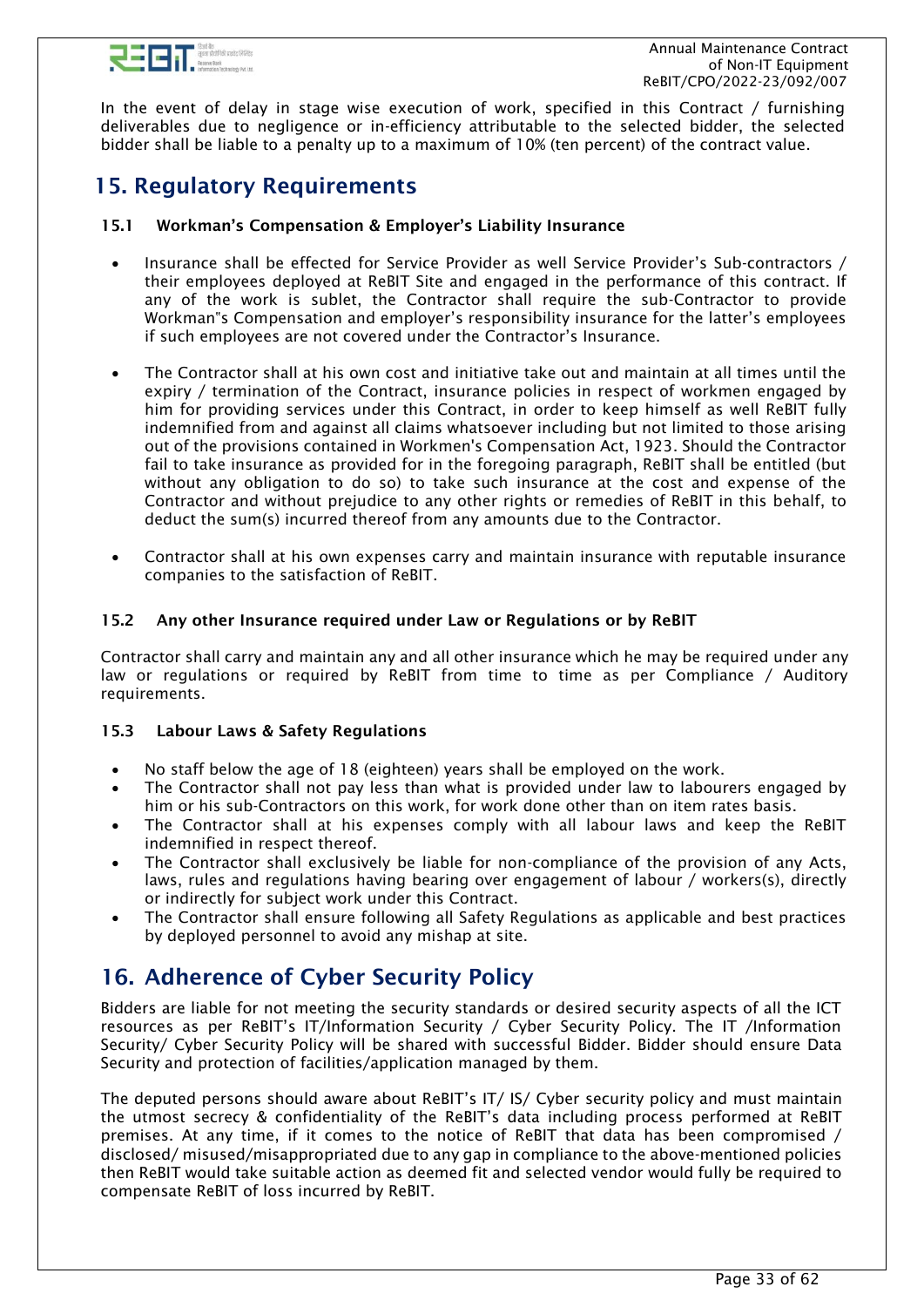In the event of delay in stage wise execution of work, specified in this Contract / furnishing deliverables due to negligence or in-efficiency attributable to the selected bidder, the selected bidder shall be liable to a penalty up to a maximum of 10% (ten percent) of the contract value.

# 15. Regulatory Requirements

### 15.1 Workman's Compensation & Employer's Liability Insurance

- Insurance shall be effected for Service Provider as well Service Provider's Sub-contractors / their employees deployed at ReBIT Site and engaged in the performance of this contract. If any of the work is sublet, the Contractor shall require the sub-Contractor to provide Workman"s Compensation and employer's responsibility insurance for the latter's employees if such employees are not covered under the Contractor's Insurance.

- The Contractor shall at his own cost and initiative take out and maintain at all times until the expiry / termination of the Contract, insurance policies in respect of workmen engaged by him for providing services under this Contract, in order to keep himself as well ReBIT fully indemnified from and against all claims whatsoever including but not limited to those arising out of the provisions contained in Workmen's Compensation Act, 1923. Should the Contractor fail to take insurance as provided for in the foregoing paragraph, ReBIT shall be entitled (but without any obligation to do so) to take such insurance at the cost and expense of the Contractor and without prejudice to any other rights or remedies of ReBIT in this behalf, to deduct the sum(s) incurred thereof from any amounts due to the Contractor.

- Contractor shall at his own expenses carry and maintain insurance with reputable insurance companies to the satisfaction of ReBIT.

### 15.2 Any other Insurance required under Law or Regulations or by ReBIT

Contractor shall carry and maintain any and all other insurance which he may be required under any law or regulations or required by ReBIT from time to time as per Compliance / Auditory requirements.

### 15.3 Labour Laws & Safety Regulations

- No staff below the age of 18 (eighteen) years shall be employed on the work.
- The Contractor shall not pay less than what is provided under law to labourers engaged by him or his sub-Contractors on this work, for work done other than on item rates basis.
- The Contractor shall at his expenses comply with all labour laws and keep the ReBIT indemnified in respect thereof.
- The Contractor shall exclusively be liable for non-compliance of the provision of any Acts, laws, rules and regulations having bearing over engagement of labour / workers(s), directly or indirectly for subject work under this Contract.
- The Contractor shall ensure following all Safety Regulations as applicable and best practices by deployed personnel to avoid any mishap at site.

# 16. Adherence of Cyber Security Policy

Bidders are liable for not meeting the security standards or desired security aspects of all the ICT resources as per ReBIT's IT/Information Security / Cyber Security Policy. The IT /Information Security/ Cyber Security Policy will be shared with successful Bidder. Bidder should ensure Data Security and protection of facilities/application managed by them.

The deputed persons should aware about ReBIT's IT/ IS/ Cyber security policy and must maintain the utmost secrecy & confidentiality of the ReBIT's data including process performed at ReBIT premises. At any time, if it comes to the notice of ReBIT that data has been compromised / disclosed/ misused/misappropriated due to any gap in compliance to the above-mentioned policies then ReBIT would take suitable action as deemed fit and selected vendor would fully be required to compensate ReBIT of loss incurred by ReBIT.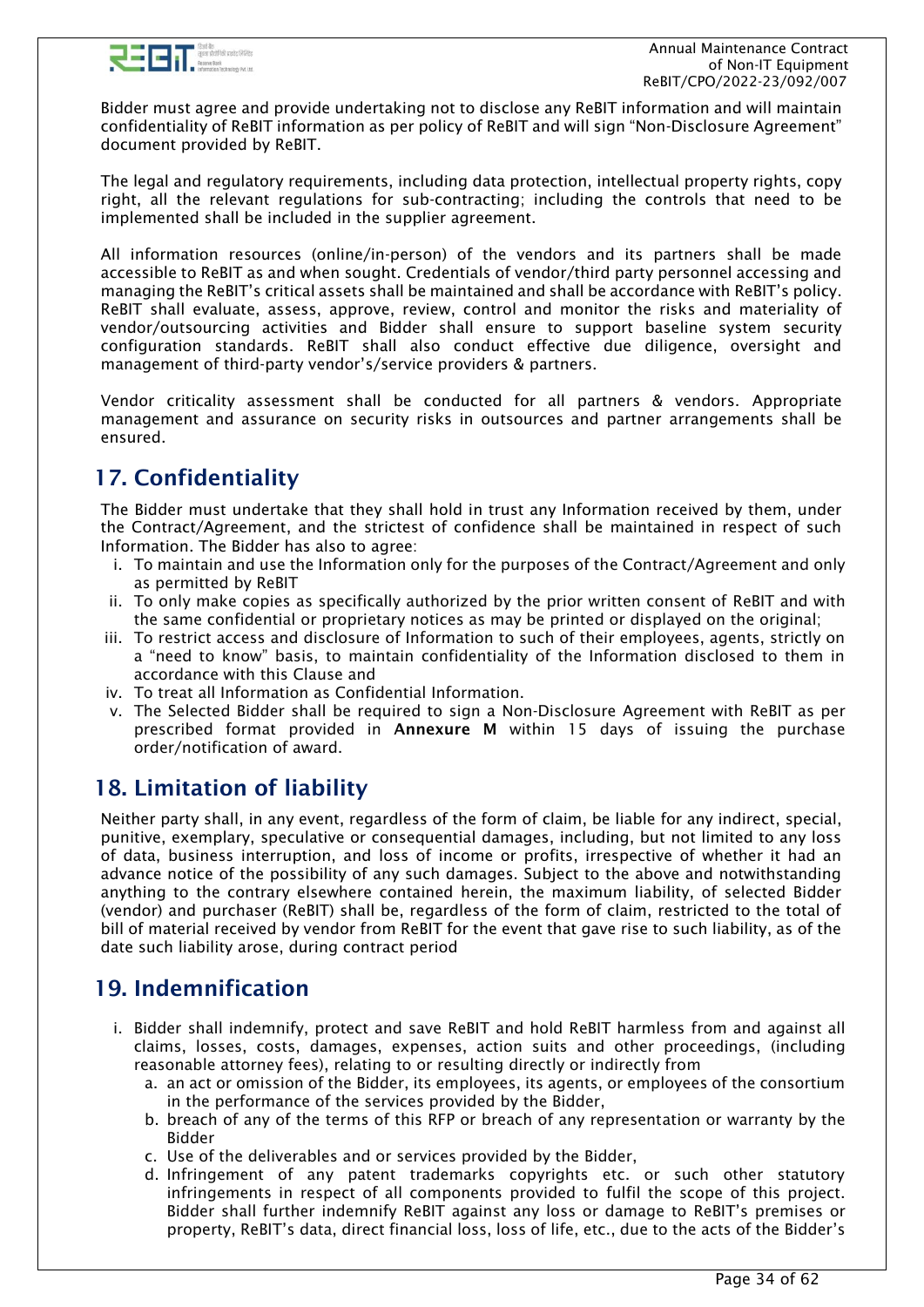Bidder must agree and provide undertaking not to disclose any ReBIT information and will maintain confidentiality of ReBIT information as per policy of ReBIT and will sign "Non-Disclosure Agreement" document provided by ReBIT.

The legal and regulatory requirements, including data protection, intellectual property rights, copy right, all the relevant regulations for sub-contracting; including the controls that need to be implemented shall be included in the supplier agreement.

All information resources (online/in-person) of the vendors and its partners shall be made accessible to ReBIT as and when sought. Credentials of vendor/third party personnel accessing and managing the ReBIT's critical assets shall be maintained and shall be accordance with ReBIT's policy. ReBIT shall evaluate, assess, approve, review, control and monitor the risks and materiality of vendor/outsourcing activities and Bidder shall ensure to support baseline system security configuration standards. ReBIT shall also conduct effective due diligence, oversight and management of third-party vendor's/service providers & partners.

Vendor criticality assessment shall be conducted for all partners & vendors. Appropriate management and assurance on security risks in outsources and partner arrangements shall be ensured.

## 17. Confidentiality

The Bidder must undertake that they shall hold in trust any Information received by them, under the Contract/Agreement, and the strictest of confidence shall be maintained in respect of such Information. The Bidder has also to agree:

i. To maintain and use the Information only for the purposes of the Contract/Agreement and only as permitted by ReBIT
ii. To only make copies as specifically authorized by the prior written consent of ReBIT and with the same confidential or proprietary notices as may be printed or displayed on the original;
iii. To restrict access and disclosure of Information to such of their employees, agents, strictly on a "need to know" basis, to maintain confidentiality of the Information disclosed to them in accordance with this Clause and
iv. To treat all Information as Confidential Information.
v. The Selected Bidder shall be required to sign a Non-Disclosure Agreement with ReBIT as per prescribed format provided in **Annexure M** within 15 days of issuing the purchase order/notification of award.

## 18. Limitation of liability

Neither party shall, in any event, regardless of the form of claim, be liable for any indirect, special, punitive, exemplary, speculative or consequential damages, including, but not limited to any loss of data, business interruption, and loss of income or profits, irrespective of whether it had an advance notice of the possibility of any such damages. Subject to the above and notwithstanding anything to the contrary elsewhere contained herein, the maximum liability, of selected Bidder (vendor) and purchaser (ReBIT) shall be, regardless of the form of claim, restricted to the total of bill of material received by vendor from ReBIT for the event that gave rise to such liability, as of the date such liability arose, during contract period

## 19. Indemnification

i. Bidder shall indemnify, protect and save ReBIT and hold ReBIT harmless from and against all claims, losses, costs, damages, expenses, action suits and other proceedings, (including reasonable attorney fees), relating to or resulting directly or indirectly from
   a. an act or omission of the Bidder, its employees, its agents, or employees of the consortium in the performance of the services provided by the Bidder,
   b. breach of any of the terms of this RFP or breach of any representation or warranty by the Bidder
   c. Use of the deliverables and or services provided by the Bidder,
   d. Infringement of any patent trademarks copyrights etc. or such other statutory infringements in respect of all components provided to fulfil the scope of this project. Bidder shall further indemnify ReBIT against any loss or damage to ReBIT's premises or property, ReBIT's data, direct financial loss, loss of life, etc., due to the acts of the Bidder's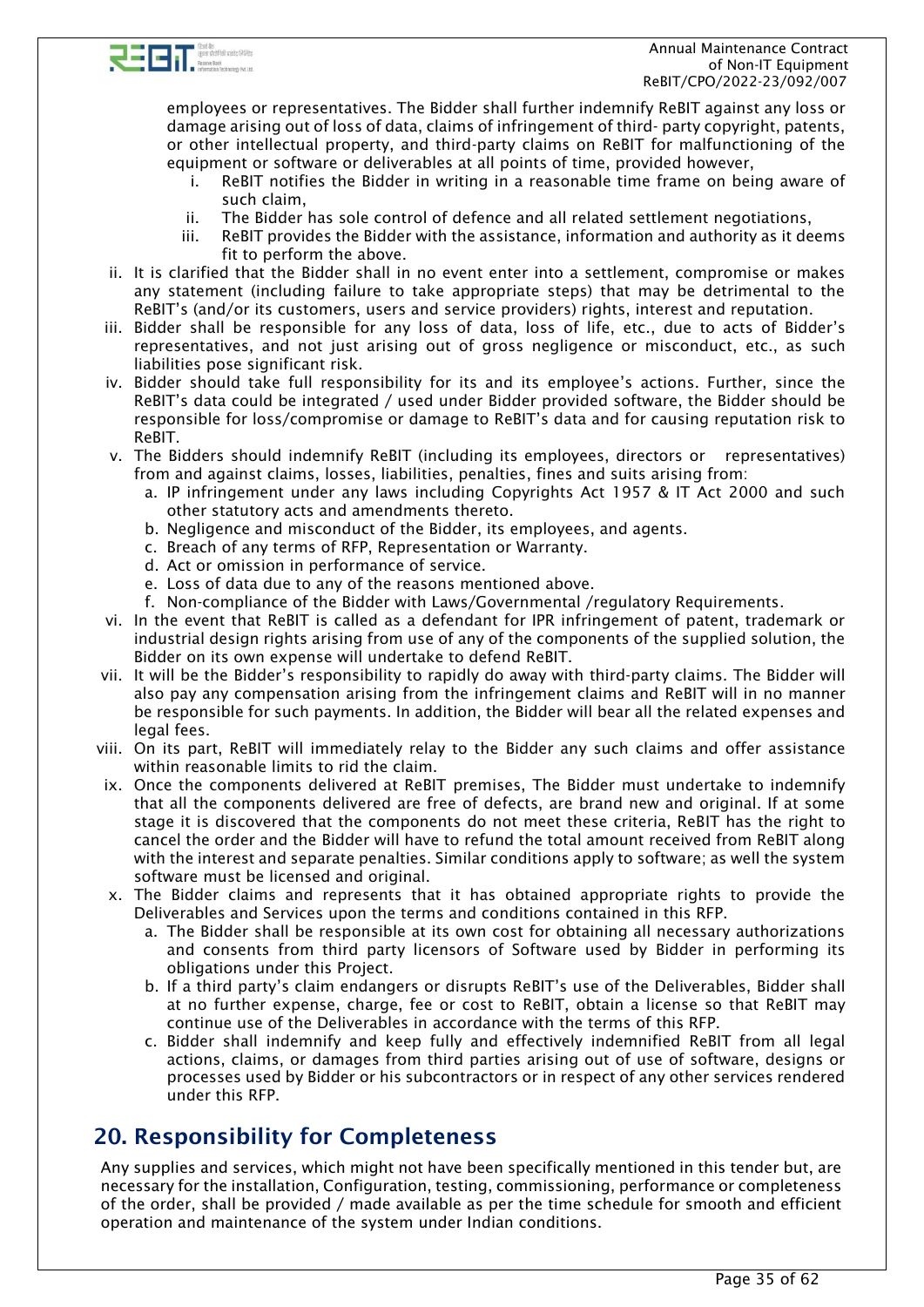employees or representatives. The Bidder shall further indemnify ReBIT against any loss or damage arising out of loss of data, claims of infringement of third- party copyright, patents, or other intellectual property, and third-party claims on ReBIT for malfunctioning of the equipment or software or deliverables at all points of time, provided however,

   i. ReBIT notifies the Bidder in writing in a reasonable time frame on being aware of such claim,
   ii. The Bidder has sole control of defence and all related settlement negotiations,
   iii. ReBIT provides the Bidder with the assistance, information and authority as it deems fit to perform the above.

ii. It is clarified that the Bidder shall in no event enter into a settlement, compromise or makes any statement (including failure to take appropriate steps) that may be detrimental to the ReBIT's (and/or its customers, users and service providers) rights, interest and reputation.

iii. Bidder shall be responsible for any loss of data, loss of life, etc., due to acts of Bidder's representatives, and not just arising out of gross negligence or misconduct, etc., as such liabilities pose significant risk.

iv. Bidder should take full responsibility for its and its employee's actions. Further, since the ReBIT's data could be integrated / used under Bidder provided software, the Bidder should be responsible for loss/compromise or damage to ReBIT's data and for causing reputation risk to ReBIT.

v. The Bidders should indemnify ReBIT (including its employees, directors or representatives) from and against claims, losses, liabilities, penalties, fines and suits arising from:
   a. IP infringement under any laws including Copyrights Act 1957 & IT Act 2000 and such other statutory acts and amendments thereto.
   b. Negligence and misconduct of the Bidder, its employees, and agents.
   c. Breach of any terms of RFP, Representation or Warranty.
   d. Act or omission in performance of service.
   e. Loss of data due to any of the reasons mentioned above.
   f. Non-compliance of the Bidder with Laws/Governmental /regulatory Requirements.

vi. In the event that ReBIT is called as a defendant for IPR infringement of patent, trademark or industrial design rights arising from use of any of the components of the supplied solution, the Bidder on its own expense will undertake to defend ReBIT.

vii. It will be the Bidder's responsibility to rapidly do away with third-party claims. The Bidder will also pay any compensation arising from the infringement claims and ReBIT will in no manner be responsible for such payments. In addition, the Bidder will bear all the related expenses and legal fees.

viii. On its part, ReBIT will immediately relay to the Bidder any such claims and offer assistance within reasonable limits to rid the claim.

ix. Once the components delivered at ReBIT premises, The Bidder must undertake to indemnify that all the components delivered are free of defects, are brand new and original. If at some stage it is discovered that the components do not meet these criteria, ReBIT has the right to cancel the order and the Bidder will have to refund the total amount received from ReBIT along with the interest and separate penalties. Similar conditions apply to software; as well the system software must be licensed and original.

x. The Bidder claims and represents that it has obtained appropriate rights to provide the Deliverables and Services upon the terms and conditions contained in this RFP.
   a. The Bidder shall be responsible at its own cost for obtaining all necessary authorizations and consents from third party licensors of Software used by Bidder in performing its obligations under this Project.
   b. If a third party's claim endangers or disrupts ReBIT's use of the Deliverables, Bidder shall at no further expense, charge, fee or cost to ReBIT, obtain a license so that ReBIT may continue use of the Deliverables in accordance with the terms of this RFP.
   c. Bidder shall indemnify and keep fully and effectively indemnified ReBIT from all legal actions, claims, or damages from third parties arising out of use of software, designs or processes used by Bidder or his subcontractors or in respect of any other services rendered under this RFP.

## 20. Responsibility for Completeness

Any supplies and services, which might not have been specifically mentioned in this tender but, are necessary for the installation, Configuration, testing, commissioning, performance or completeness of the order, shall be provided / made available as per the time schedule for smooth and efficient operation and maintenance of the system under Indian conditions.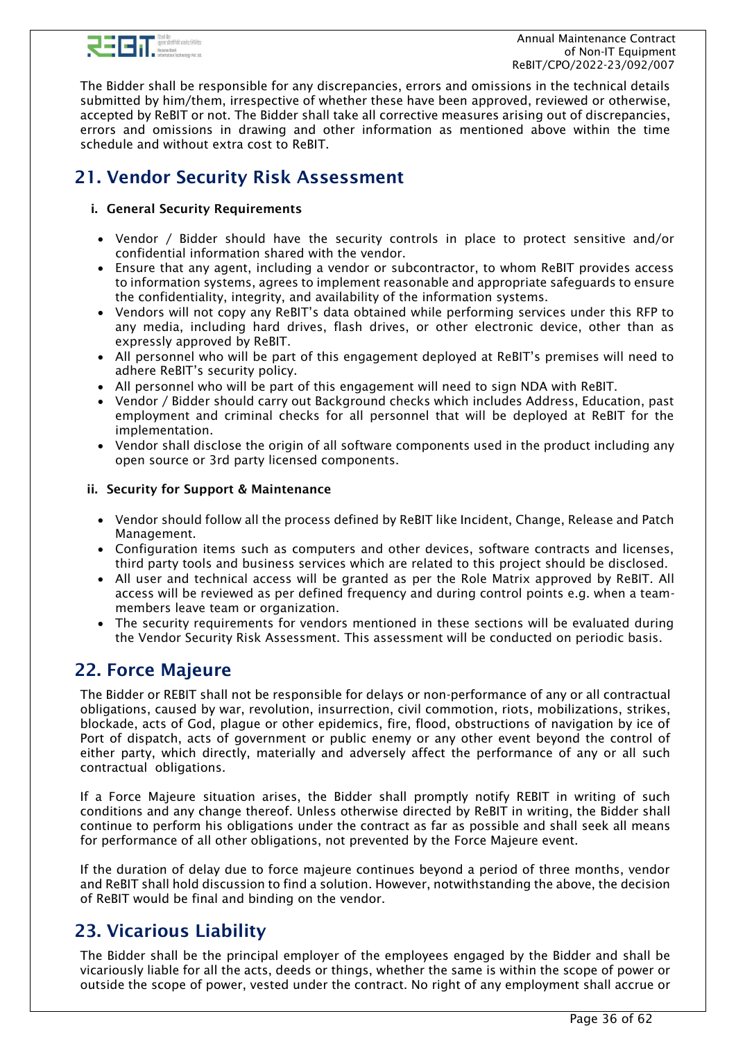The Bidder shall be responsible for any discrepancies, errors and omissions in the technical details submitted by him/them, irrespective of whether these have been approved, reviewed or otherwise, accepted by ReBIT or not. The Bidder shall take all corrective measures arising out of discrepancies, errors and omissions in drawing and other information as mentioned above within the time schedule and without extra cost to ReBIT.

## 21. Vendor Security Risk Assessment

### i. General Security Requirements

- Vendor / Bidder should have the security controls in place to protect sensitive and/or confidential information shared with the vendor.
- Ensure that any agent, including a vendor or subcontractor, to whom ReBIT provides access to information systems, agrees to implement reasonable and appropriate safeguards to ensure the confidentiality, integrity, and availability of the information systems.
- Vendors will not copy any ReBIT's data obtained while performing services under this RFP to any media, including hard drives, flash drives, or other electronic device, other than as expressly approved by ReBIT.
- All personnel who will be part of this engagement deployed at ReBIT's premises will need to adhere ReBIT's security policy.
- All personnel who will be part of this engagement will need to sign NDA with ReBIT.
- Vendor / Bidder should carry out Background checks which includes Address, Education, past employment and criminal checks for all personnel that will be deployed at ReBIT for the implementation.
- Vendor shall disclose the origin of all software components used in the product including any open source or 3rd party licensed components.

### ii. Security for Support & Maintenance

- Vendor should follow all the process defined by ReBIT like Incident, Change, Release and Patch Management.
- Configuration items such as computers and other devices, software contracts and licenses, third party tools and business services which are related to this project should be disclosed.
- All user and technical access will be granted as per the Role Matrix approved by ReBIT. All access will be reviewed as per defined frequency and during control points e.g. when a team-members leave team or organization.
- The security requirements for vendors mentioned in these sections will be evaluated during the Vendor Security Risk Assessment. This assessment will be conducted on periodic basis.

## 22. Force Majeure

The Bidder or REBIT shall not be responsible for delays or non-performance of any or all contractual obligations, caused by war, revolution, insurrection, civil commotion, riots, mobilizations, strikes, blockade, acts of God, plague or other epidemics, fire, flood, obstructions of navigation by ice of Port of dispatch, acts of government or public enemy or any other event beyond the control of either party, which directly, materially and adversely affect the performance of any or all such contractual obligations.

If a Force Majeure situation arises, the Bidder shall promptly notify REBIT in writing of such conditions and any change thereof. Unless otherwise directed by ReBIT in writing, the Bidder shall continue to perform his obligations under the contract as far as possible and shall seek all means for performance of all other obligations, not prevented by the Force Majeure event.

If the duration of delay due to force majeure continues beyond a period of three months, vendor and ReBIT shall hold discussion to find a solution. However, notwithstanding the above, the decision of ReBIT would be final and binding on the vendor.

## 23. Vicarious Liability

The Bidder shall be the principal employer of the employees engaged by the Bidder and shall be vicariously liable for all the acts, deeds or things, whether the same is within the scope of power or outside the scope of power, vested under the contract. No right of any employment shall accrue or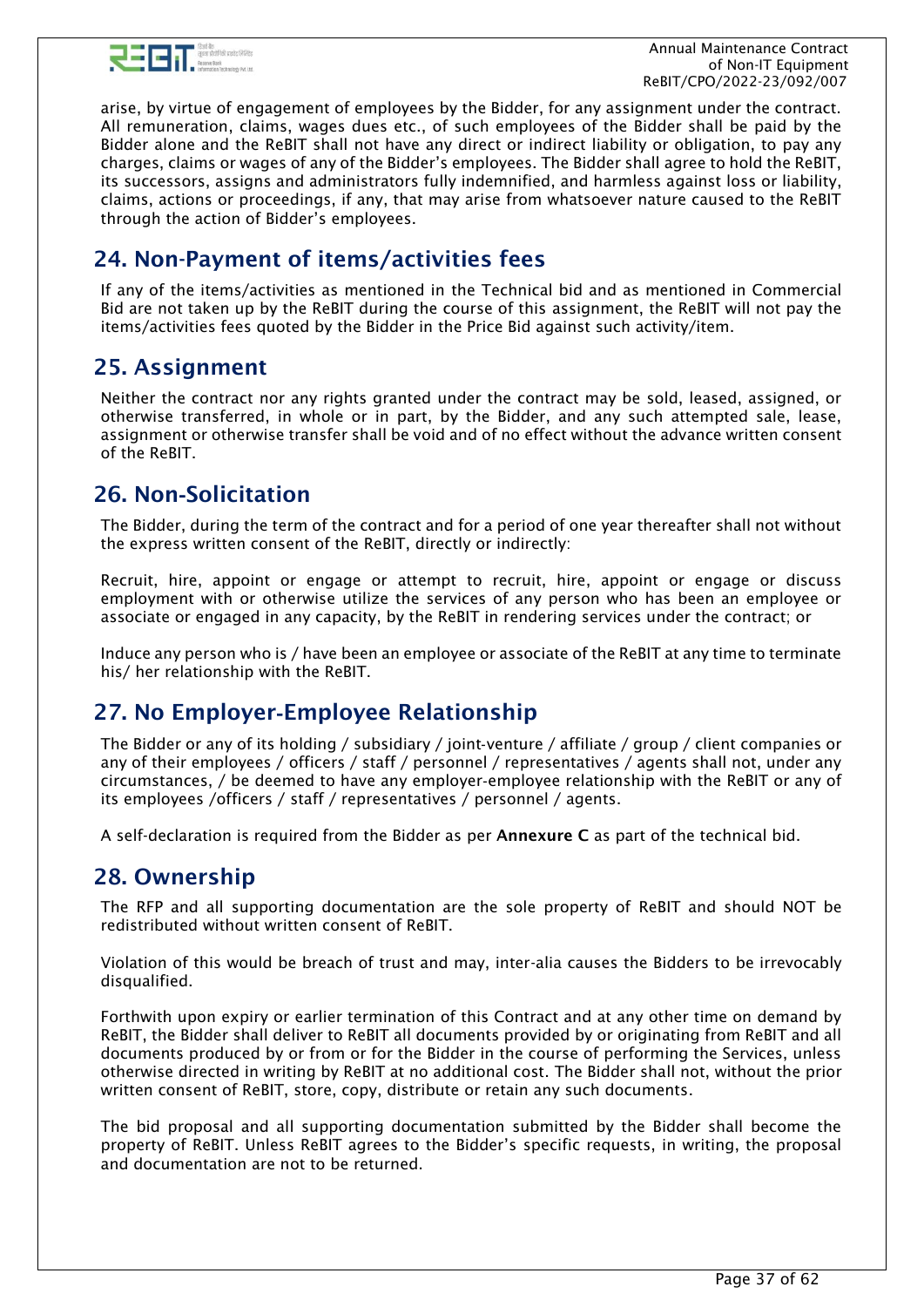arise, by virtue of engagement of employees by the Bidder, for any assignment under the contract. All remuneration, claims, wages dues etc., of such employees of the Bidder shall be paid by the Bidder alone and the ReBIT shall not have any direct or indirect liability or obligation, to pay any charges, claims or wages of any of the Bidder's employees. The Bidder shall agree to hold the ReBIT, its successors, assigns and administrators fully indemnified, and harmless against loss or liability, claims, actions or proceedings, if any, that may arise from whatsoever nature caused to the ReBIT through the action of Bidder's employees.

## 24. Non-Payment of items/activities fees

If any of the items/activities as mentioned in the Technical bid and as mentioned in Commercial Bid are not taken up by the ReBIT during the course of this assignment, the ReBIT will not pay the items/activities fees quoted by the Bidder in the Price Bid against such activity/item.

## 25. Assignment

Neither the contract nor any rights granted under the contract may be sold, leased, assigned, or otherwise transferred, in whole or in part, by the Bidder, and any such attempted sale, lease, assignment or otherwise transfer shall be void and of no effect without the advance written consent of the ReBIT.

## 26. Non-Solicitation

The Bidder, during the term of the contract and for a period of one year thereafter shall not without the express written consent of the ReBIT, directly or indirectly:

Recruit, hire, appoint or engage or attempt to recruit, hire, appoint or engage or discuss employment with or otherwise utilize the services of any person who has been an employee or associate or engaged in any capacity, by the ReBIT in rendering services under the contract; or

Induce any person who is / have been an employee or associate of the ReBIT at any time to terminate his/ her relationship with the ReBIT.

## 27. No Employer-Employee Relationship

The Bidder or any of its holding / subsidiary / joint-venture / affiliate / group / client companies or any of their employees / officers / staff / personnel / representatives / agents shall not, under any circumstances, / be deemed to have any employer-employee relationship with the ReBIT or any of its employees /officers / staff / representatives / personnel / agents.

A self-declaration is required from the Bidder as per **Annexure C** as part of the technical bid.

## 28. Ownership

The RFP and all supporting documentation are the sole property of ReBIT and should NOT be redistributed without written consent of ReBIT.

Violation of this would be breach of trust and may, inter-alia causes the Bidders to be irrevocably disqualified.

Forthwith upon expiry or earlier termination of this Contract and at any other time on demand by ReBIT, the Bidder shall deliver to ReBIT all documents provided by or originating from ReBIT and all documents produced by or from or for the Bidder in the course of performing the Services, unless otherwise directed in writing by ReBIT at no additional cost. The Bidder shall not, without the prior written consent of ReBIT, store, copy, distribute or retain any such documents.

The bid proposal and all supporting documentation submitted by the Bidder shall become the property of ReBIT. Unless ReBIT agrees to the Bidder's specific requests, in writing, the proposal and documentation are not to be returned.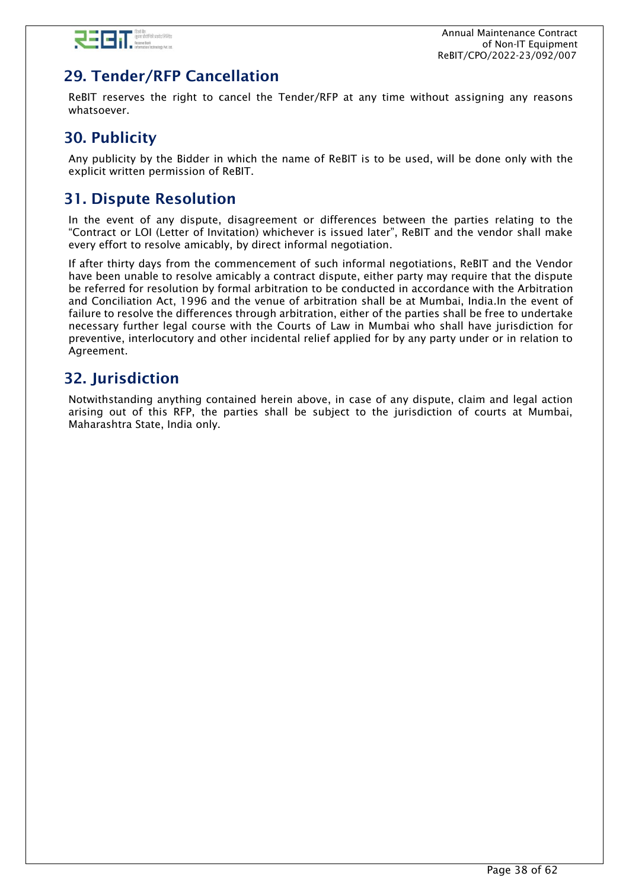## 29. Tender/RFP Cancellation

ReBIT reserves the right to cancel the Tender/RFP at any time without assigning any reasons whatsoever.

## 30. Publicity

Any publicity by the Bidder in which the name of ReBIT is to be used, will be done only with the explicit written permission of ReBIT.

## 31. Dispute Resolution

In the event of any dispute, disagreement or differences between the parties relating to the "Contract or LOI (Letter of Invitation) whichever is issued later", ReBIT and the vendor shall make every effort to resolve amicably, by direct informal negotiation.

If after thirty days from the commencement of such informal negotiations, ReBIT and the Vendor have been unable to resolve amicably a contract dispute, either party may require that the dispute be referred for resolution by formal arbitration to be conducted in accordance with the Arbitration and Conciliation Act, 1996 and the venue of arbitration shall be at Mumbai, India.In the event of failure to resolve the differences through arbitration, either of the parties shall be free to undertake necessary further legal course with the Courts of Law in Mumbai who shall have jurisdiction for preventive, interlocutory and other incidental relief applied for by any party under or in relation to Agreement.

## 32. Jurisdiction

Notwithstanding anything contained herein above, in case of any dispute, claim and legal action arising out of this RFP, the parties shall be subject to the jurisdiction of courts at Mumbai, Maharashtra State, India only.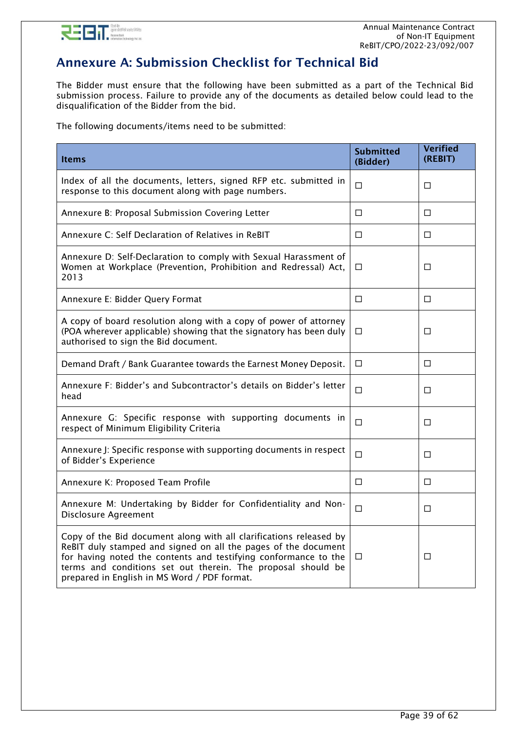## Annexure A: Submission Checklist for Technical Bid

The Bidder must ensure that the following have been submitted as a part of the Technical Bid submission process. Failure to provide any of the documents as detailed below could lead to the disqualification of the Bidder from the bid.

The following documents/items need to be submitted:

| Items | Submitted (Bidder) | Verified (REBIT) |
|---|---|---|
| Index of all the documents, letters, signed RFP etc. submitted in response to this document along with page numbers. | ☐ | ☐ |
| Annexure B: Proposal Submission Covering Letter | ☐ | ☐ |
| Annexure C: Self Declaration of Relatives in ReBIT | ☐ | ☐ |
| Annexure D: Self-Declaration to comply with Sexual Harassment of Women at Workplace (Prevention, Prohibition and Redressal) Act, 2013 | ☐ | ☐ |
| Annexure E: Bidder Query Format | ☐ | ☐ |
| A copy of board resolution along with a copy of power of attorney (POA wherever applicable) showing that the signatory has been duly authorised to sign the Bid document. | ☐ | ☐ |
| Demand Draft / Bank Guarantee towards the Earnest Money Deposit. | ☐ | ☐ |
| Annexure F: Bidder's and Subcontractor's details on Bidder's letter head | ☐ | ☐ |
| Annexure G: Specific response with supporting documents in respect of Minimum Eligibility Criteria | ☐ | ☐ |
| Annexure J: Specific response with supporting documents in respect of Bidder's Experience | ☐ | ☐ |
| Annexure K: Proposed Team Profile | ☐ | ☐ |
| Annexure M: Undertaking by Bidder for Confidentiality and Non-Disclosure Agreement | ☐ | ☐ |
| Copy of the Bid document along with all clarifications released by ReBIT duly stamped and signed on all the pages of the document for having noted the contents and testifying conformance to the terms and conditions set out therein. The proposal should be prepared in English in MS Word / PDF format. | ☐ | ☐ |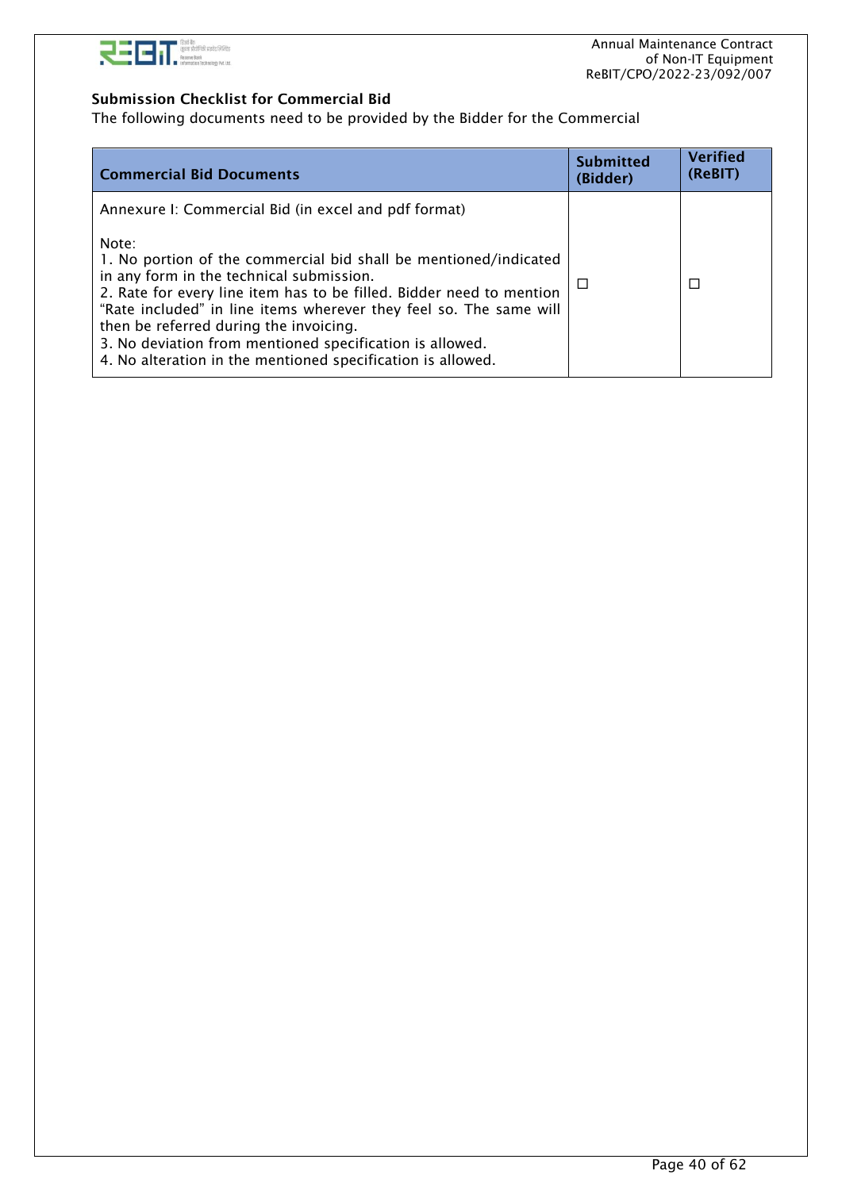**Submission Checklist for Commercial Bid**

The following documents need to be provided by the Bidder for the Commercial

| Commercial Bid Documents | Submitted (Bidder) | Verified (ReBIT) |
|---|---|---|
| Annexure I: Commercial Bid (in excel and pdf format)<br><br>Note:<br>1. No portion of the commercial bid shall be mentioned/indicated in any form in the technical submission.<br>2. Rate for every line item has to be filled. Bidder need to mention “Rate included” in line items wherever they feel so. The same will then be referred during the invoicing.<br>3. No deviation from mentioned specification is allowed.<br>4. No alteration in the mentioned specification is allowed. | ☐ | ☐ |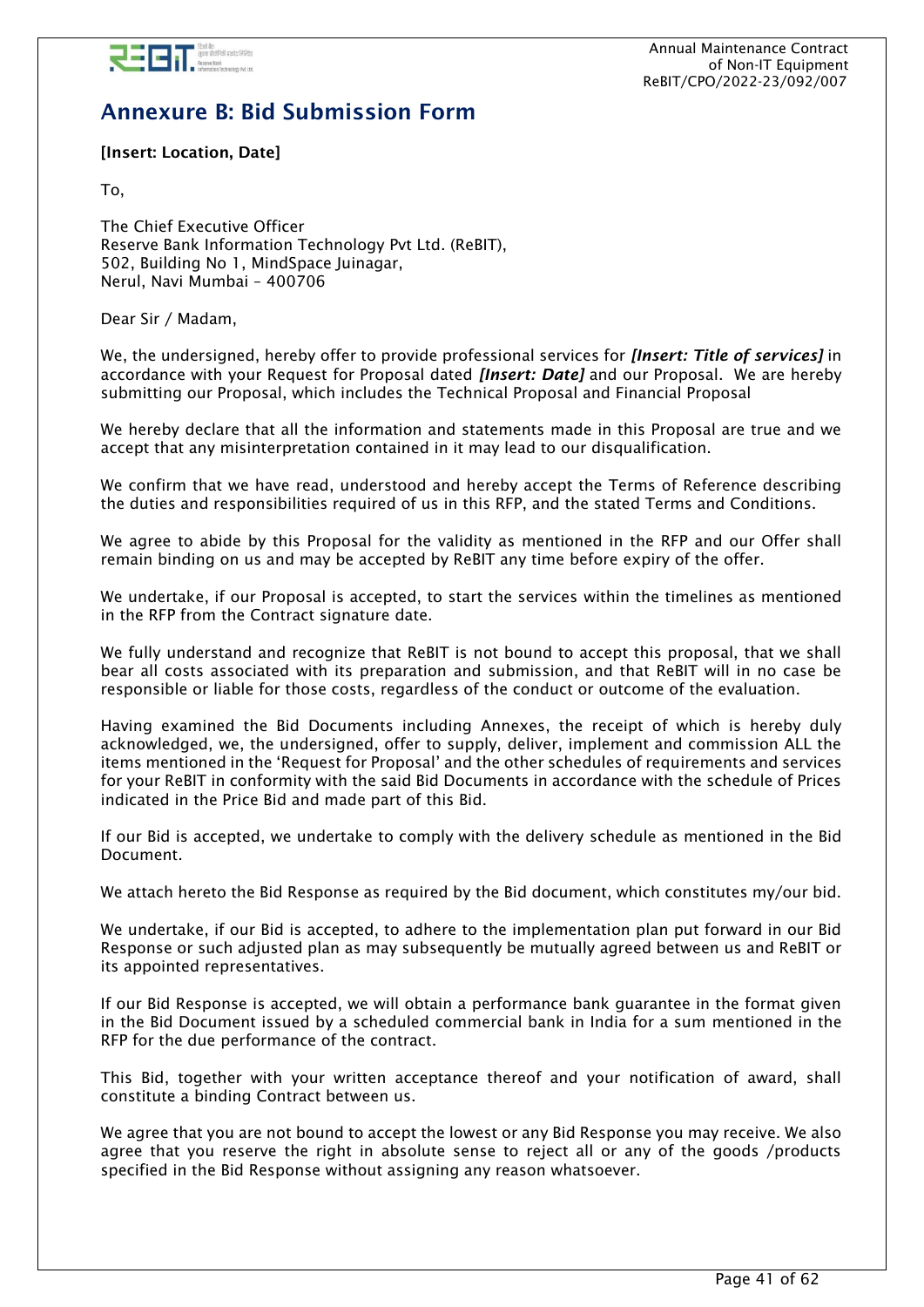# Annexure B: Bid Submission Form

**[Insert: Location, Date]**

To,

The Chief Executive Officer
Reserve Bank Information Technology Pvt Ltd. (ReBIT),
502, Building No 1, MindSpace Juinagar,
Nerul, Navi Mumbai – 400706

Dear Sir / Madam,

We, the undersigned, hereby offer to provide professional services for ***[Insert: Title of services]*** in accordance with your Request for Proposal dated ***[Insert: Date]*** and our Proposal. We are hereby submitting our Proposal, which includes the Technical Proposal and Financial Proposal

We hereby declare that all the information and statements made in this Proposal are true and we accept that any misinterpretation contained in it may lead to our disqualification.

We confirm that we have read, understood and hereby accept the Terms of Reference describing the duties and responsibilities required of us in this RFP, and the stated Terms and Conditions.

We agree to abide by this Proposal for the validity as mentioned in the RFP and our Offer shall remain binding on us and may be accepted by ReBIT any time before expiry of the offer.

We undertake, if our Proposal is accepted, to start the services within the timelines as mentioned in the RFP from the Contract signature date.

We fully understand and recognize that ReBIT is not bound to accept this proposal, that we shall bear all costs associated with its preparation and submission, and that ReBIT will in no case be responsible or liable for those costs, regardless of the conduct or outcome of the evaluation.

Having examined the Bid Documents including Annexes, the receipt of which is hereby duly acknowledged, we, the undersigned, offer to supply, deliver, implement and commission ALL the items mentioned in the 'Request for Proposal' and the other schedules of requirements and services for your ReBIT in conformity with the said Bid Documents in accordance with the schedule of Prices indicated in the Price Bid and made part of this Bid.

If our Bid is accepted, we undertake to comply with the delivery schedule as mentioned in the Bid Document.

We attach hereto the Bid Response as required by the Bid document, which constitutes my/our bid.

We undertake, if our Bid is accepted, to adhere to the implementation plan put forward in our Bid Response or such adjusted plan as may subsequently be mutually agreed between us and ReBIT or its appointed representatives.

If our Bid Response is accepted, we will obtain a performance bank guarantee in the format given in the Bid Document issued by a scheduled commercial bank in India for a sum mentioned in the RFP for the due performance of the contract.

This Bid, together with your written acceptance thereof and your notification of award, shall constitute a binding Contract between us.

We agree that you are not bound to accept the lowest or any Bid Response you may receive. We also agree that you reserve the right in absolute sense to reject all or any of the goods /products specified in the Bid Response without assigning any reason whatsoever.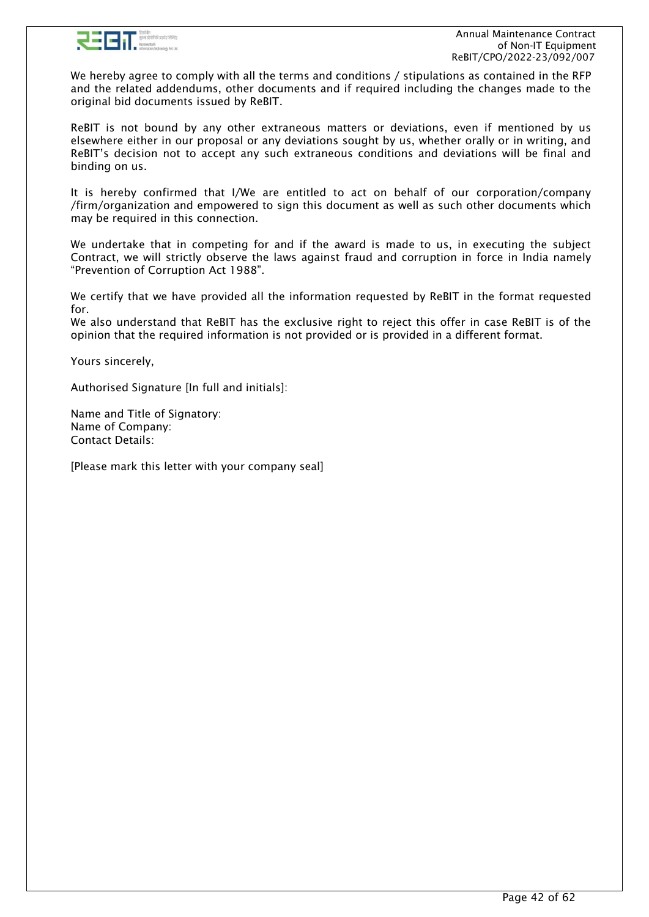We hereby agree to comply with all the terms and conditions / stipulations as contained in the RFP and the related addendums, other documents and if required including the changes made to the original bid documents issued by ReBIT.

ReBIT is not bound by any other extraneous matters or deviations, even if mentioned by us elsewhere either in our proposal or any deviations sought by us, whether orally or in writing, and ReBIT's decision not to accept any such extraneous conditions and deviations will be final and binding on us.

It is hereby confirmed that I/We are entitled to act on behalf of our corporation/company /firm/organization and empowered to sign this document as well as such other documents which may be required in this connection.

We undertake that in competing for and if the award is made to us, in executing the subject Contract, we will strictly observe the laws against fraud and corruption in force in India namely "Prevention of Corruption Act 1988".

We certify that we have provided all the information requested by ReBIT in the format requested for.
We also understand that ReBIT has the exclusive right to reject this offer in case ReBIT is of the opinion that the required information is not provided or is provided in a different format.

Yours sincerely,

Authorised Signature [In full and initials]:

Name and Title of Signatory:
Name of Company:
Contact Details:

[Please mark this letter with your company seal]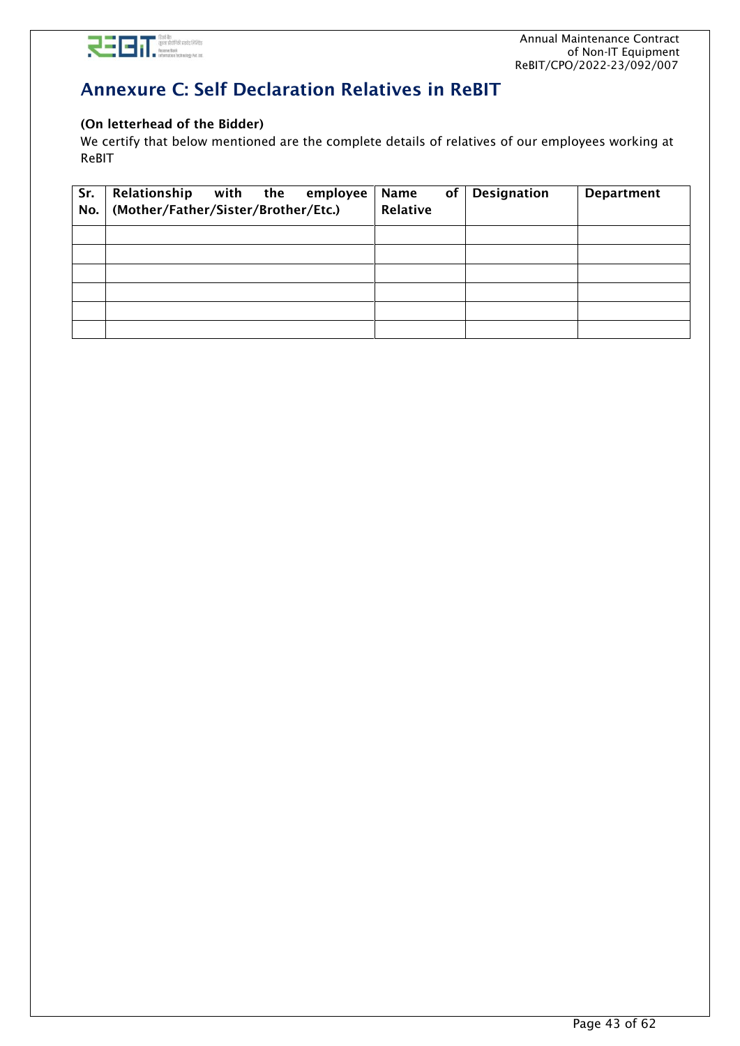# Annexure C: Self Declaration Relatives in ReBIT

**(On letterhead of the Bidder)**

We certify that below mentioned are the complete details of relatives of our employees working at ReBIT

| Sr. No. | Relationship with the employee (Mother/Father/Sister/Brother/Etc.) | Name of Relative | Designation | Department |
|---|---|---|---|---|
| | | | | |
| | | | | |
| | | | | |
| | | | | |
| | | | | |
| | | | | |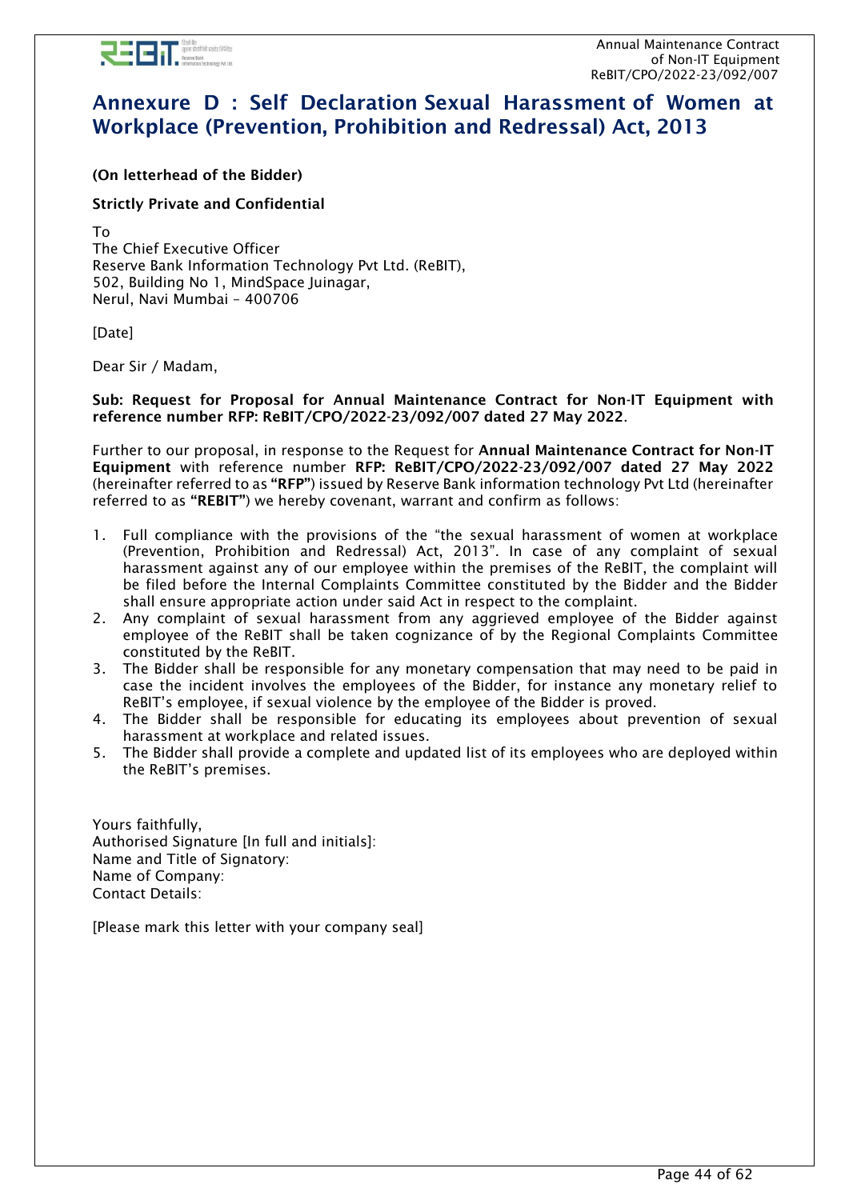# Annexure D : Self Declaration Sexual Harassment of Women at Workplace (Prevention, Prohibition and Redressal) Act, 2013

**(On letterhead of the Bidder)**

**Strictly Private and Confidential**

To
The Chief Executive Officer
Reserve Bank Information Technology Pvt Ltd. (ReBIT),
502, Building No 1, MindSpace Juinagar,
Nerul, Navi Mumbai – 400706

[Date]

Dear Sir / Madam,

**Sub: Request for Proposal for Annual Maintenance Contract for Non-IT Equipment with reference number RFP: ReBIT/CPO/2022-23/092/007 dated 27 May 2022**.

Further to our proposal, in response to the Request for **Annual Maintenance Contract for Non-IT Equipment** with reference number **RFP: ReBIT/CPO/2022-23/092/007 dated 27 May 2022** (hereinafter referred to as **"RFP"**) issued by Reserve Bank information technology Pvt Ltd (hereinafter referred to as **"REBIT"**) we hereby covenant, warrant and confirm as follows:

1. Full compliance with the provisions of the "the sexual harassment of women at workplace (Prevention, Prohibition and Redressal) Act, 2013". In case of any complaint of sexual harassment against any of our employee within the premises of the ReBIT, the complaint will be filed before the Internal Complaints Committee constituted by the Bidder and the Bidder shall ensure appropriate action under said Act in respect to the complaint.
2. Any complaint of sexual harassment from any aggrieved employee of the Bidder against employee of the ReBIT shall be taken cognizance of by the Regional Complaints Committee constituted by the ReBIT.
3. The Bidder shall be responsible for any monetary compensation that may need to be paid in case the incident involves the employees of the Bidder, for instance any monetary relief to ReBIT's employee, if sexual violence by the employee of the Bidder is proved.
4. The Bidder shall be responsible for educating its employees about prevention of sexual harassment at workplace and related issues.
5. The Bidder shall provide a complete and updated list of its employees who are deployed within the ReBIT's premises.

Yours faithfully,
Authorised Signature [In full and initials]:
Name and Title of Signatory:
Name of Company:
Contact Details:

[Please mark this letter with your company seal]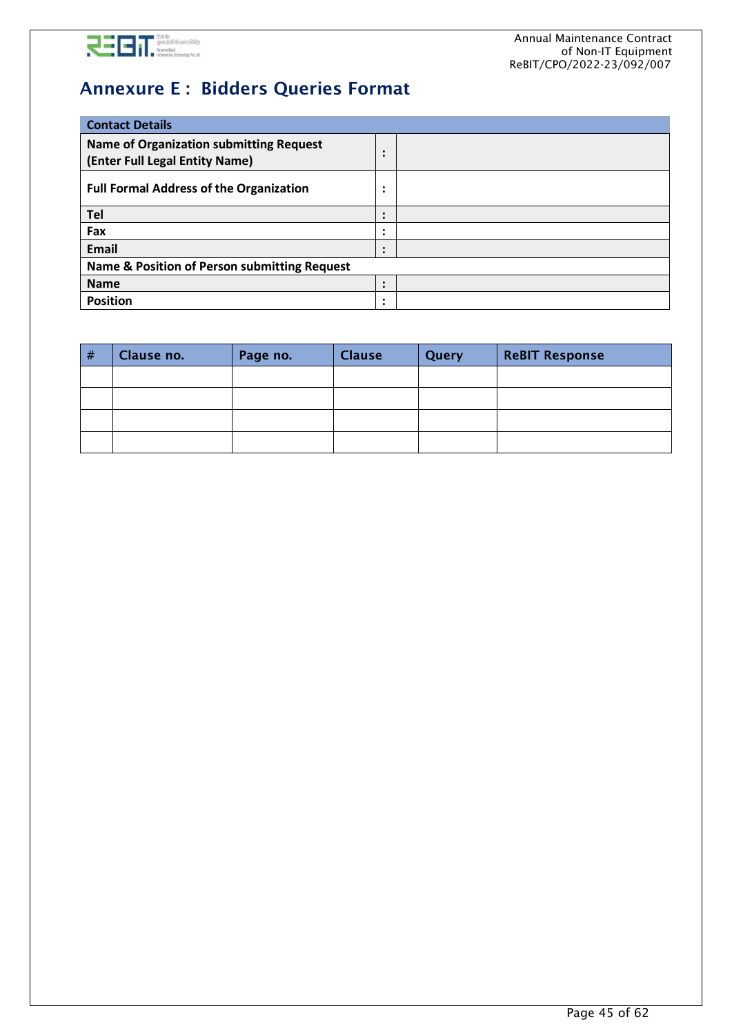# Annexure E : Bidders Queries Format

| Contact Details | | |
|---|---|---|
| **Name of Organization submitting Request (Enter Full Legal Entity Name)** | : | |
| **Full Formal Address of the Organization** | : | |
| **Tel** | : | |
| **Fax** | : | |
| **Email** | : | |
| **Name & Position of Person submitting Request** | | |
| **Name** | : | |
| **Position** | : | |

| # | Clause no. | Page no. | Clause | Query | ReBIT Response |
|---|---|---|---|---|---|
| | | | | | |
| | | | | | |
| | | | | | |
| | | | | | |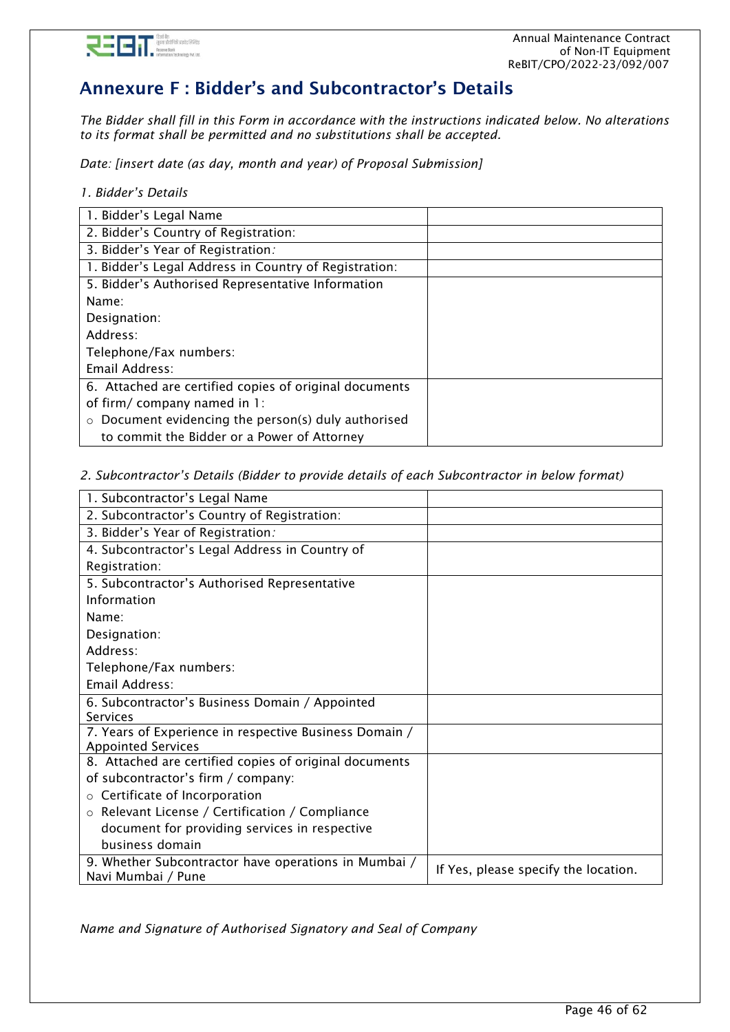# Annexure F : Bidder's and Subcontractor's Details

*The Bidder shall fill in this Form in accordance with the instructions indicated below. No alterations to its format shall be permitted and no substitutions shall be accepted.*

*Date: [insert date (as day, month and year) of Proposal Submission]*

*1. Bidder's Details*

| | |
|---|---|
| 1. Bidder's Legal Name | |
| 2. Bidder's Country of Registration: | |
| 3. Bidder's Year of Registration*:* | |
| 1. Bidder's Legal Address in Country of Registration: | |
| 5. Bidder's Authorised Representative Information<br>Name:<br>Designation:<br>Address:<br>Telephone/Fax numbers:<br>Email Address: | |
| 6. Attached are certified copies of original documents of firm/ company named in 1:<br>○ Document evidencing the person(s) duly authorised to commit the Bidder or a Power of Attorney | |

*2. Subcontractor's Details (Bidder to provide details of each Subcontractor in below format)*

| | |
|---|---|
| 1. Subcontractor's Legal Name | |
| 2. Subcontractor's Country of Registration: | |
| 3. Bidder's Year of Registration*:* | |
| 4. Subcontractor's Legal Address in Country of Registration: | |
| 5. Subcontractor's Authorised Representative Information<br>Name:<br>Designation:<br>Address:<br>Telephone/Fax numbers:<br>Email Address: | |
| 6. Subcontractor's Business Domain / Appointed Services | |
| 7. Years of Experience in respective Business Domain / Appointed Services | |
| 8. Attached are certified copies of original documents of subcontractor's firm / company:<br>○ Certificate of Incorporation<br>○ Relevant License / Certification / Compliance document for providing services in respective business domain | |
| 9. Whether Subcontractor have operations in Mumbai / Navi Mumbai / Pune | If Yes, please specify the location. |

*Name and Signature of Authorised Signatory and Seal of Company*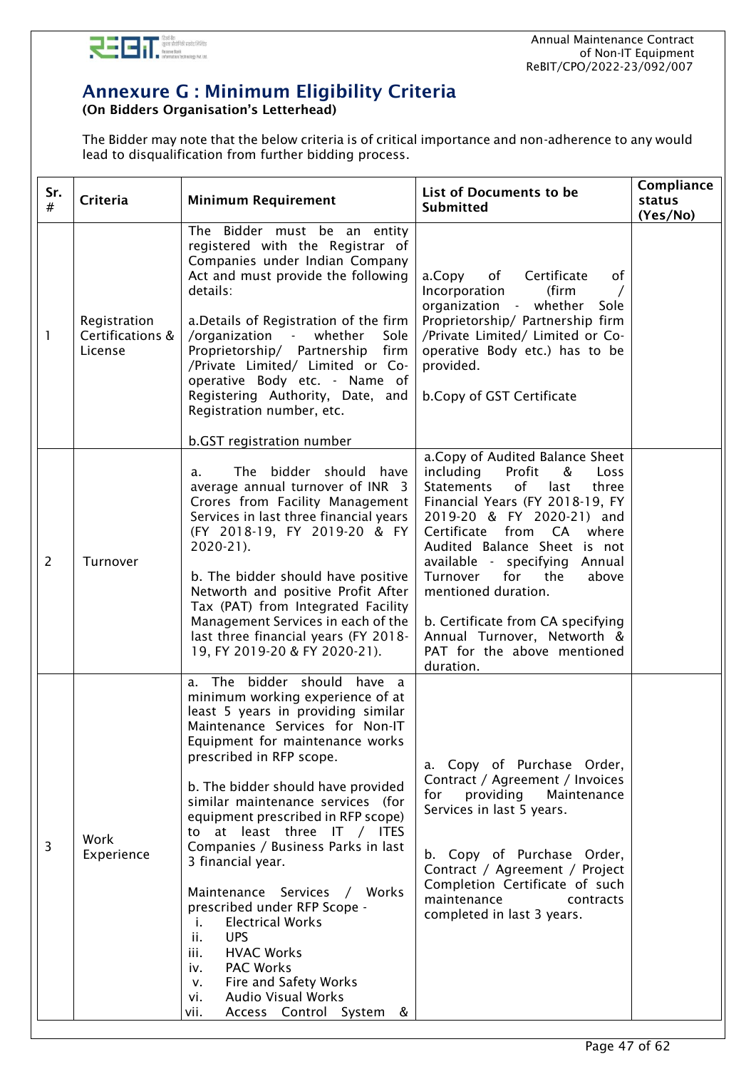# Annexure G : Minimum Eligibility Criteria

**(On Bidders Organisation's Letterhead)**

The Bidder may note that the below criteria is of critical importance and non-adherence to any would lead to disqualification from further bidding process.

| Sr. # | Criteria | Minimum Requirement | List of Documents to be Submitted | Compliance status (Yes/No) |
|---|---|---|---|---|
| 1 | Registration Certifications & License | The Bidder must be an entity registered with the Registrar of Companies under Indian Company Act and must provide the following details:<br><br>a.Details of Registration of the firm /organization - whether Sole Proprietorship/ Partnership firm /Private Limited/ Limited or Co-operative Body etc. - Name of Registering Authority, Date, and Registration number, etc.<br><br>b.GST registration number | a.Copy of Certificate of Incorporation (firm / organization - whether Sole Proprietorship/ Partnership firm /Private Limited/ Limited or Co-operative Body etc.) has to be provided.<br><br>b.Copy of GST Certificate | |
| 2 | Turnover | a. The bidder should have average annual turnover of INR 3 Crores from Facility Management Services in last three financial years (FY 2018-19, FY 2019-20 & FY 2020-21).<br><br>b. The bidder should have positive Networth and positive Profit After Tax (PAT) from Integrated Facility Management Services in each of the last three financial years (FY 2018-19, FY 2019-20 & FY 2020-21). | a.Copy of Audited Balance Sheet including Profit & Loss Statements of last three Financial Years (FY 2018-19, FY 2019-20 & FY 2020-21) and Certificate from CA where Audited Balance Sheet is not available - specifying Annual Turnover for the above mentioned duration.<br><br>b. Certificate from CA specifying Annual Turnover, Networth & PAT for the above mentioned duration. | |
| 3 | Work Experience | a. The bidder should have a minimum working experience of at least 5 years in providing similar Maintenance Services for Non-IT Equipment for maintenance works prescribed in RFP scope.<br><br>b. The bidder should have provided similar maintenance services (for equipment prescribed in RFP scope) to at least three IT / ITES Companies / Business Parks in last 3 financial year.<br><br>Maintenance Services / Works prescribed under RFP Scope -<br>i. Electrical Works<br>ii. UPS<br>iii. HVAC Works<br>iv. PAC Works<br>v. Fire and Safety Works<br>vi. Audio Visual Works<br>vii. Access Control System & | a. Copy of Purchase Order, Contract / Agreement / Invoices for providing Maintenance Services in last 5 years.<br><br>b. Copy of Purchase Order, Contract / Agreement / Project Completion Certificate of such maintenance contracts completed in last 3 years. | |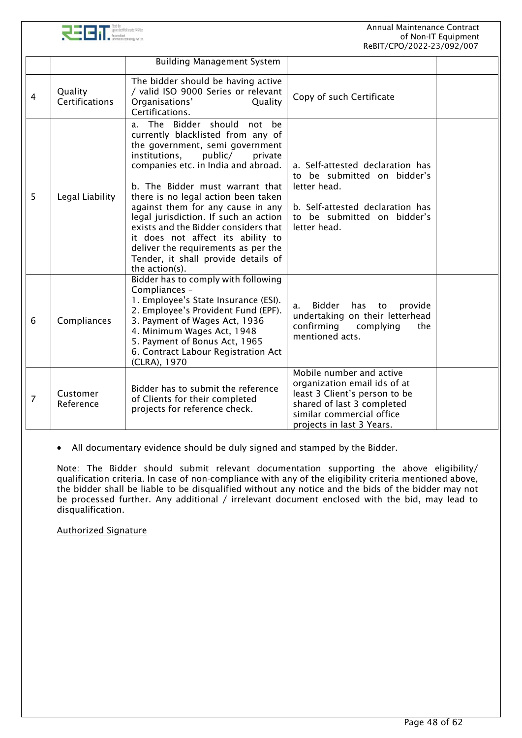|  |  | Building Management System |  |  |
|---|---|---|---|---|
| 4 | Quality Certifications | The bidder should be having active / valid ISO 9000 Series or relevant Organisations' Quality Certifications. | Copy of such Certificate |  |
| 5 | Legal Liability | a. The Bidder should not be currently blacklisted from any of the government, semi government institutions, public/ private companies etc. in India and abroad.<br><br>b. The Bidder must warrant that there is no legal action been taken against them for any cause in any legal jurisdiction. If such an action exists and the Bidder considers that it does not affect its ability to deliver the requirements as per the Tender, it shall provide details of the action(s). | a. Self-attested declaration has to be submitted on bidder's letter head.<br><br>b. Self-attested declaration has to be submitted on bidder's letter head. |  |
| 6 | Compliances | Bidder has to comply with following Compliances –<br>1. Employee's State Insurance (ESI).<br>2. Employee's Provident Fund (EPF).<br>3. Payment of Wages Act, 1936<br>4. Minimum Wages Act, 1948<br>5. Payment of Bonus Act, 1965<br>6. Contract Labour Registration Act (CLRA), 1970 | a. Bidder has to provide undertaking on their letterhead confirming complying the mentioned acts. |  |
| 7 | Customer Reference | Bidder has to submit the reference of Clients for their completed projects for reference check. | Mobile number and active organization email ids of at least 3 Client's person to be shared of last 3 completed similar commercial office projects in last 3 Years. |  |

- All documentary evidence should be duly signed and stamped by the Bidder.

Note: The Bidder should submit relevant documentation supporting the above eligibility/ qualification criteria. In case of non-compliance with any of the eligibility criteria mentioned above, the bidder shall be liable to be disqualified without any notice and the bids of the bidder may not be processed further. Any additional / irrelevant document enclosed with the bid, may lead to disqualification.

Authorized Signature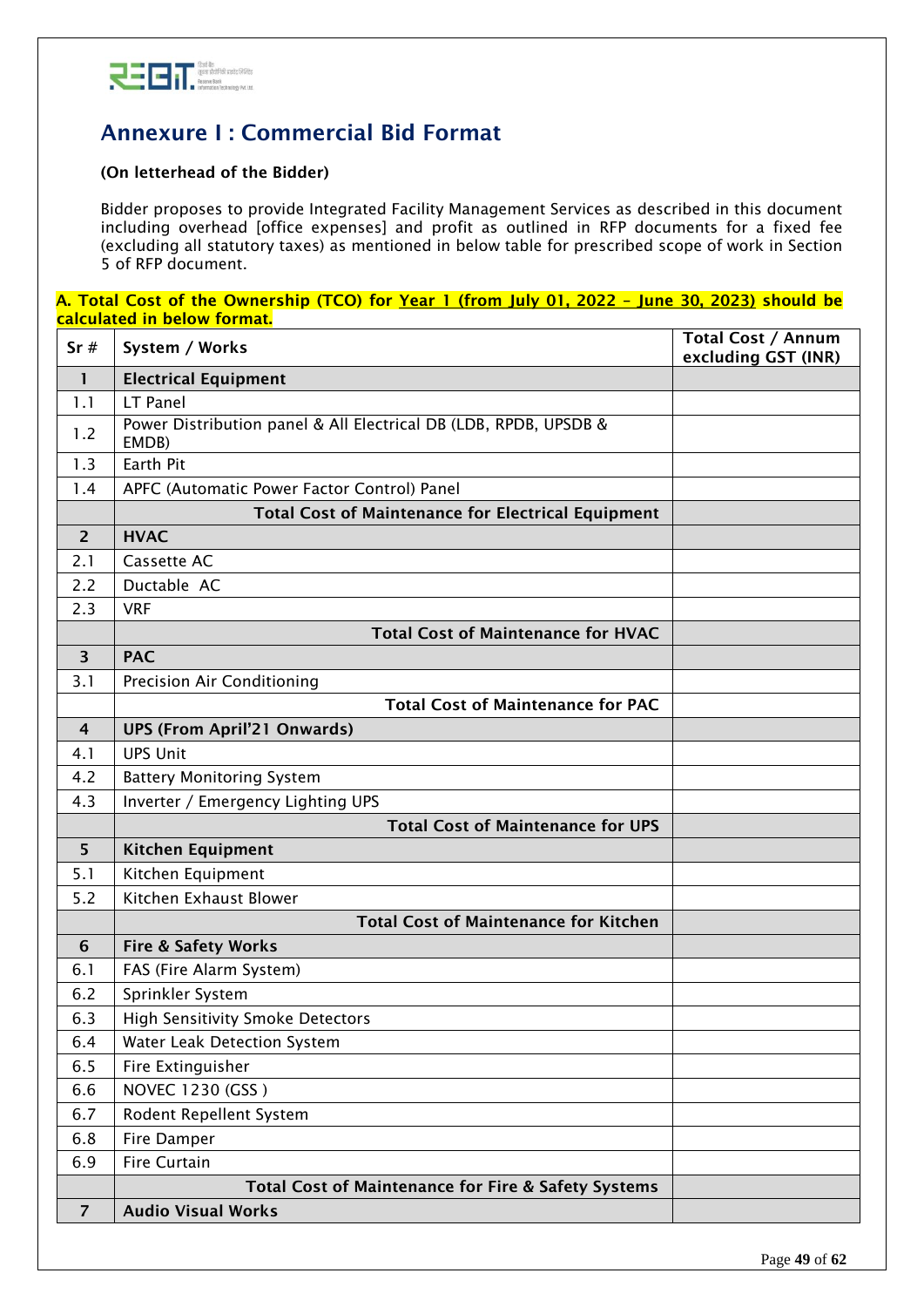## Annexure I : Commercial Bid Format

**(On letterhead of the Bidder)**

Bidder proposes to provide Integrated Facility Management Services as described in this document including overhead [office expenses] and profit as outlined in RFP documents for a fixed fee (excluding all statutory taxes) as mentioned in below table for prescribed scope of work in Section 5 of RFP document.

**A. Total Cost of the Ownership (TCO) for Year 1 (from July 01, 2022 – June 30, 2023) should be calculated in below format.**

| Sr # | System / Works | Total Cost / Annum excluding GST (INR) |
|---|---|---|
| **1** | **Electrical Equipment** | |
| 1.1 | LT Panel | |
| 1.2 | Power Distribution panel & All Electrical DB (LDB, RPDB, UPSDB & EMDB) | |
| 1.3 | Earth Pit | |
| 1.4 | APFC (Automatic Power Factor Control) Panel | |
| | **Total Cost of Maintenance for Electrical Equipment** | |
| **2** | **HVAC** | |
| 2.1 | Cassette AC | |
| 2.2 | Ductable AC | |
| 2.3 | VRF | |
| | **Total Cost of Maintenance for HVAC** | |
| **3** | **PAC** | |
| 3.1 | Precision Air Conditioning | |
| | **Total Cost of Maintenance for PAC** | |
| **4** | **UPS (From April'21 Onwards)** | |
| 4.1 | UPS Unit | |
| 4.2 | Battery Monitoring System | |
| 4.3 | Inverter / Emergency Lighting UPS | |
| | **Total Cost of Maintenance for UPS** | |
| **5** | **Kitchen Equipment** | |
| 5.1 | Kitchen Equipment | |
| 5.2 | Kitchen Exhaust Blower | |
| | **Total Cost of Maintenance for Kitchen** | |
| **6** | **Fire & Safety Works** | |
| 6.1 | FAS (Fire Alarm System) | |
| 6.2 | Sprinkler System | |
| 6.3 | High Sensitivity Smoke Detectors | |
| 6.4 | Water Leak Detection System | |
| 6.5 | Fire Extinguisher | |
| 6.6 | NOVEC 1230 (GSS ) | |
| 6.7 | Rodent Repellent System | |
| 6.8 | Fire Damper | |
| 6.9 | Fire Curtain | |
| | **Total Cost of Maintenance for Fire & Safety Systems** | |
| **7** | **Audio Visual Works** | |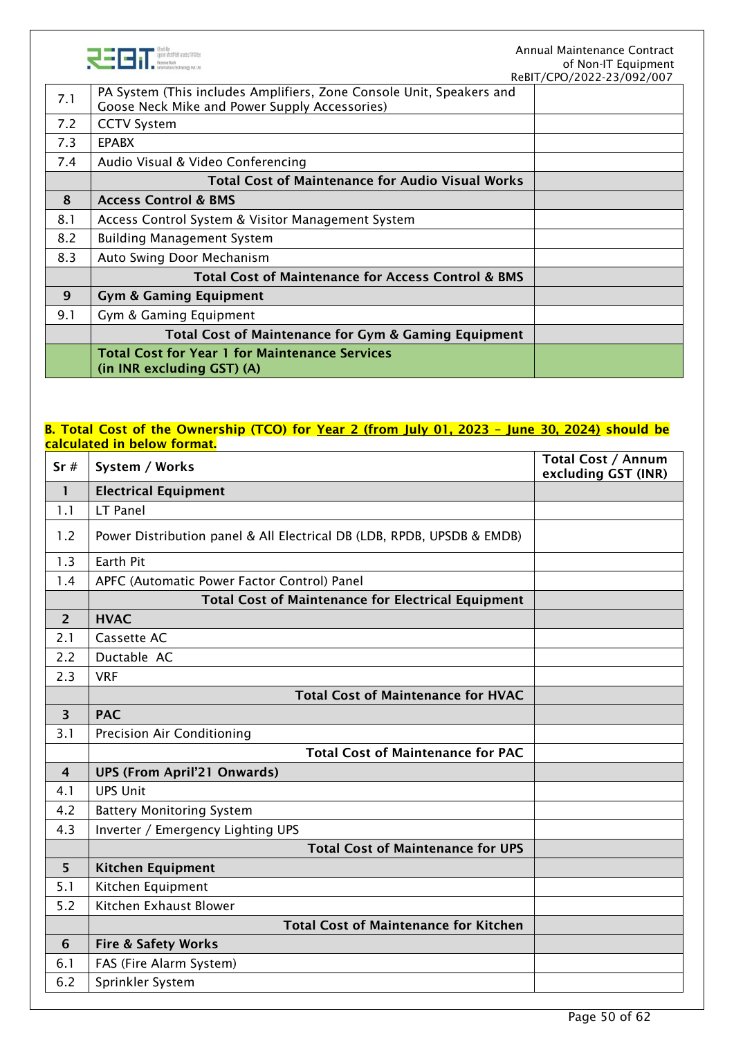| | | |
|---|---|---|
| 7.1 | PA System (This includes Amplifiers, Zone Console Unit, Speakers and Goose Neck Mike and Power Supply Accessories) | |
| 7.2 | CCTV System | |
| 7.3 | EPABX | |
| 7.4 | Audio Visual & Video Conferencing | |
| | **Total Cost of Maintenance for Audio Visual Works** | |
| **8** | **Access Control & BMS** | |
| 8.1 | Access Control System & Visitor Management System | |
| 8.2 | Building Management System | |
| 8.3 | Auto Swing Door Mechanism | |
| | **Total Cost of Maintenance for Access Control & BMS** | |
| **9** | **Gym & Gaming Equipment** | |
| 9.1 | Gym & Gaming Equipment | |
| | **Total Cost of Maintenance for Gym & Gaming Equipment** | |
| | **Total Cost for Year 1 for Maintenance Services (in INR excluding GST) (A)** | |

**B. Total Cost of the Ownership (TCO) for Year 2 (from July 01, 2023 – June 30, 2024) should be calculated in below format.**

| Sr # | System / Works | Total Cost / Annum excluding GST (INR) |
|---|---|---|
| **1** | **Electrical Equipment** | |
| 1.1 | LT Panel | |
| 1.2 | Power Distribution panel & All Electrical DB (LDB, RPDB, UPSDB & EMDB) | |
| 1.3 | Earth Pit | |
| 1.4 | APFC (Automatic Power Factor Control) Panel | |
| | **Total Cost of Maintenance for Electrical Equipment** | |
| **2** | **HVAC** | |
| 2.1 | Cassette AC | |
| 2.2 | Ductable AC | |
| 2.3 | VRF | |
| | **Total Cost of Maintenance for HVAC** | |
| **3** | **PAC** | |
| 3.1 | Precision Air Conditioning | |
| | **Total Cost of Maintenance for PAC** | |
| **4** | **UPS (From April'21 Onwards)** | |
| 4.1 | UPS Unit | |
| 4.2 | Battery Monitoring System | |
| 4.3 | Inverter / Emergency Lighting UPS | |
| | **Total Cost of Maintenance for UPS** | |
| **5** | **Kitchen Equipment** | |
| 5.1 | Kitchen Equipment | |
| 5.2 | Kitchen Exhaust Blower | |
| | **Total Cost of Maintenance for Kitchen** | |
| **6** | **Fire & Safety Works** | |
| 6.1 | FAS (Fire Alarm System) | |
| 6.2 | Sprinkler System | |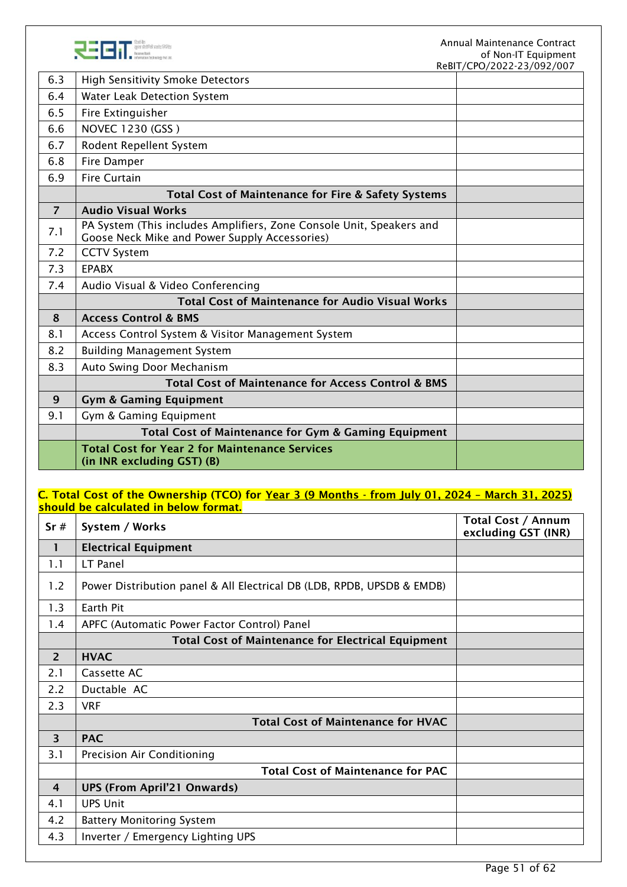| | | |
|---|---|---|
| 6.3 | High Sensitivity Smoke Detectors | |
| 6.4 | Water Leak Detection System | |
| 6.5 | Fire Extinguisher | |
| 6.6 | NOVEC 1230 (GSS ) | |
| 6.7 | Rodent Repellent System | |
| 6.8 | Fire Damper | |
| 6.9 | Fire Curtain | |
| | **Total Cost of Maintenance for Fire & Safety Systems** | |
| **7** | **Audio Visual Works** | |
| 7.1 | PA System (This includes Amplifiers, Zone Console Unit, Speakers and Goose Neck Mike and Power Supply Accessories) | |
| 7.2 | CCTV System | |
| 7.3 | EPABX | |
| 7.4 | Audio Visual & Video Conferencing | |
| | **Total Cost of Maintenance for Audio Visual Works** | |
| **8** | **Access Control & BMS** | |
| 8.1 | Access Control System & Visitor Management System | |
| 8.2 | Building Management System | |
| 8.3 | Auto Swing Door Mechanism | |
| | **Total Cost of Maintenance for Access Control & BMS** | |
| **9** | **Gym & Gaming Equipment** | |
| 9.1 | Gym & Gaming Equipment | |
| | **Total Cost of Maintenance for Gym & Gaming Equipment** | |
| | **Total Cost for Year 2 for Maintenance Services (in INR excluding GST) (B)** | |

**C. Total Cost of the Ownership (TCO) for Year 3 (9 Months - from July 01, 2024 – March 31, 2025) should be calculated in below format.**

| Sr # | System / Works | Total Cost / Annum excluding GST (INR) |
|---|---|---|
| **1** | **Electrical Equipment** | |
| 1.1 | LT Panel | |
| 1.2 | Power Distribution panel & All Electrical DB (LDB, RPDB, UPSDB & EMDB) | |
| 1.3 | Earth Pit | |
| 1.4 | APFC (Automatic Power Factor Control) Panel | |
| | **Total Cost of Maintenance for Electrical Equipment** | |
| **2** | **HVAC** | |
| 2.1 | Cassette AC | |
| 2.2 | Ductable AC | |
| 2.3 | VRF | |
| | **Total Cost of Maintenance for HVAC** | |
| **3** | **PAC** | |
| 3.1 | Precision Air Conditioning | |
| | **Total Cost of Maintenance for PAC** | |
| **4** | **UPS (From April'21 Onwards)** | |
| 4.1 | UPS Unit | |
| 4.2 | Battery Monitoring System | |
| 4.3 | Inverter / Emergency Lighting UPS | |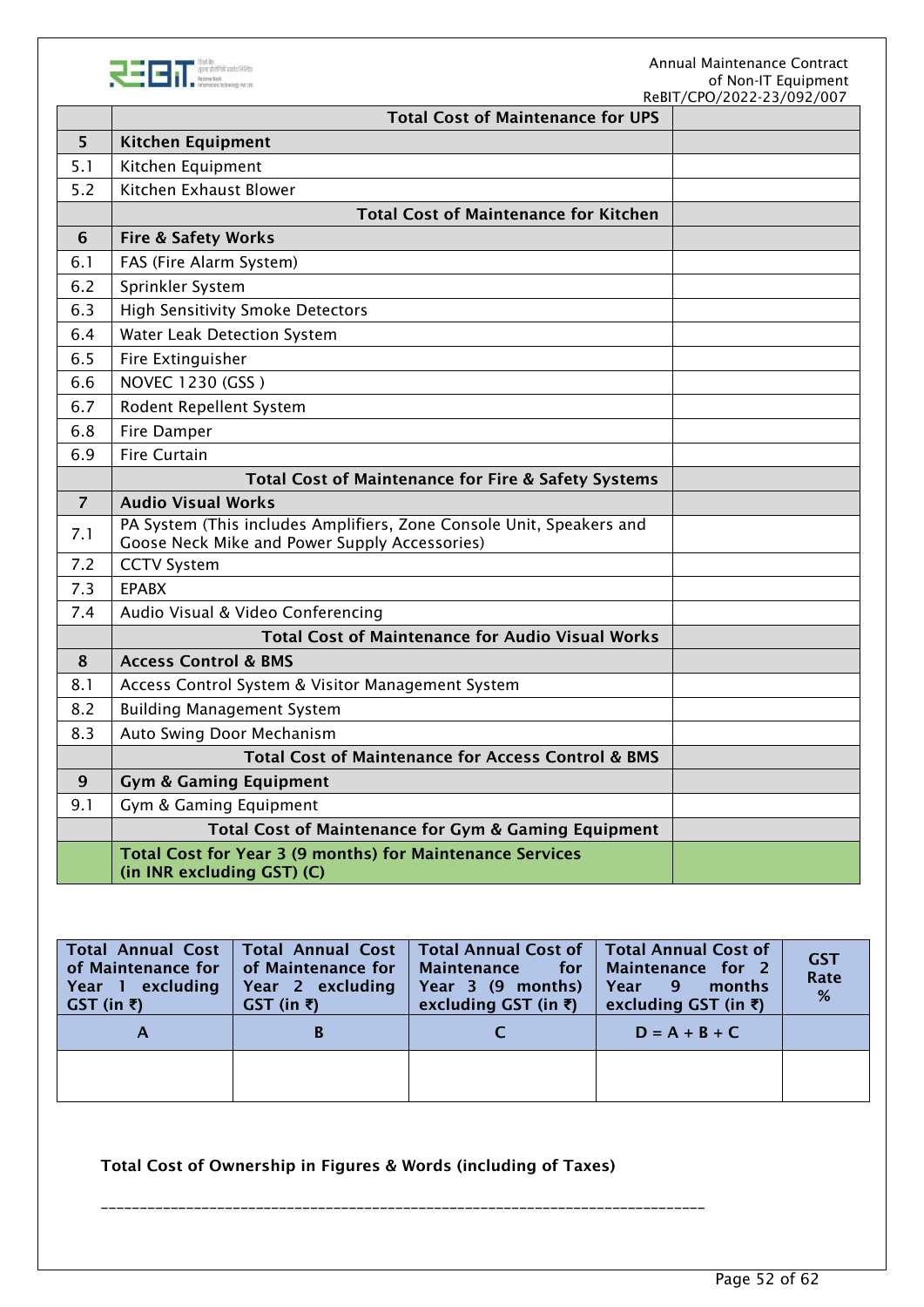| | | |
|---|---|---|
| | **Total Cost of Maintenance for UPS** | |
| **5** | **Kitchen Equipment** | |
| 5.1 | Kitchen Equipment | |
| 5.2 | Kitchen Exhaust Blower | |
| | **Total Cost of Maintenance for Kitchen** | |
| **6** | **Fire & Safety Works** | |
| 6.1 | FAS (Fire Alarm System) | |
| 6.2 | Sprinkler System | |
| 6.3 | High Sensitivity Smoke Detectors | |
| 6.4 | Water Leak Detection System | |
| 6.5 | Fire Extinguisher | |
| 6.6 | NOVEC 1230 (GSS ) | |
| 6.7 | Rodent Repellent System | |
| 6.8 | Fire Damper | |
| 6.9 | Fire Curtain | |
| | **Total Cost of Maintenance for Fire & Safety Systems** | |
| **7** | **Audio Visual Works** | |
| 7.1 | PA System (This includes Amplifiers, Zone Console Unit, Speakers and Goose Neck Mike and Power Supply Accessories) | |
| 7.2 | CCTV System | |
| 7.3 | EPABX | |
| 7.4 | Audio Visual & Video Conferencing | |
| | **Total Cost of Maintenance for Audio Visual Works** | |
| **8** | **Access Control & BMS** | |
| 8.1 | Access Control System & Visitor Management System | |
| 8.2 | Building Management System | |
| 8.3 | Auto Swing Door Mechanism | |
| | **Total Cost of Maintenance for Access Control & BMS** | |
| **9** | **Gym & Gaming Equipment** | |
| 9.1 | Gym & Gaming Equipment | |
| | **Total Cost of Maintenance for Gym & Gaming Equipment** | |
| | **Total Cost for Year 3 (9 months) for Maintenance Services (in INR excluding GST) (C)** | |

| Total Annual Cost of Maintenance for Year 1 excluding GST (in ₹) | Total Annual Cost of Maintenance for Year 2 excluding GST (in ₹) | Total Annual Cost of Maintenance for Year 3 (9 months) excluding GST (in ₹) | Total Annual Cost of Maintenance for 2 Year 9 months excluding GST (in ₹) | GST Rate % |
|---|---|---|---|---|
| A | B | C | D = A + B + C | |
| | | | | |

**Total Cost of Ownership in Figures & Words (including of Taxes)**

_____________________________________________________________________________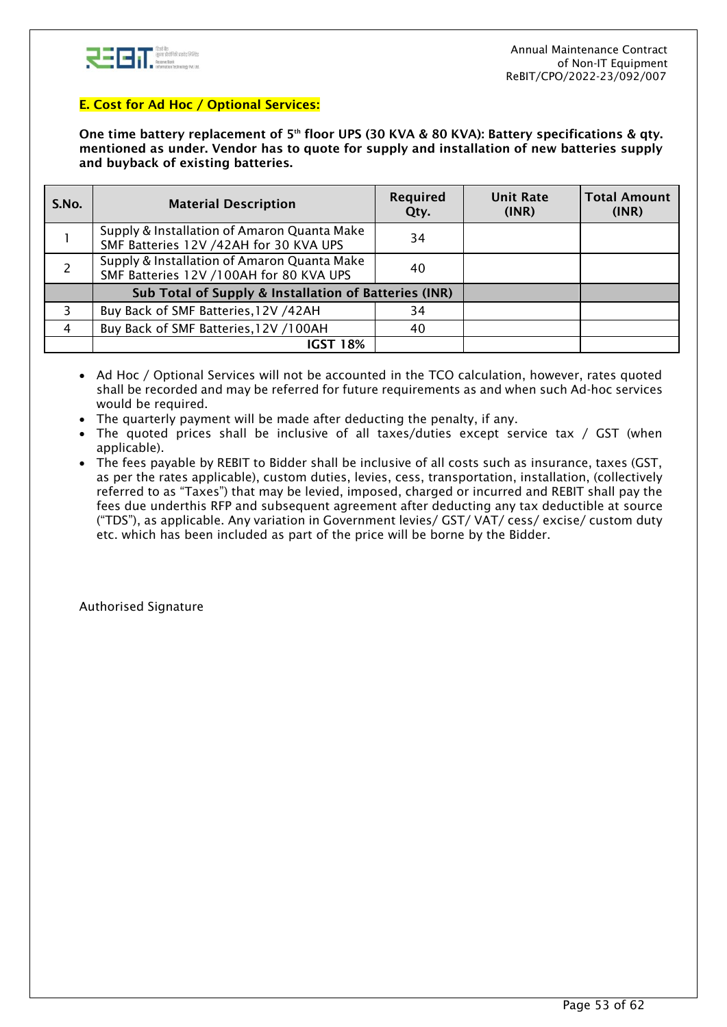**E. Cost for Ad Hoc / Optional Services:**

**One time battery replacement of 5th floor UPS (30 KVA & 80 KVA): Battery specifications & qty. mentioned as under. Vendor has to quote for supply and installation of new batteries supply and buyback of existing batteries.**

| S.No. | Material Description | Required Qty. | Unit Rate (INR) | Total Amount (INR) |
|---|---|---|---|---|
| 1 | Supply & Installation of Amaron Quanta Make SMF Batteries 12V /42AH for 30 KVA UPS | 34 | | |
| 2 | Supply & Installation of Amaron Quanta Make SMF Batteries 12V /100AH for 80 KVA UPS | 40 | | |
| | **Sub Total of Supply & Installation of Batteries (INR)** | | | |
| 3 | Buy Back of SMF Batteries,12V /42AH | 34 | | |
| 4 | Buy Back of SMF Batteries,12V /100AH | 40 | | |
| | **IGST 18%** | | | |

- Ad Hoc / Optional Services will not be accounted in the TCO calculation, however, rates quoted shall be recorded and may be referred for future requirements as and when such Ad-hoc services would be required.
- The quarterly payment will be made after deducting the penalty, if any.
- The quoted prices shall be inclusive of all taxes/duties except service tax / GST (when applicable).
- The fees payable by REBIT to Bidder shall be inclusive of all costs such as insurance, taxes (GST, as per the rates applicable), custom duties, levies, cess, transportation, installation, (collectively referred to as "Taxes") that may be levied, imposed, charged or incurred and REBIT shall pay the fees due underthis RFP and subsequent agreement after deducting any tax deductible at source ("TDS"), as applicable. Any variation in Government levies/ GST/ VAT/ cess/ excise/ custom duty etc. which has been included as part of the price will be borne by the Bidder.

Authorised Signature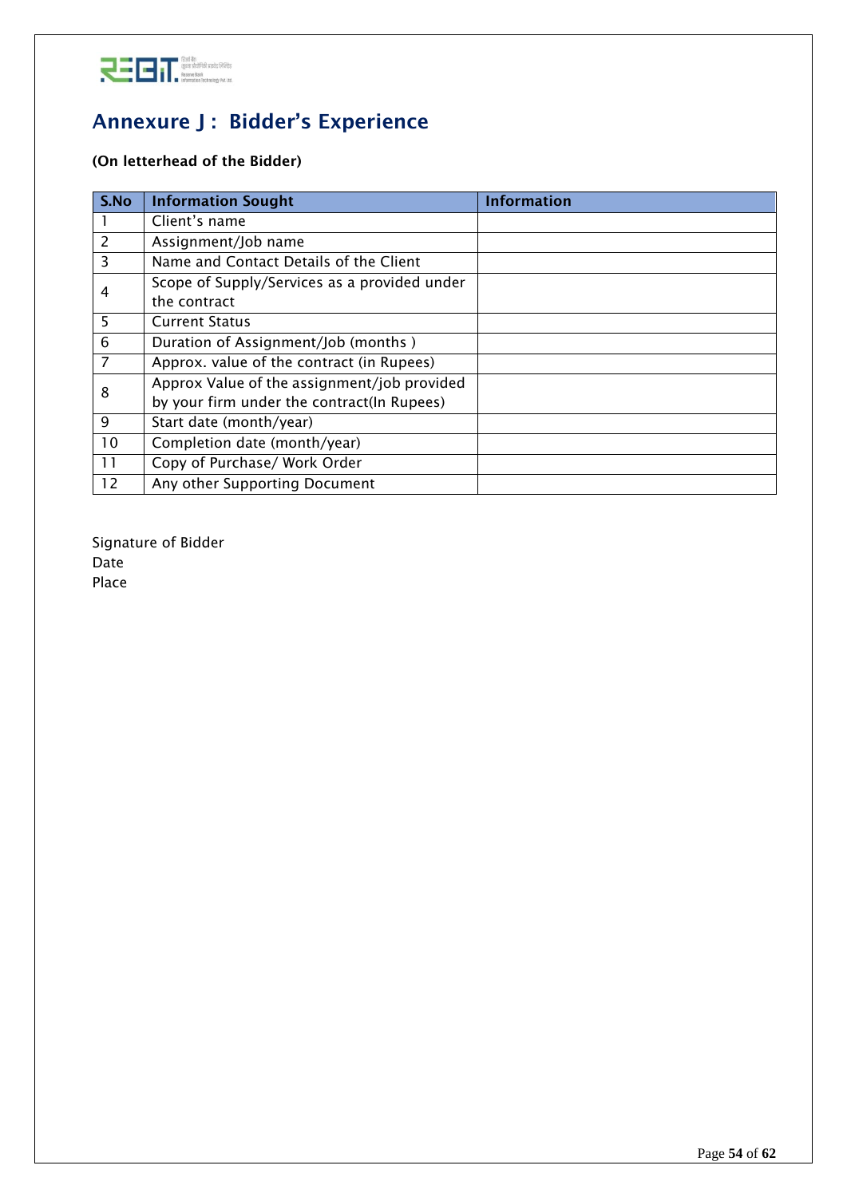# Annexure J : Bidder's Experience

**(On letterhead of the Bidder)**

| S.No | Information Sought | Information |
|---|---|---|
| 1 | Client's name | |
| 2 | Assignment/Job name | |
| 3 | Name and Contact Details of the Client | |
| 4 | Scope of Supply/Services as a provided under the contract | |
| 5 | Current Status | |
| 6 | Duration of Assignment/Job (months ) | |
| 7 | Approx. value of the contract (in Rupees) | |
| 8 | Approx Value of the assignment/job provided by your firm under the contract(In Rupees) | |
| 9 | Start date (month/year) | |
| 10 | Completion date (month/year) | |
| 11 | Copy of Purchase/ Work Order | |
| 12 | Any other Supporting Document | |

Signature of Bidder
Date
Place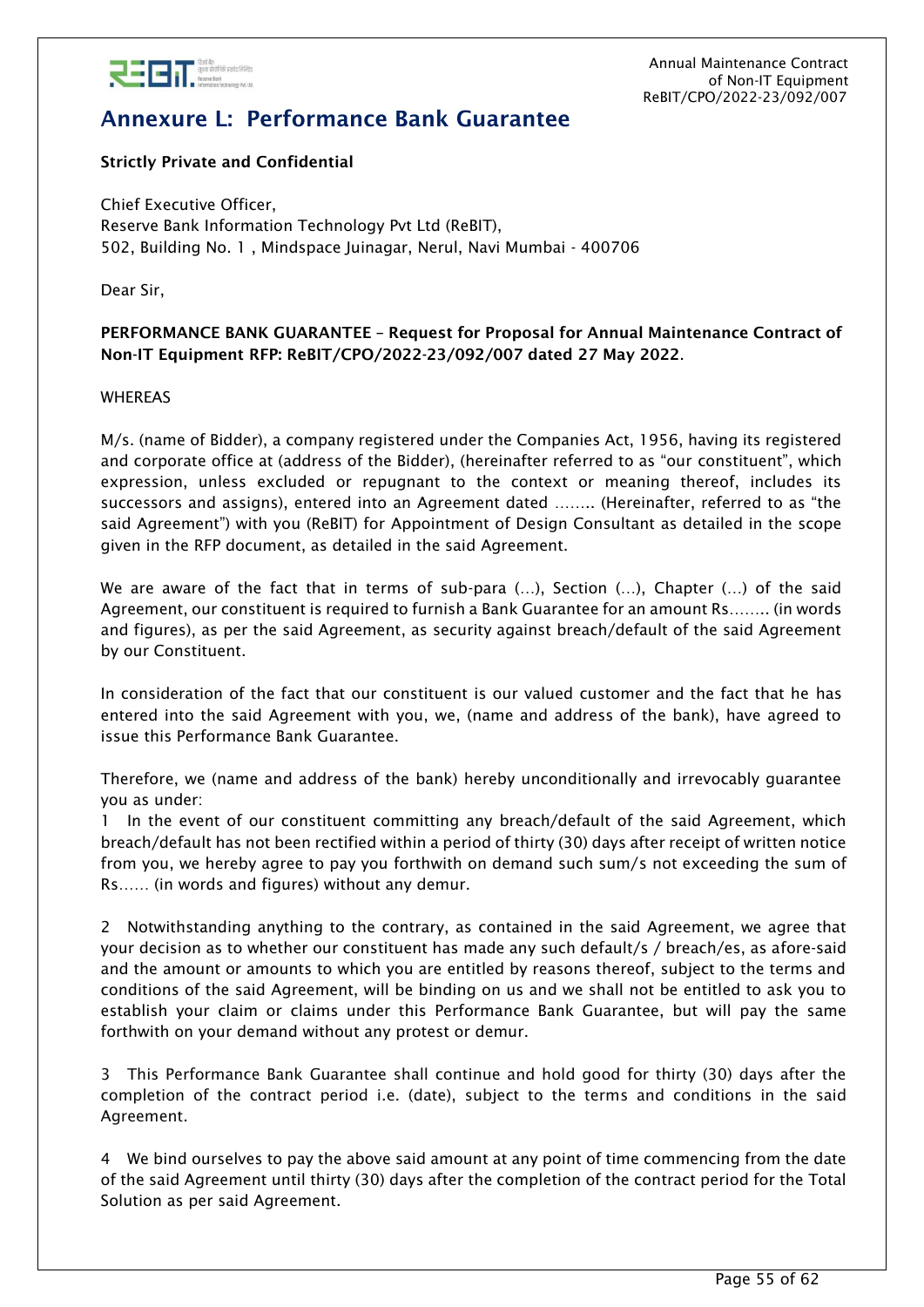# Annexure L: Performance Bank Guarantee

**Strictly Private and Confidential**

Chief Executive Officer,
Reserve Bank Information Technology Pvt Ltd (ReBIT),
502, Building No. 1 , Mindspace Juinagar, Nerul, Navi Mumbai - 400706

Dear Sir,

**PERFORMANCE BANK GUARANTEE – Request for Proposal for Annual Maintenance Contract of Non-IT Equipment RFP: ReBIT/CPO/2022-23/092/007 dated 27 May 2022**.

WHEREAS

M/s. (name of Bidder), a company registered under the Companies Act, 1956, having its registered and corporate office at (address of the Bidder), (hereinafter referred to as "our constituent", which expression, unless excluded or repugnant to the context or meaning thereof, includes its successors and assigns), entered into an Agreement dated …….. (Hereinafter, referred to as "the said Agreement") with you (ReBIT) for Appointment of Design Consultant as detailed in the scope given in the RFP document, as detailed in the said Agreement.

We are aware of the fact that in terms of sub-para (…), Section (…), Chapter (…) of the said Agreement, our constituent is required to furnish a Bank Guarantee for an amount Rs…….. (in words and figures), as per the said Agreement, as security against breach/default of the said Agreement by our Constituent.

In consideration of the fact that our constituent is our valued customer and the fact that he has entered into the said Agreement with you, we, (name and address of the bank), have agreed to issue this Performance Bank Guarantee.

Therefore, we (name and address of the bank) hereby unconditionally and irrevocably guarantee you as under:

1 In the event of our constituent committing any breach/default of the said Agreement, which breach/default has not been rectified within a period of thirty (30) days after receipt of written notice from you, we hereby agree to pay you forthwith on demand such sum/s not exceeding the sum of Rs…… (in words and figures) without any demur.

2 Notwithstanding anything to the contrary, as contained in the said Agreement, we agree that your decision as to whether our constituent has made any such default/s / breach/es, as afore-said and the amount or amounts to which you are entitled by reasons thereof, subject to the terms and conditions of the said Agreement, will be binding on us and we shall not be entitled to ask you to establish your claim or claims under this Performance Bank Guarantee, but will pay the same forthwith on your demand without any protest or demur.

3 This Performance Bank Guarantee shall continue and hold good for thirty (30) days after the completion of the contract period i.e. (date), subject to the terms and conditions in the said Agreement.

4 We bind ourselves to pay the above said amount at any point of time commencing from the date of the said Agreement until thirty (30) days after the completion of the contract period for the Total Solution as per said Agreement.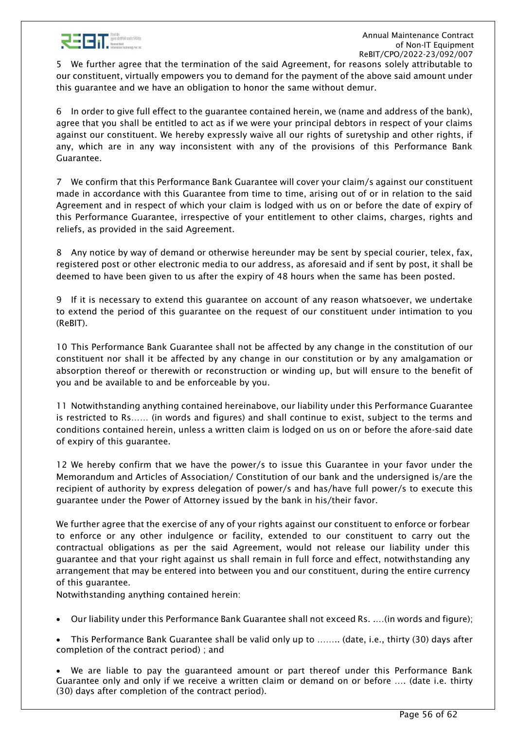5 We further agree that the termination of the said Agreement, for reasons solely attributable to our constituent, virtually empowers you to demand for the payment of the above said amount under this guarantee and we have an obligation to honor the same without demur.

6 In order to give full effect to the guarantee contained herein, we (name and address of the bank), agree that you shall be entitled to act as if we were your principal debtors in respect of your claims against our constituent. We hereby expressly waive all our rights of suretyship and other rights, if any, which are in any way inconsistent with any of the provisions of this Performance Bank Guarantee.

7 We confirm that this Performance Bank Guarantee will cover your claim/s against our constituent made in accordance with this Guarantee from time to time, arising out of or in relation to the said Agreement and in respect of which your claim is lodged with us on or before the date of expiry of this Performance Guarantee, irrespective of your entitlement to other claims, charges, rights and reliefs, as provided in the said Agreement.

8 Any notice by way of demand or otherwise hereunder may be sent by special courier, telex, fax, registered post or other electronic media to our address, as aforesaid and if sent by post, it shall be deemed to have been given to us after the expiry of 48 hours when the same has been posted.

9 If it is necessary to extend this guarantee on account of any reason whatsoever, we undertake to extend the period of this guarantee on the request of our constituent under intimation to you (ReBIT).

10 This Performance Bank Guarantee shall not be affected by any change in the constitution of our constituent nor shall it be affected by any change in our constitution or by any amalgamation or absorption thereof or therewith or reconstruction or winding up, but will ensure to the benefit of you and be available to and be enforceable by you.

11 Notwithstanding anything contained hereinabove, our liability under this Performance Guarantee is restricted to Rs…… (in words and figures) and shall continue to exist, subject to the terms and conditions contained herein, unless a written claim is lodged on us on or before the afore-said date of expiry of this guarantee.

12 We hereby confirm that we have the power/s to issue this Guarantee in your favor under the Memorandum and Articles of Association/ Constitution of our bank and the undersigned is/are the recipient of authority by express delegation of power/s and has/have full power/s to execute this guarantee under the Power of Attorney issued by the bank in his/their favor.

We further agree that the exercise of any of your rights against our constituent to enforce or forbear to enforce or any other indulgence or facility, extended to our constituent to carry out the contractual obligations as per the said Agreement, would not release our liability under this guarantee and that your right against us shall remain in full force and effect, notwithstanding any arrangement that may be entered into between you and our constituent, during the entire currency of this guarantee.

Notwithstanding anything contained herein:

- Our liability under this Performance Bank Guarantee shall not exceed Rs. ….(in words and figure);
- This Performance Bank Guarantee shall be valid only up to …….. (date, i.e., thirty (30) days after completion of the contract period) ; and
- We are liable to pay the guaranteed amount or part thereof under this Performance Bank Guarantee only and only if we receive a written claim or demand on or before …. (date i.e. thirty (30) days after completion of the contract period).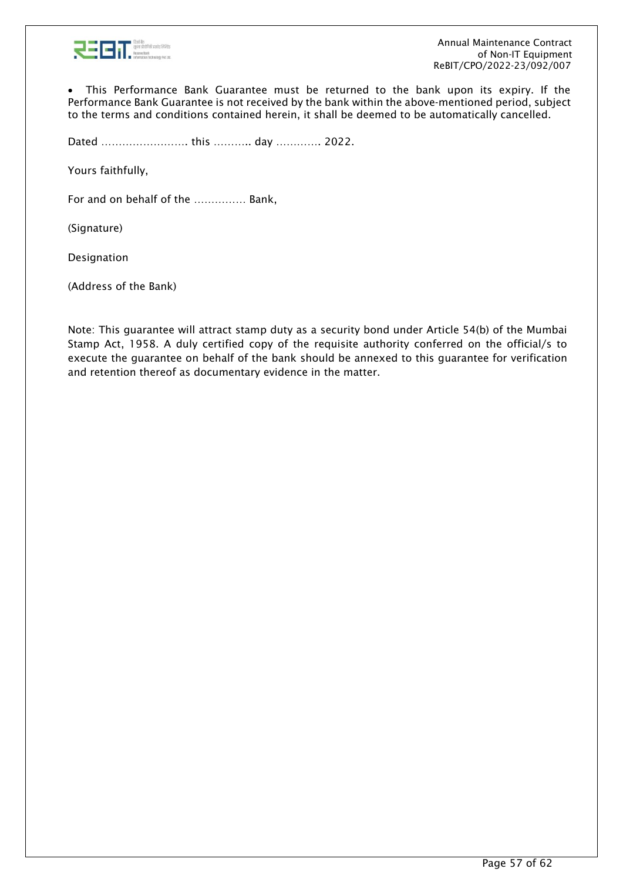- This Performance Bank Guarantee must be returned to the bank upon its expiry. If the Performance Bank Guarantee is not received by the bank within the above-mentioned period, subject to the terms and conditions contained herein, it shall be deemed to be automatically cancelled.

Dated ……………………. this ……….. day …………. 2022.

Yours faithfully,

For and on behalf of the …………… Bank,

(Signature)

Designation

(Address of the Bank)

Note: This guarantee will attract stamp duty as a security bond under Article 54(b) of the Mumbai Stamp Act, 1958. A duly certified copy of the requisite authority conferred on the official/s to execute the guarantee on behalf of the bank should be annexed to this guarantee for verification and retention thereof as documentary evidence in the matter.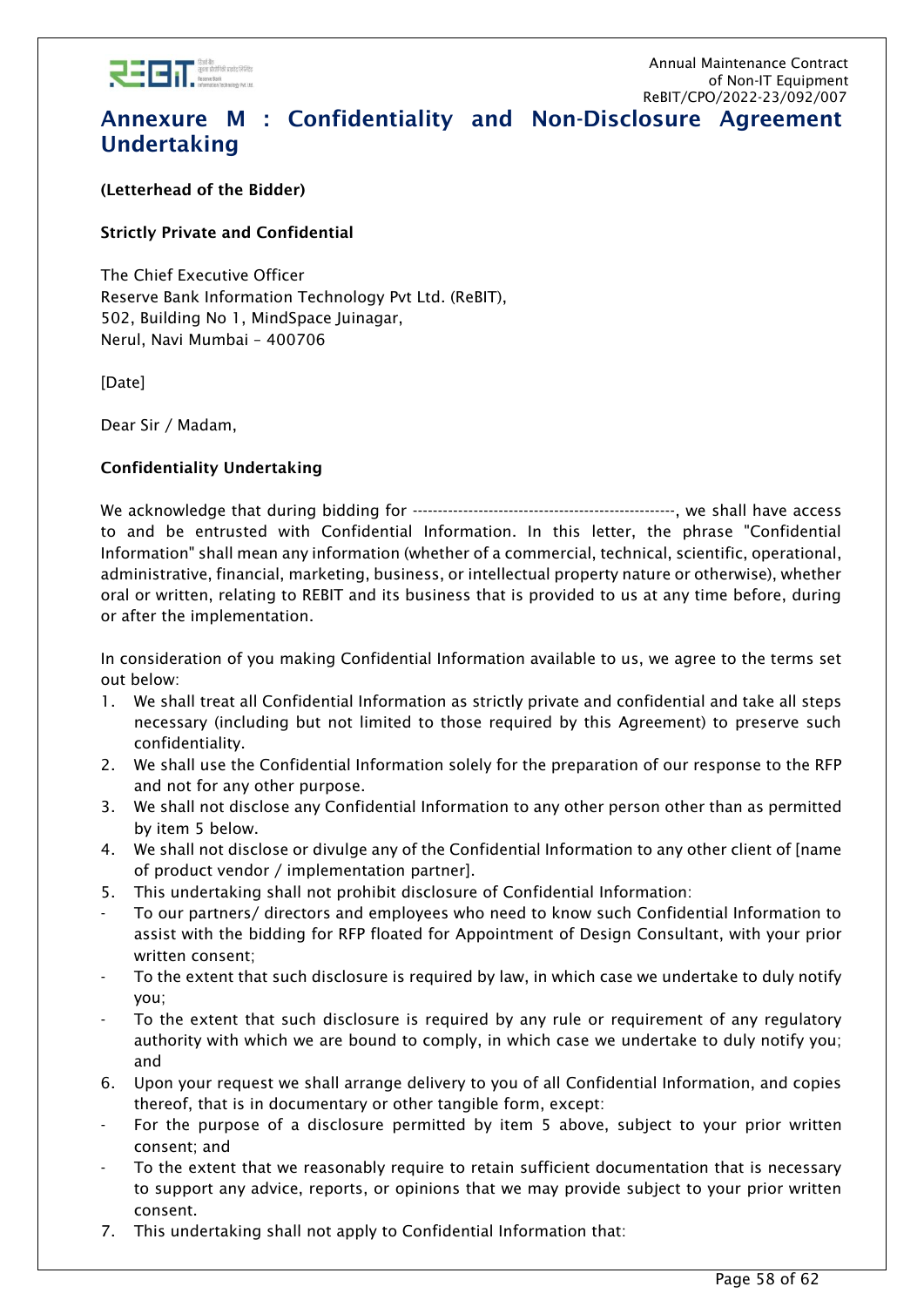# Annexure M : Confidentiality and Non-Disclosure Agreement Undertaking

**(Letterhead of the Bidder)**

**Strictly Private and Confidential**

The Chief Executive Officer
Reserve Bank Information Technology Pvt Ltd. (ReBIT),
502, Building No 1, MindSpace Juinagar,
Nerul, Navi Mumbai – 400706

[Date]

Dear Sir / Madam,

**Confidentiality Undertaking**

We acknowledge that during bidding for ----------------------------------------------------, we shall have access to and be entrusted with Confidential Information. In this letter, the phrase "Confidential Information" shall mean any information (whether of a commercial, technical, scientific, operational, administrative, financial, marketing, business, or intellectual property nature or otherwise), whether oral or written, relating to REBIT and its business that is provided to us at any time before, during or after the implementation.

In consideration of you making Confidential Information available to us, we agree to the terms set out below:

1. We shall treat all Confidential Information as strictly private and confidential and take all steps necessary (including but not limited to those required by this Agreement) to preserve such confidentiality.
2. We shall use the Confidential Information solely for the preparation of our response to the RFP and not for any other purpose.
3. We shall not disclose any Confidential Information to any other person other than as permitted by item 5 below.
4. We shall not disclose or divulge any of the Confidential Information to any other client of [name of product vendor / implementation partner].
5. This undertaking shall not prohibit disclosure of Confidential Information:
   - To our partners/ directors and employees who need to know such Confidential Information to assist with the bidding for RFP floated for Appointment of Design Consultant, with your prior written consent;
   - To the extent that such disclosure is required by law, in which case we undertake to duly notify you;
   - To the extent that such disclosure is required by any rule or requirement of any regulatory authority with which we are bound to comply, in which case we undertake to duly notify you; and
6. Upon your request we shall arrange delivery to you of all Confidential Information, and copies thereof, that is in documentary or other tangible form, except:
   - For the purpose of a disclosure permitted by item 5 above, subject to your prior written consent; and
   - To the extent that we reasonably require to retain sufficient documentation that is necessary to support any advice, reports, or opinions that we may provide subject to your prior written consent.
7. This undertaking shall not apply to Confidential Information that: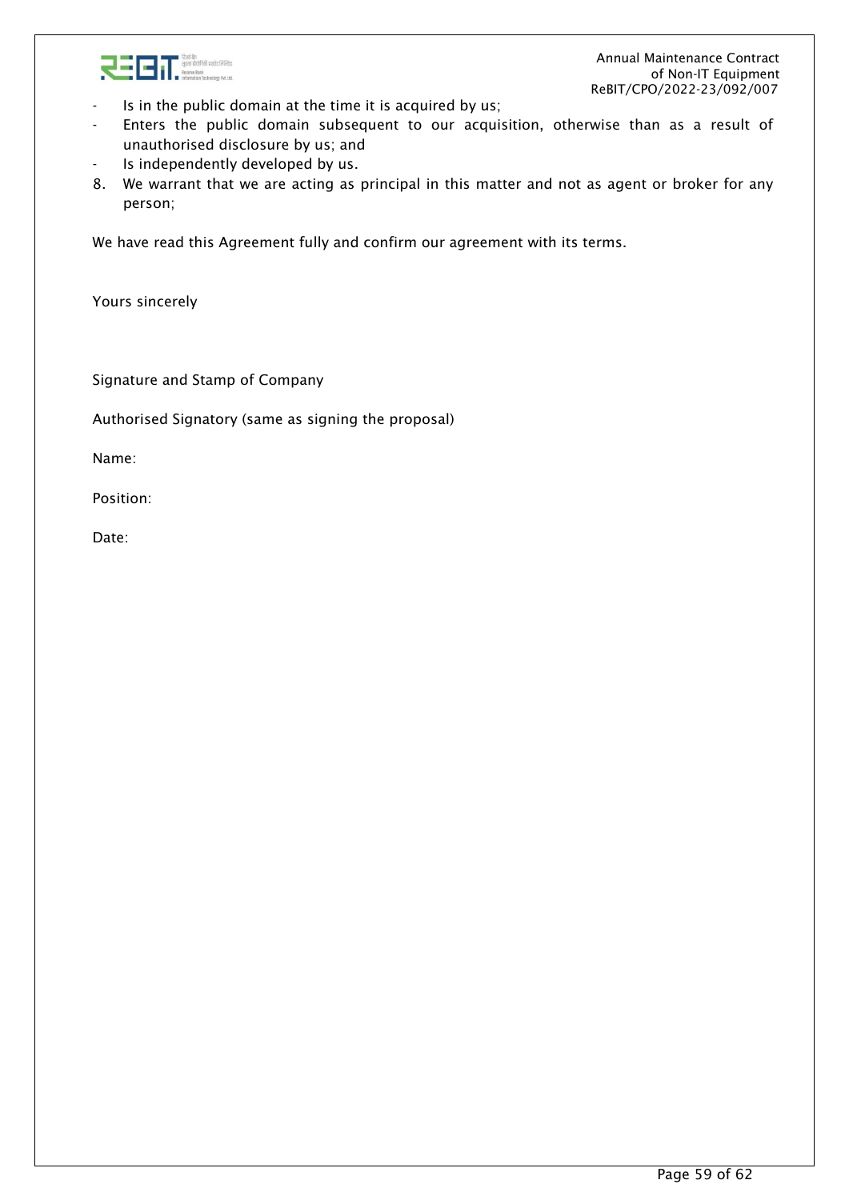- Is in the public domain at the time it is acquired by us;
- Enters the public domain subsequent to our acquisition, otherwise than as a result of unauthorised disclosure by us; and
- Is independently developed by us.

8. We warrant that we are acting as principal in this matter and not as agent or broker for any person;

We have read this Agreement fully and confirm our agreement with its terms.

Yours sincerely

Signature and Stamp of Company

Authorised Signatory (same as signing the proposal)

Name:

Position:

Date: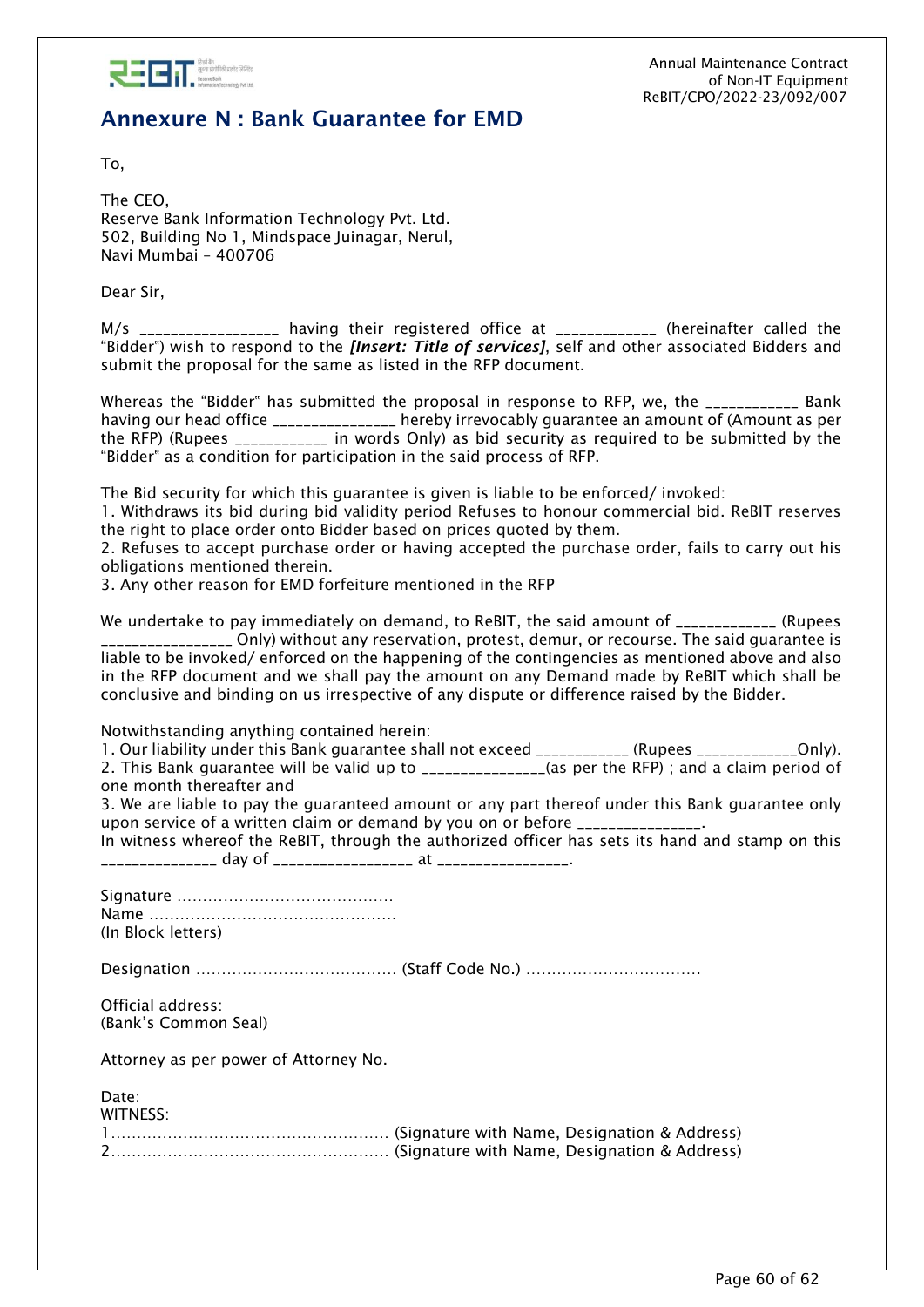# Annexure N : Bank Guarantee for EMD

To,

The CEO,
Reserve Bank Information Technology Pvt. Ltd.
502, Building No 1, Mindspace Juinagar, Nerul,
Navi Mumbai – 400706

Dear Sir,

M/s _________________ having their registered office at ____________ (hereinafter called the "Bidder") wish to respond to the ***[Insert: Title of services]***, self and other associated Bidders and submit the proposal for the same as listed in the RFP document.

Whereas the "Bidder" has submitted the proposal in response to RFP, we, the ___________ Bank having our head office _______________ hereby irrevocably guarantee an amount of (Amount as per the RFP) (Rupees ___________ in words Only) as bid security as required to be submitted by the "Bidder" as a condition for participation in the said process of RFP.

The Bid security for which this guarantee is given is liable to be enforced/ invoked:

1. Withdraws its bid during bid validity period Refuses to honour commercial bid. ReBIT reserves the right to place order onto Bidder based on prices quoted by them.
2. Refuses to accept purchase order or having accepted the purchase order, fails to carry out his obligations mentioned therein.
3. Any other reason for EMD forfeiture mentioned in the RFP

We undertake to pay immediately on demand, to ReBIT, the said amount of ____________ (Rupees ________________ Only) without any reservation, protest, demur, or recourse. The said guarantee is liable to be invoked/ enforced on the happening of the contingencies as mentioned above and also in the RFP document and we shall pay the amount on any Demand made by ReBIT which shall be conclusive and binding on us irrespective of any dispute or difference raised by the Bidder.

Notwithstanding anything contained herein:

1. Our liability under this Bank guarantee shall not exceed ___________ (Rupees ____________Only).
2. This Bank guarantee will be valid up to _______________(as per the RFP) ; and a claim period of one month thereafter and
3. We are liable to pay the guaranteed amount or any part thereof under this Bank guarantee only upon service of a written claim or demand by you on or before _______________.

In witness whereof the ReBIT, through the authorized officer has sets its hand and stamp on this ______________ day of ________________ at ________________.

Signature ……………………………………
Name …………………………………………
(In Block letters)

Designation ………………………………… (Staff Code No.) ……………………………

Official address:
(Bank's Common Seal)

Attorney as per power of Attorney No.

Date:
WITNESS:
1……………………………………………… (Signature with Name, Designation & Address)
2……………………………………………… (Signature with Name, Designation & Address)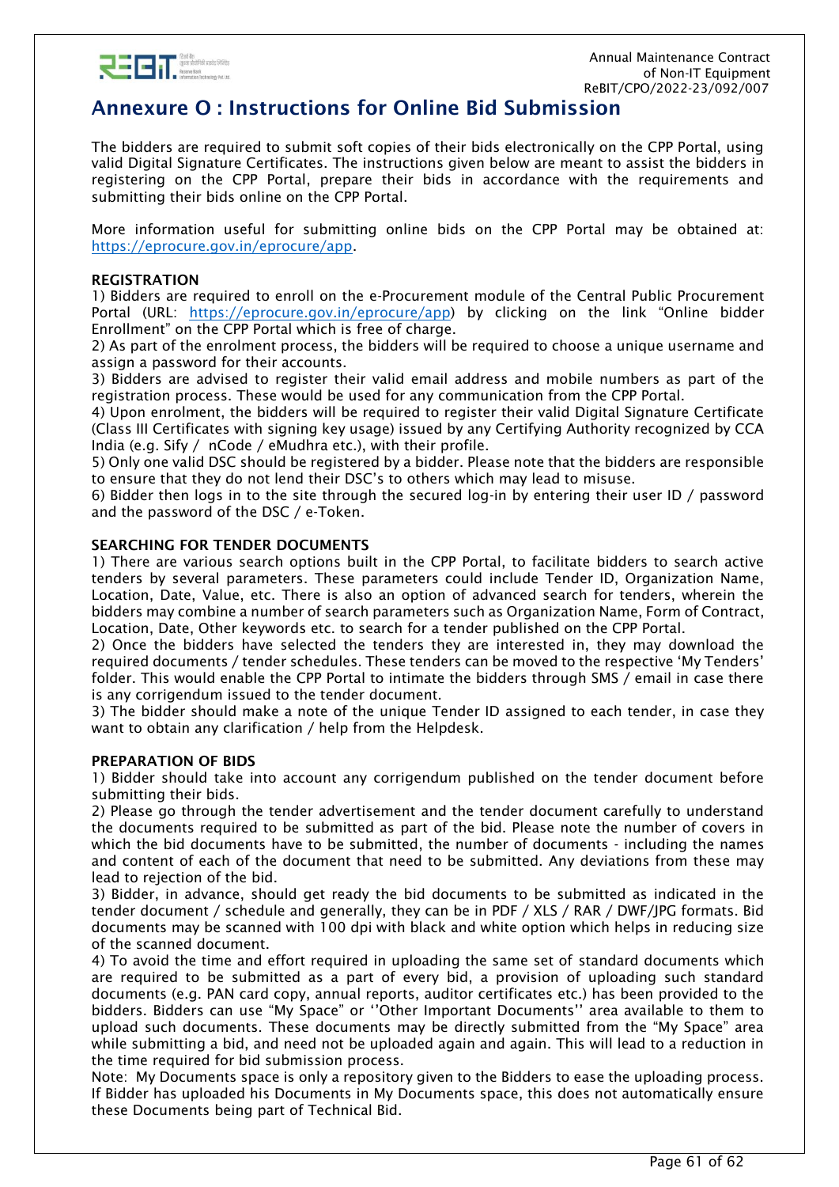# Annexure O : Instructions for Online Bid Submission

The bidders are required to submit soft copies of their bids electronically on the CPP Portal, using valid Digital Signature Certificates. The instructions given below are meant to assist the bidders in registering on the CPP Portal, prepare their bids in accordance with the requirements and submitting their bids online on the CPP Portal.

More information useful for submitting online bids on the CPP Portal may be obtained at: https://eprocure.gov.in/eprocure/app.

**REGISTRATION**

1) Bidders are required to enroll on the e-Procurement module of the Central Public Procurement Portal (URL: https://eprocure.gov.in/eprocure/app) by clicking on the link "Online bidder Enrollment" on the CPP Portal which is free of charge.

2) As part of the enrolment process, the bidders will be required to choose a unique username and assign a password for their accounts.

3) Bidders are advised to register their valid email address and mobile numbers as part of the registration process. These would be used for any communication from the CPP Portal.

4) Upon enrolment, the bidders will be required to register their valid Digital Signature Certificate (Class III Certificates with signing key usage) issued by any Certifying Authority recognized by CCA India (e.g. Sify / nCode / eMudhra etc.), with their profile.

5) Only one valid DSC should be registered by a bidder. Please note that the bidders are responsible to ensure that they do not lend their DSC's to others which may lead to misuse.

6) Bidder then logs in to the site through the secured log-in by entering their user ID / password and the password of the DSC / e-Token.

**SEARCHING FOR TENDER DOCUMENTS**

1) There are various search options built in the CPP Portal, to facilitate bidders to search active tenders by several parameters. These parameters could include Tender ID, Organization Name, Location, Date, Value, etc. There is also an option of advanced search for tenders, wherein the bidders may combine a number of search parameters such as Organization Name, Form of Contract, Location, Date, Other keywords etc. to search for a tender published on the CPP Portal.

2) Once the bidders have selected the tenders they are interested in, they may download the required documents / tender schedules. These tenders can be moved to the respective 'My Tenders' folder. This would enable the CPP Portal to intimate the bidders through SMS / email in case there is any corrigendum issued to the tender document.

3) The bidder should make a note of the unique Tender ID assigned to each tender, in case they want to obtain any clarification / help from the Helpdesk.

**PREPARATION OF BIDS**

1) Bidder should take into account any corrigendum published on the tender document before submitting their bids.

2) Please go through the tender advertisement and the tender document carefully to understand the documents required to be submitted as part of the bid. Please note the number of covers in which the bid documents have to be submitted, the number of documents - including the names and content of each of the document that need to be submitted. Any deviations from these may lead to rejection of the bid.

3) Bidder, in advance, should get ready the bid documents to be submitted as indicated in the tender document / schedule and generally, they can be in PDF / XLS / RAR / DWF/JPG formats. Bid documents may be scanned with 100 dpi with black and white option which helps in reducing size of the scanned document.

4) To avoid the time and effort required in uploading the same set of standard documents which are required to be submitted as a part of every bid, a provision of uploading such standard documents (e.g. PAN card copy, annual reports, auditor certificates etc.) has been provided to the bidders. Bidders can use "My Space" or ''Other Important Documents'' area available to them to upload such documents. These documents may be directly submitted from the "My Space" area while submitting a bid, and need not be uploaded again and again. This will lead to a reduction in the time required for bid submission process.

Note: My Documents space is only a repository given to the Bidders to ease the uploading process. If Bidder has uploaded his Documents in My Documents space, this does not automatically ensure these Documents being part of Technical Bid.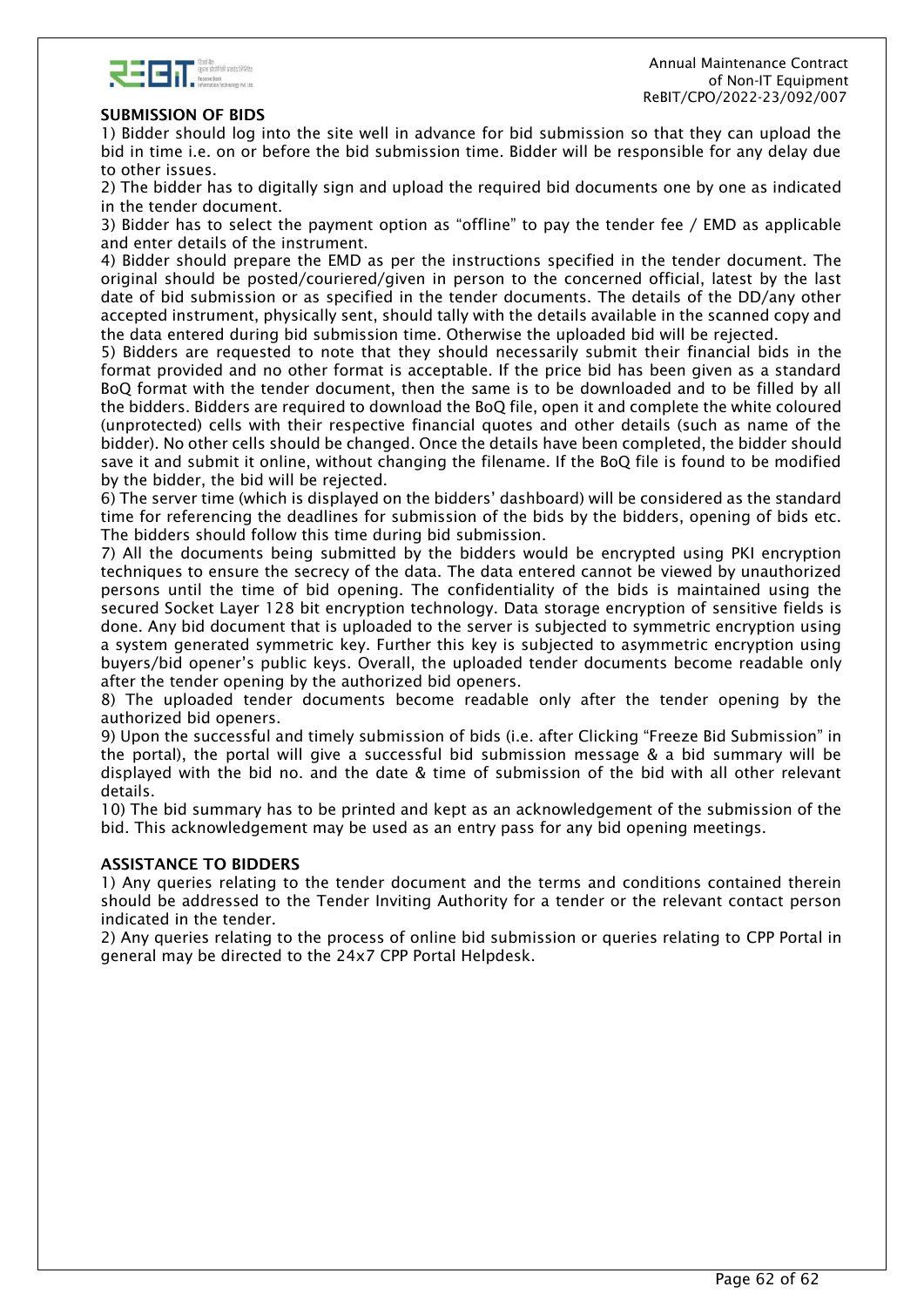## SUBMISSION OF BIDS

1) Bidder should log into the site well in advance for bid submission so that they can upload the bid in time i.e. on or before the bid submission time. Bidder will be responsible for any delay due to other issues.

2) The bidder has to digitally sign and upload the required bid documents one by one as indicated in the tender document.

3) Bidder has to select the payment option as "offline" to pay the tender fee / EMD as applicable and enter details of the instrument.

4) Bidder should prepare the EMD as per the instructions specified in the tender document. The original should be posted/couriered/given in person to the concerned official, latest by the last date of bid submission or as specified in the tender documents. The details of the DD/any other accepted instrument, physically sent, should tally with the details available in the scanned copy and the data entered during bid submission time. Otherwise the uploaded bid will be rejected.

5) Bidders are requested to note that they should necessarily submit their financial bids in the format provided and no other format is acceptable. If the price bid has been given as a standard BoQ format with the tender document, then the same is to be downloaded and to be filled by all the bidders. Bidders are required to download the BoQ file, open it and complete the white coloured (unprotected) cells with their respective financial quotes and other details (such as name of the bidder). No other cells should be changed. Once the details have been completed, the bidder should save it and submit it online, without changing the filename. If the BoQ file is found to be modified by the bidder, the bid will be rejected.

6) The server time (which is displayed on the bidders' dashboard) will be considered as the standard time for referencing the deadlines for submission of the bids by the bidders, opening of bids etc. The bidders should follow this time during bid submission.

7) All the documents being submitted by the bidders would be encrypted using PKI encryption techniques to ensure the secrecy of the data. The data entered cannot be viewed by unauthorized persons until the time of bid opening. The confidentiality of the bids is maintained using the secured Socket Layer 128 bit encryption technology. Data storage encryption of sensitive fields is done. Any bid document that is uploaded to the server is subjected to symmetric encryption using a system generated symmetric key. Further this key is subjected to asymmetric encryption using buyers/bid opener's public keys. Overall, the uploaded tender documents become readable only after the tender opening by the authorized bid openers.

8) The uploaded tender documents become readable only after the tender opening by the authorized bid openers.

9) Upon the successful and timely submission of bids (i.e. after Clicking "Freeze Bid Submission" in the portal), the portal will give a successful bid submission message & a bid summary will be displayed with the bid no. and the date & time of submission of the bid with all other relevant details.

10) The bid summary has to be printed and kept as an acknowledgement of the submission of the bid. This acknowledgement may be used as an entry pass for any bid opening meetings.

## ASSISTANCE TO BIDDERS

1) Any queries relating to the tender document and the terms and conditions contained therein should be addressed to the Tender Inviting Authority for a tender or the relevant contact person indicated in the tender.

2) Any queries relating to the process of online bid submission or queries relating to CPP Portal in general may be directed to the 24x7 CPP Portal Helpdesk.